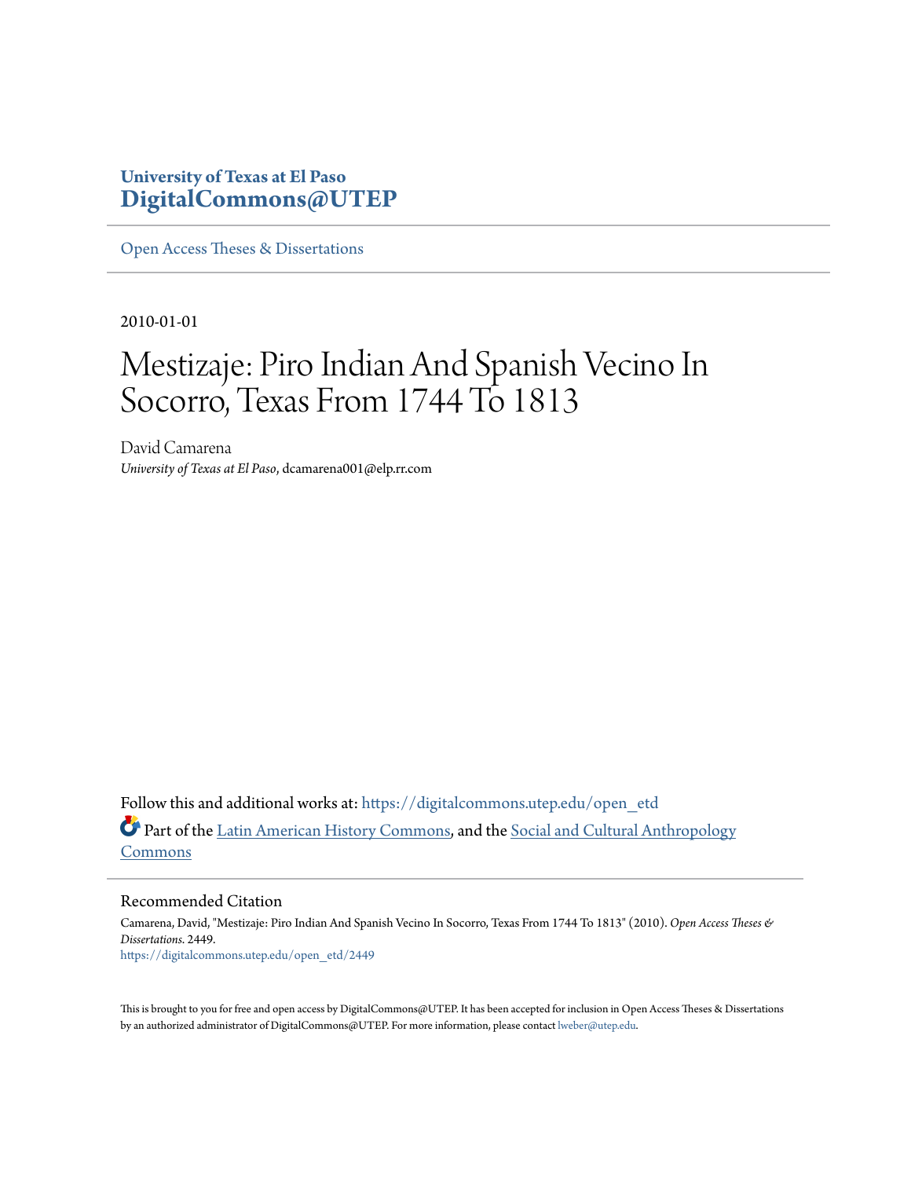University of Texas at El Paso
**DigitalCommons@UTEP**

---

Open Access Theses & Dissertations

---

2010-01-01

# Mestizaje: Piro Indian And Spanish Vecino In Socorro, Texas From 1744 To 1813

David Camarena
*University of Texas at El Paso*, dcamarena001@elp.rr.com

Follow this and additional works at: https://digitalcommons.utep.edu/open_etd

Part of the Latin American History Commons, and the Social and Cultural Anthropology Commons

---

## Recommended Citation

Camarena, David, "Mestizaje: Piro Indian And Spanish Vecino In Socorro, Texas From 1744 To 1813" (2010). *Open Access Theses & Dissertations*. 2449.
https://digitalcommons.utep.edu/open_etd/2449

This is brought to you for free and open access by DigitalCommons@UTEP. It has been accepted for inclusion in Open Access Theses & Dissertations by an authorized administrator of DigitalCommons@UTEP. For more information, please contact lweber@utep.edu.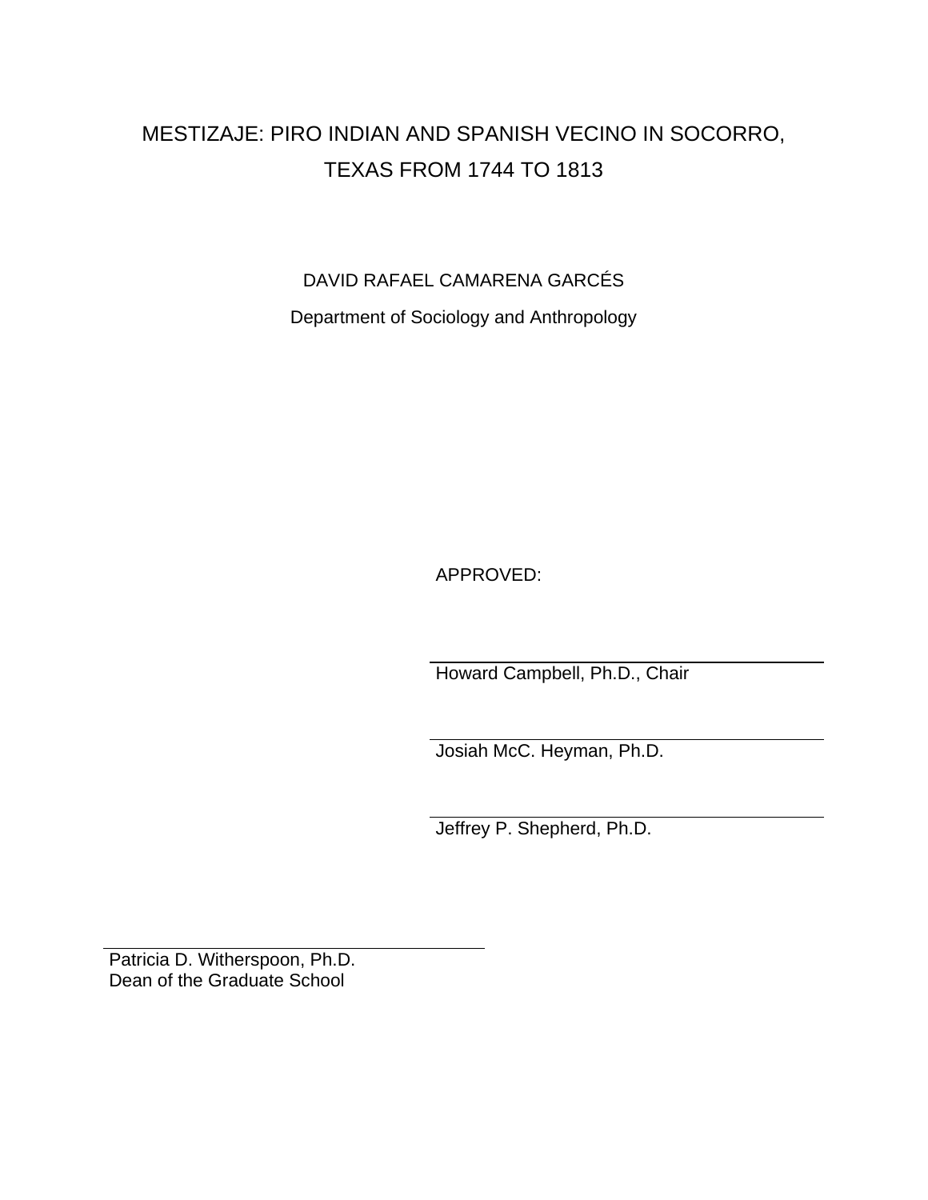# MESTIZAJE: PIRO INDIAN AND SPANISH VECINO IN SOCORRO, TEXAS FROM 1744 TO 1813

DAVID RAFAEL CAMARENA GARCÉS

Department of Sociology and Anthropology

APPROVED:

Howard Campbell, Ph.D., Chair

Josiah McC. Heyman, Ph.D.

Jeffrey P. Shepherd, Ph.D.

Patricia D. Witherspoon, Ph.D.
Dean of the Graduate School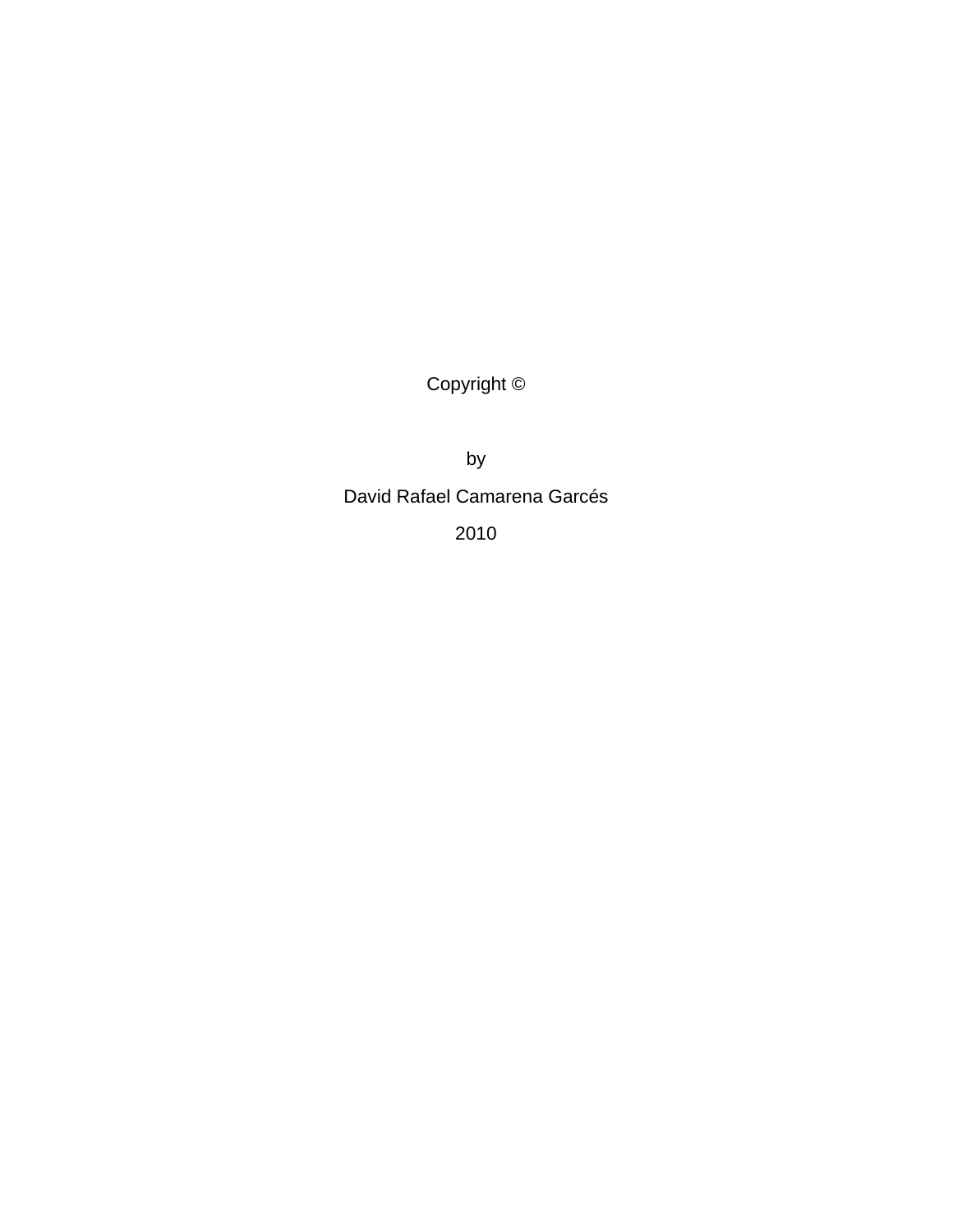Copyright ©

by

David Rafael Camarena Garcés

2010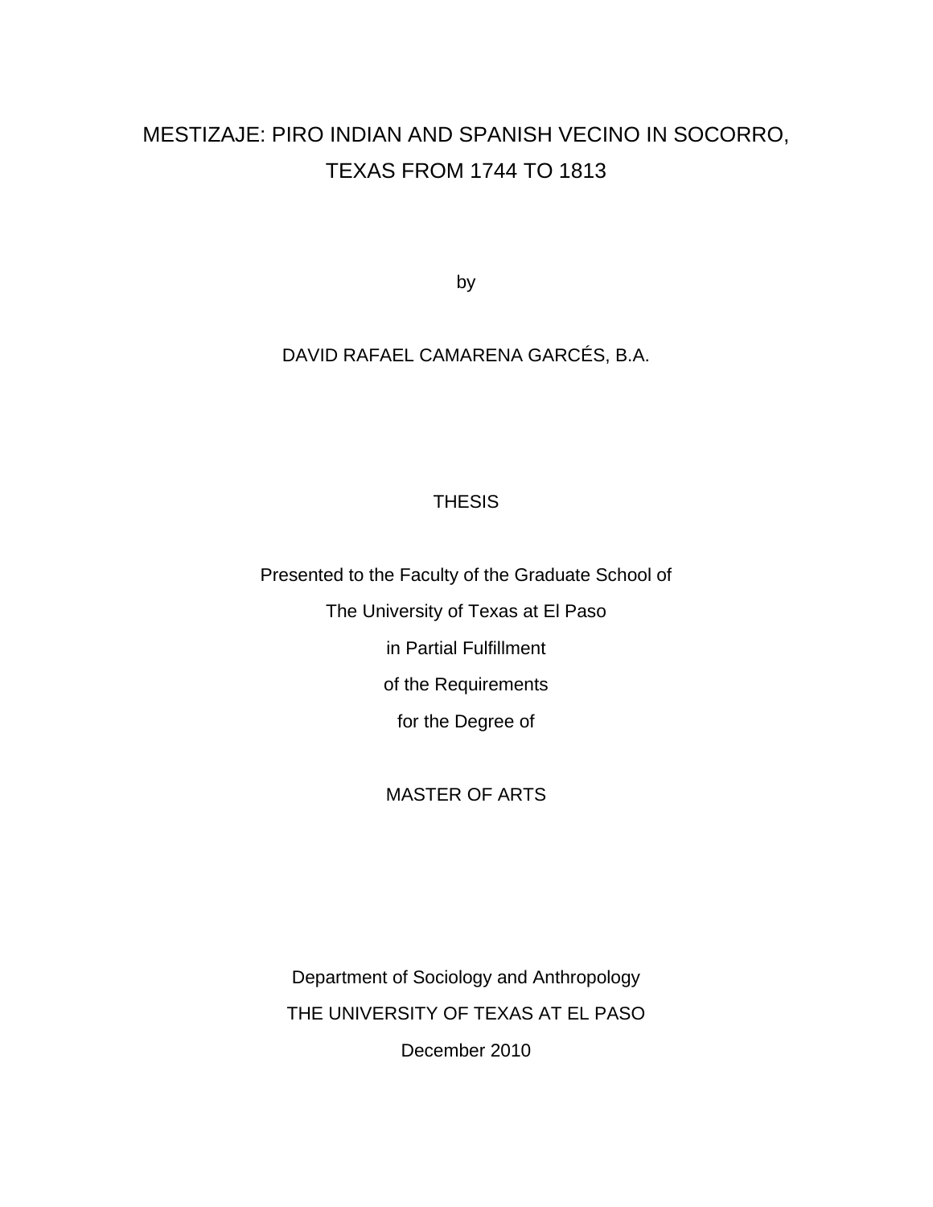# MESTIZAJE: PIRO INDIAN AND SPANISH VECINO IN SOCORRO, TEXAS FROM 1744 TO 1813

by

DAVID RAFAEL CAMARENA GARCÉS, B.A.

THESIS

Presented to the Faculty of the Graduate School of

The University of Texas at El Paso

in Partial Fulfillment

of the Requirements

for the Degree of

MASTER OF ARTS

Department of Sociology and Anthropology

THE UNIVERSITY OF TEXAS AT EL PASO

December 2010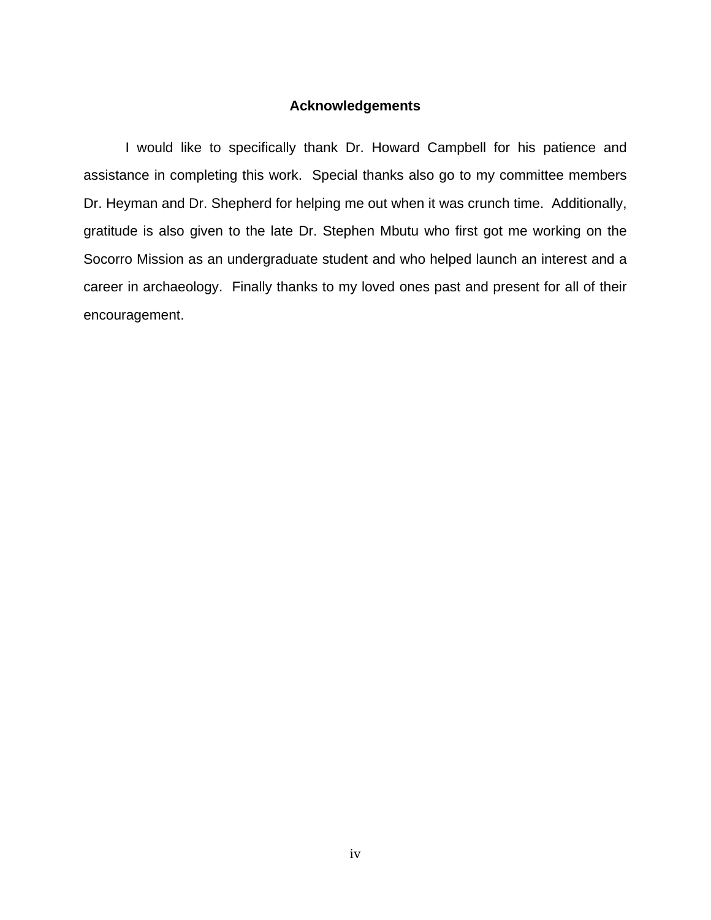# Acknowledgements

I would like to specifically thank Dr. Howard Campbell for his patience and assistance in completing this work. Special thanks also go to my committee members Dr. Heyman and Dr. Shepherd for helping me out when it was crunch time. Additionally, gratitude is also given to the late Dr. Stephen Mbutu who first got me working on the Socorro Mission as an undergraduate student and who helped launch an interest and a career in archaeology. Finally thanks to my loved ones past and present for all of their encouragement.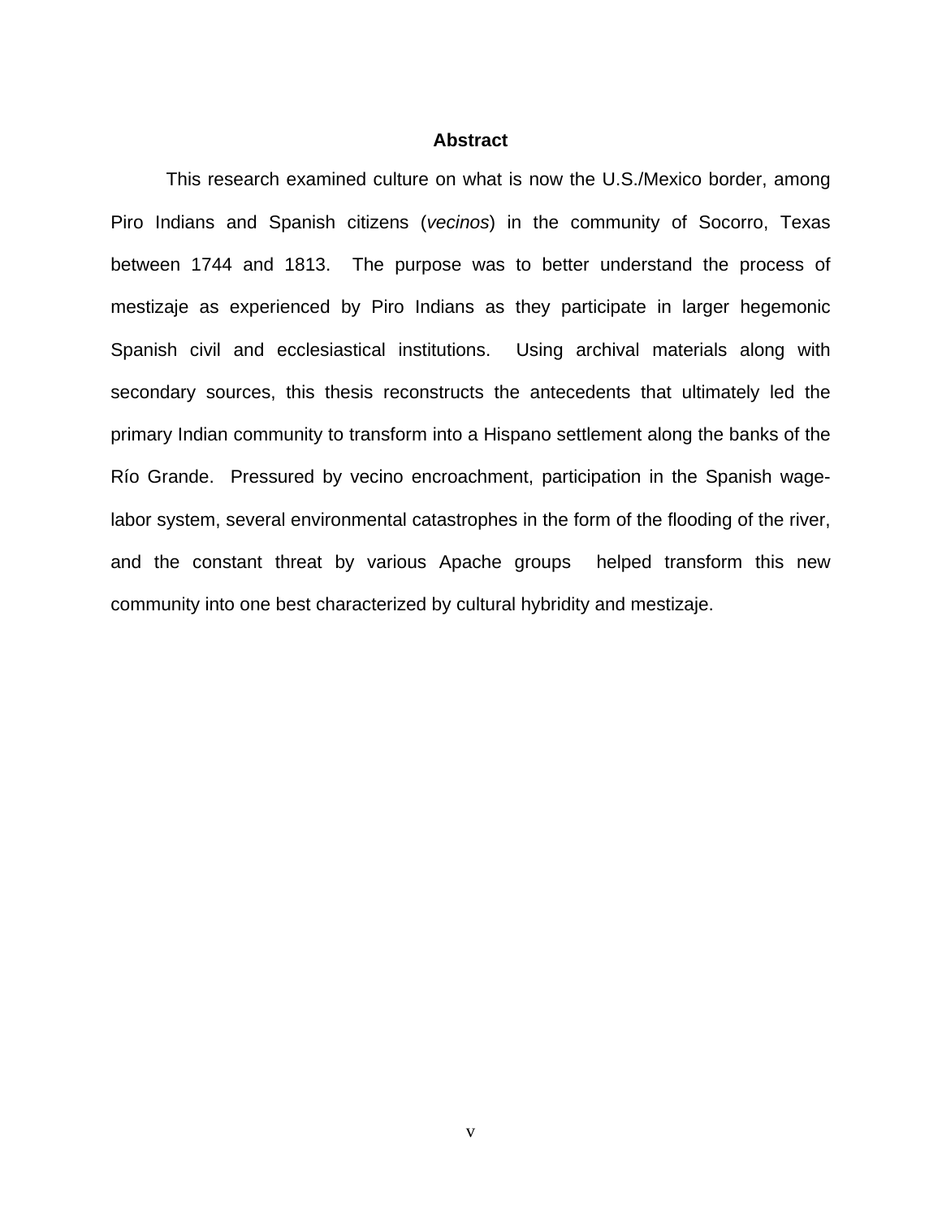## Abstract

This research examined culture on what is now the U.S./Mexico border, among Piro Indians and Spanish citizens (*vecinos*) in the community of Socorro, Texas between 1744 and 1813. The purpose was to better understand the process of mestizaje as experienced by Piro Indians as they participate in larger hegemonic Spanish civil and ecclesiastical institutions. Using archival materials along with secondary sources, this thesis reconstructs the antecedents that ultimately led the primary Indian community to transform into a Hispano settlement along the banks of the Río Grande. Pressured by vecino encroachment, participation in the Spanish wage-labor system, several environmental catastrophes in the form of the flooding of the river, and the constant threat by various Apache groups helped transform this new community into one best characterized by cultural hybridity and mestizaje.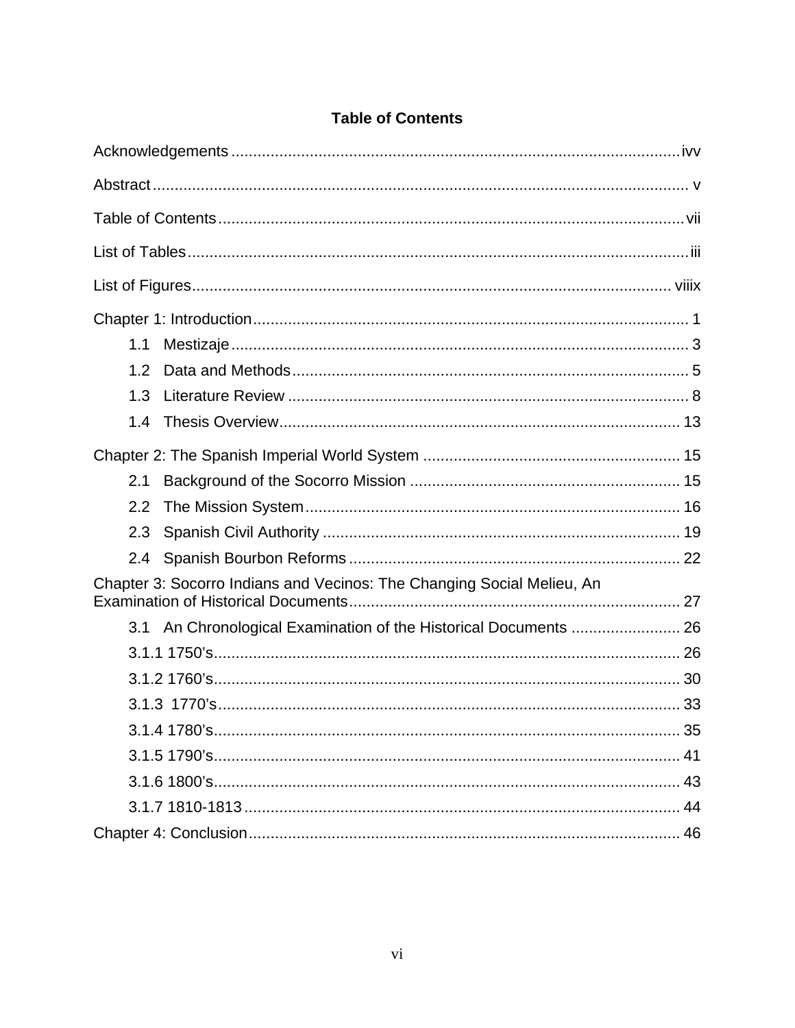# Table of Contents

Acknowledgements ........................................................................................................ ivv

Abstract ........................................................................................................................ v

Table of Contents .......................................................................................................... vii

List of Tables ................................................................................................................ iii

List of Figures ............................................................................................................... viiix

Chapter 1: Introduction .................................................................................................. 1

- 1.1 Mestizaje ................................................................................................................. 3
- 1.2 Data and Methods .................................................................................................. 5
- 1.3 Literature Review ................................................................................................... 8
- 1.4 Thesis Overview ..................................................................................................... 13

Chapter 2: The Spanish Imperial World System ........................................................... 15

- 2.1 Background of the Socorro Mission ...................................................................... 15
- 2.2 The Mission System ............................................................................................... 16
- 2.3 Spanish Civil Authority ........................................................................................... 19
- 2.4 Spanish Bourbon Reforms ...................................................................................... 22

Chapter 3: Socorro Indians and Vecinos: The Changing Social Melieu, An Examination of Historical Documents ........................................................................... 27

- 3.1 An Chronological Examination of the Historical Documents ................................ 26
- 3.1.1 1750's .................................................................................................................. 26
- 3.1.2 1760's .................................................................................................................. 30
- 3.1.3 1770's .................................................................................................................. 33
- 3.1.4 1780's .................................................................................................................. 35
- 3.1.5 1790's .................................................................................................................. 41
- 3.1.6 1800's .................................................................................................................. 43
- 3.1.7 1810-1813 ............................................................................................................ 44

Chapter 4: Conclusion ................................................................................................... 46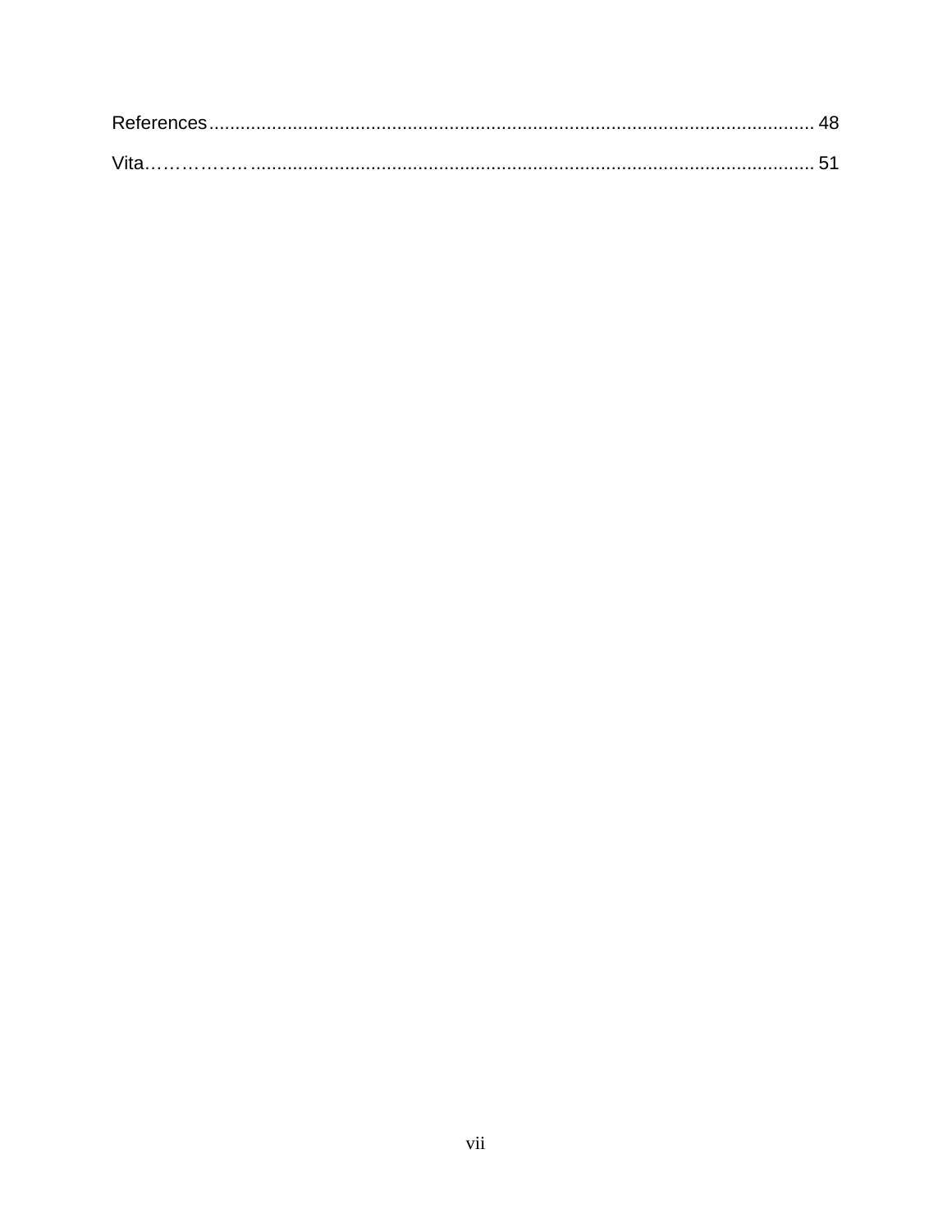References .................................................................................................................... 48

Vita……………. ........................................................................................................... 51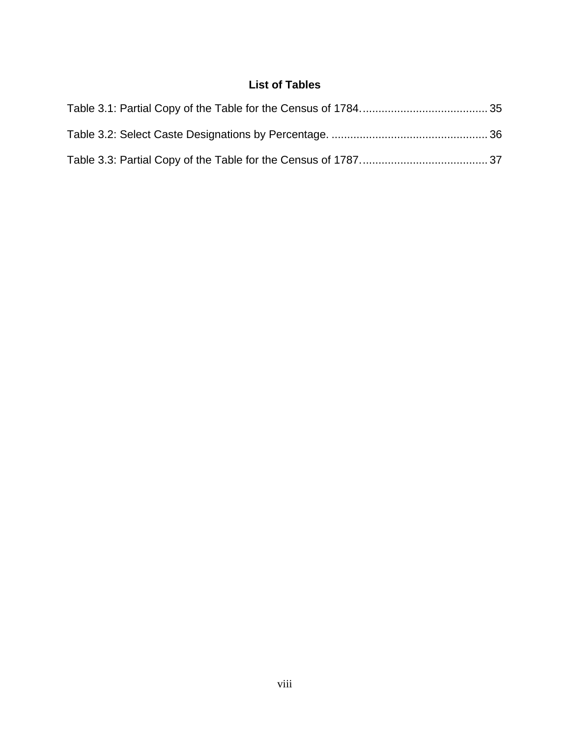## List of Tables

Table 3.1: Partial Copy of the Table for the Census of 1784. ........................................ 35

Table 3.2: Select Caste Designations by Percentage. .................................................. 36

Table 3.3: Partial Copy of the Table for the Census of 1787. ........................................ 37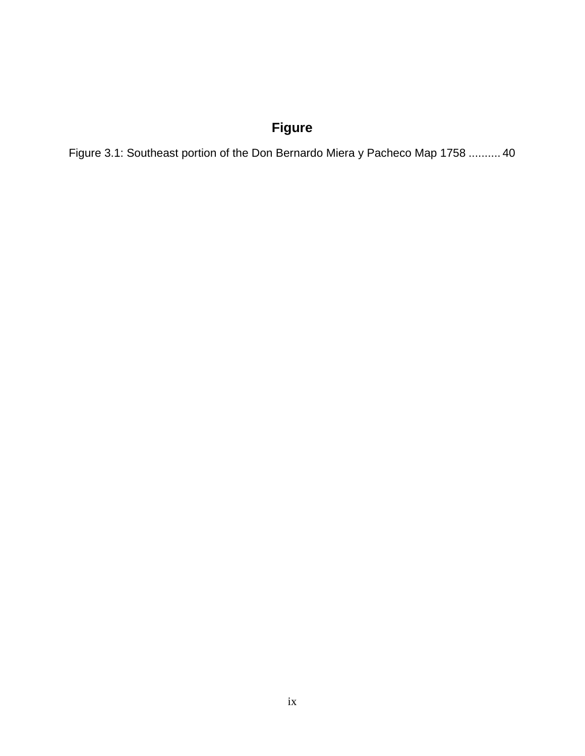# Figure

Figure 3.1: Southeast portion of the Don Bernardo Miera y Pacheco Map 1758 .......... 40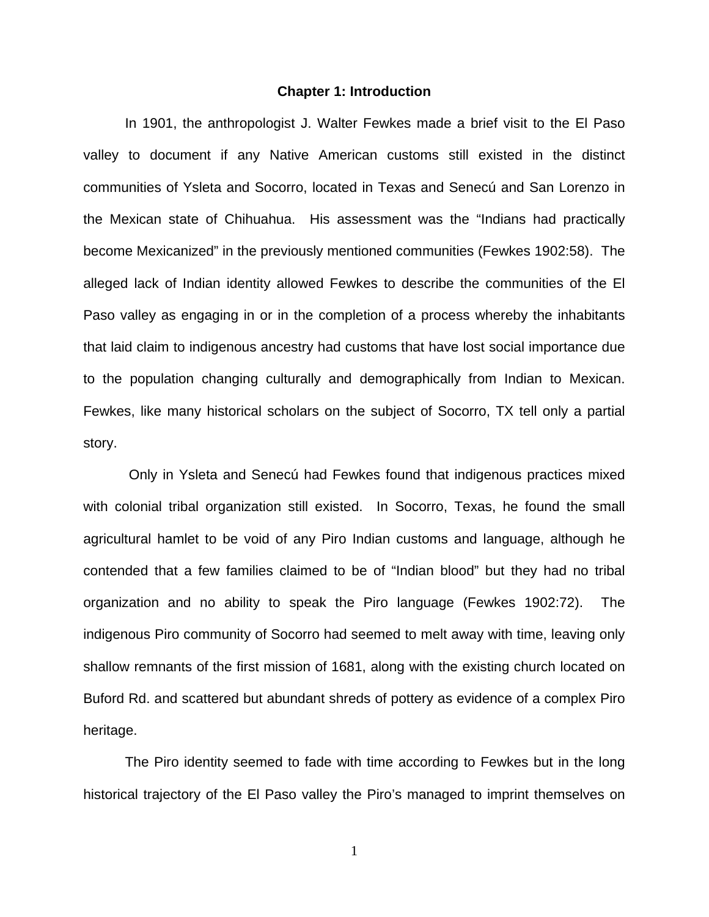# Chapter 1: Introduction

In 1901, the anthropologist J. Walter Fewkes made a brief visit to the El Paso valley to document if any Native American customs still existed in the distinct communities of Ysleta and Socorro, located in Texas and Senecú and San Lorenzo in the Mexican state of Chihuahua. His assessment was the "Indians had practically become Mexicanized" in the previously mentioned communities (Fewkes 1902:58). The alleged lack of Indian identity allowed Fewkes to describe the communities of the El Paso valley as engaging in or in the completion of a process whereby the inhabitants that laid claim to indigenous ancestry had customs that have lost social importance due to the population changing culturally and demographically from Indian to Mexican. Fewkes, like many historical scholars on the subject of Socorro, TX tell only a partial story.

Only in Ysleta and Senecú had Fewkes found that indigenous practices mixed with colonial tribal organization still existed. In Socorro, Texas, he found the small agricultural hamlet to be void of any Piro Indian customs and language, although he contended that a few families claimed to be of "Indian blood" but they had no tribal organization and no ability to speak the Piro language (Fewkes 1902:72). The indigenous Piro community of Socorro had seemed to melt away with time, leaving only shallow remnants of the first mission of 1681, along with the existing church located on Buford Rd. and scattered but abundant shreds of pottery as evidence of a complex Piro heritage.

The Piro identity seemed to fade with time according to Fewkes but in the long historical trajectory of the El Paso valley the Piro's managed to imprint themselves on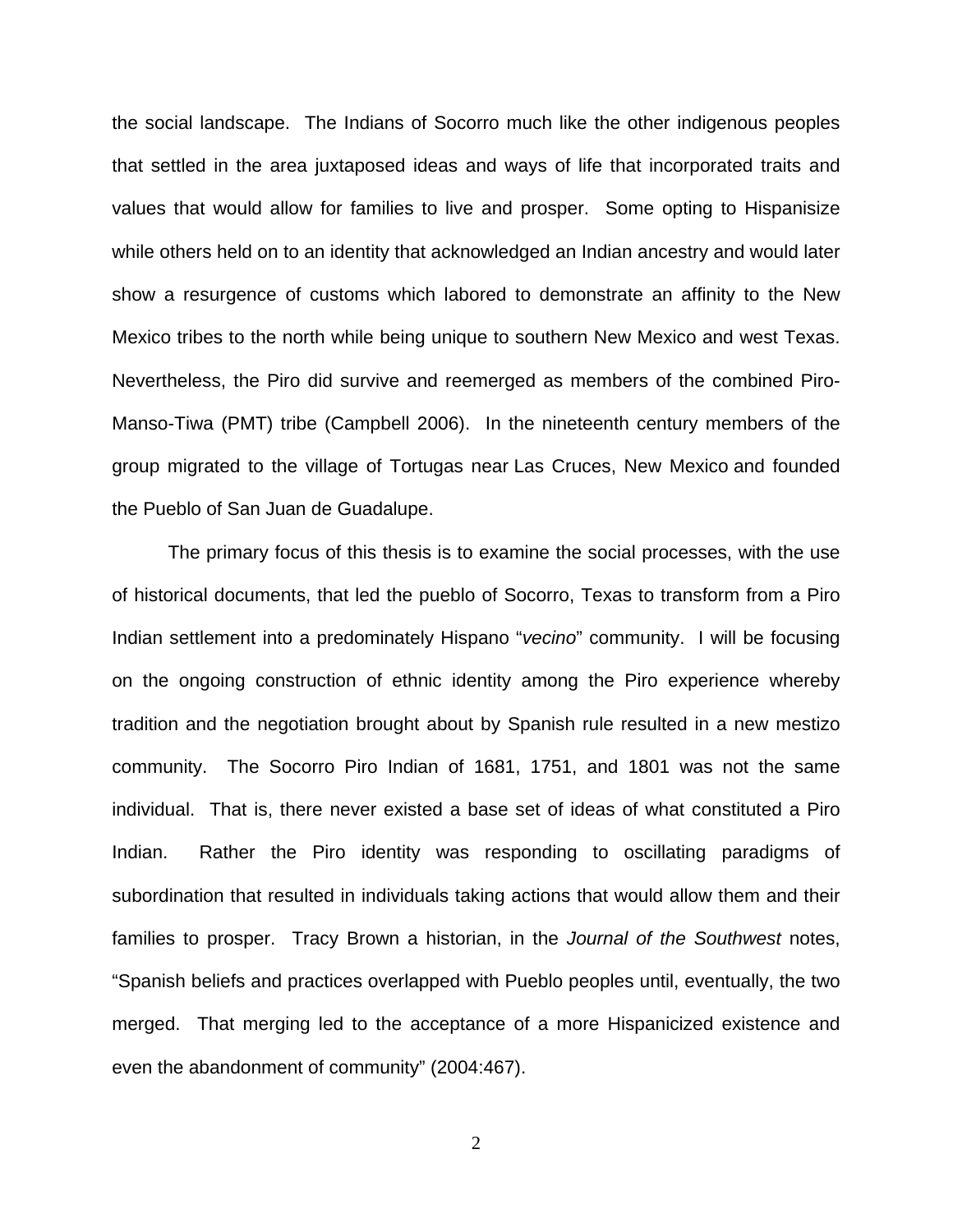the social landscape. The Indians of Socorro much like the other indigenous peoples that settled in the area juxtaposed ideas and ways of life that incorporated traits and values that would allow for families to live and prosper. Some opting to Hispanisize while others held on to an identity that acknowledged an Indian ancestry and would later show a resurgence of customs which labored to demonstrate an affinity to the New Mexico tribes to the north while being unique to southern New Mexico and west Texas. Nevertheless, the Piro did survive and reemerged as members of the combined Piro-Manso-Tiwa (PMT) tribe (Campbell 2006). In the nineteenth century members of the group migrated to the village of Tortugas near Las Cruces, New Mexico and founded the Pueblo of San Juan de Guadalupe.

The primary focus of this thesis is to examine the social processes, with the use of historical documents, that led the pueblo of Socorro, Texas to transform from a Piro Indian settlement into a predominately Hispano "*vecino*" community. I will be focusing on the ongoing construction of ethnic identity among the Piro experience whereby tradition and the negotiation brought about by Spanish rule resulted in a new mestizo community. The Socorro Piro Indian of 1681, 1751, and 1801 was not the same individual. That is, there never existed a base set of ideas of what constituted a Piro Indian. Rather the Piro identity was responding to oscillating paradigms of subordination that resulted in individuals taking actions that would allow them and their families to prosper. Tracy Brown a historian, in the *Journal of the Southwest* notes, "Spanish beliefs and practices overlapped with Pueblo peoples until, eventually, the two merged. That merging led to the acceptance of a more Hispanicized existence and even the abandonment of community" (2004:467).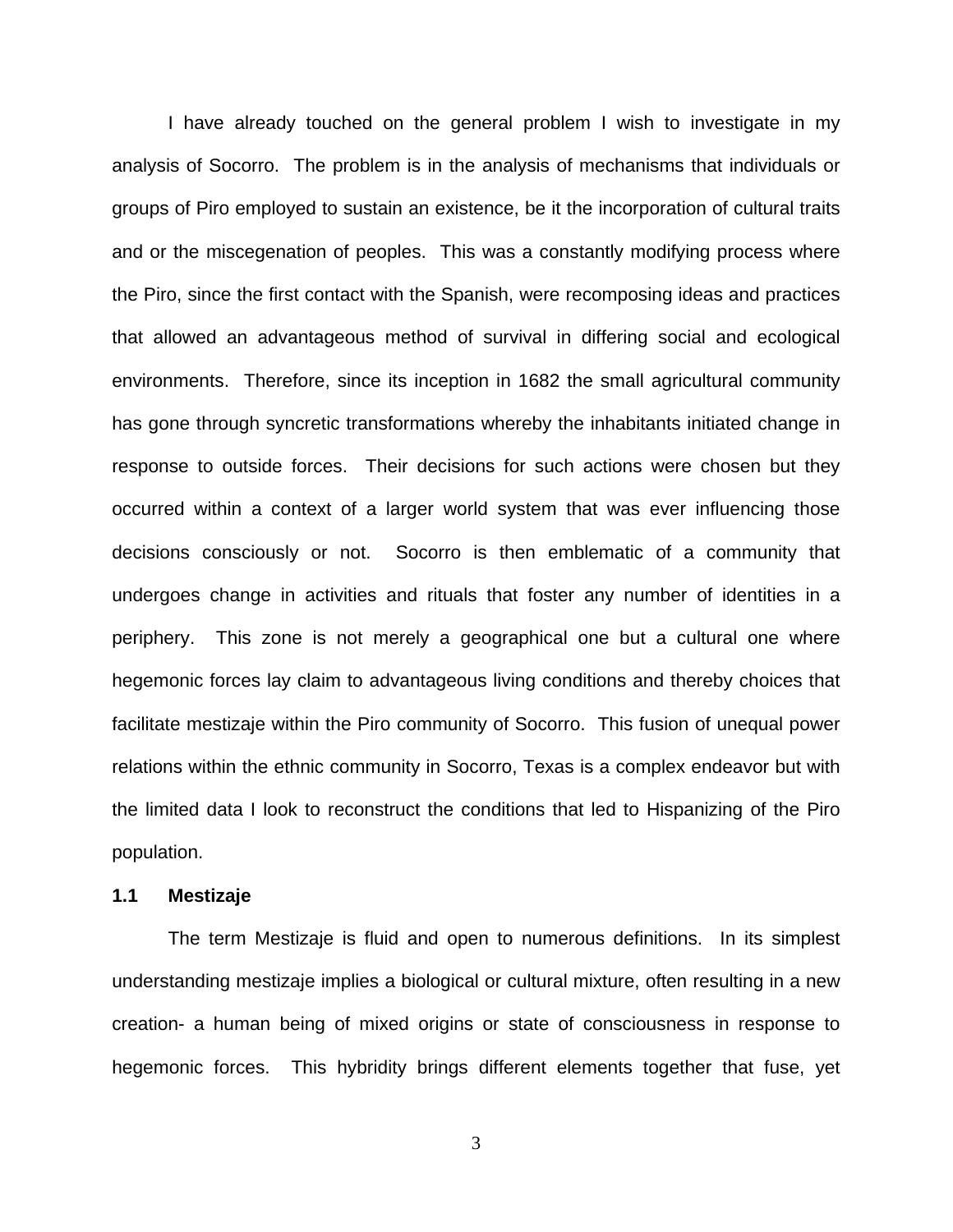I have already touched on the general problem I wish to investigate in my analysis of Socorro. The problem is in the analysis of mechanisms that individuals or groups of Piro employed to sustain an existence, be it the incorporation of cultural traits and or the miscegenation of peoples. This was a constantly modifying process where the Piro, since the first contact with the Spanish, were recomposing ideas and practices that allowed an advantageous method of survival in differing social and ecological environments. Therefore, since its inception in 1682 the small agricultural community has gone through syncretic transformations whereby the inhabitants initiated change in response to outside forces. Their decisions for such actions were chosen but they occurred within a context of a larger world system that was ever influencing those decisions consciously or not. Socorro is then emblematic of a community that undergoes change in activities and rituals that foster any number of identities in a periphery. This zone is not merely a geographical one but a cultural one where hegemonic forces lay claim to advantageous living conditions and thereby choices that facilitate mestizaje within the Piro community of Socorro. This fusion of unequal power relations within the ethnic community in Socorro, Texas is a complex endeavor but with the limited data I look to reconstruct the conditions that led to Hispanizing of the Piro population.

### 1.1 Mestizaje

The term Mestizaje is fluid and open to numerous definitions. In its simplest understanding mestizaje implies a biological or cultural mixture, often resulting in a new creation- a human being of mixed origins or state of consciousness in response to hegemonic forces. This hybridity brings different elements together that fuse, yet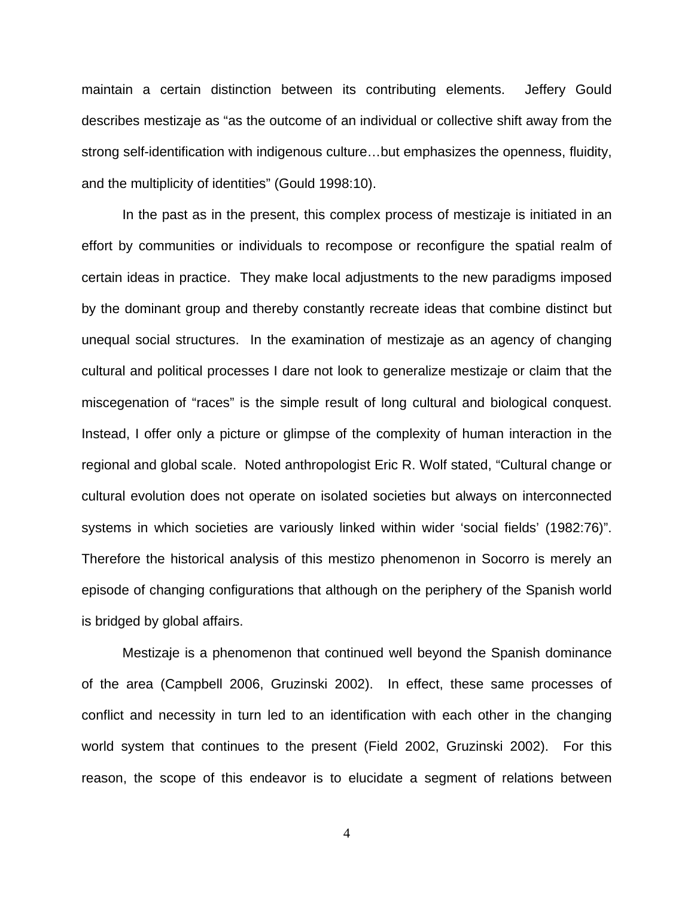maintain a certain distinction between its contributing elements. Jeffery Gould describes mestizaje as "as the outcome of an individual or collective shift away from the strong self-identification with indigenous culture…but emphasizes the openness, fluidity, and the multiplicity of identities" (Gould 1998:10).

In the past as in the present, this complex process of mestizaje is initiated in an effort by communities or individuals to recompose or reconfigure the spatial realm of certain ideas in practice. They make local adjustments to the new paradigms imposed by the dominant group and thereby constantly recreate ideas that combine distinct but unequal social structures. In the examination of mestizaje as an agency of changing cultural and political processes I dare not look to generalize mestizaje or claim that the miscegenation of "races" is the simple result of long cultural and biological conquest. Instead, I offer only a picture or glimpse of the complexity of human interaction in the regional and global scale. Noted anthropologist Eric R. Wolf stated, "Cultural change or cultural evolution does not operate on isolated societies but always on interconnected systems in which societies are variously linked within wider 'social fields' (1982:76)". Therefore the historical analysis of this mestizo phenomenon in Socorro is merely an episode of changing configurations that although on the periphery of the Spanish world is bridged by global affairs.

Mestizaje is a phenomenon that continued well beyond the Spanish dominance of the area (Campbell 2006, Gruzinski 2002). In effect, these same processes of conflict and necessity in turn led to an identification with each other in the changing world system that continues to the present (Field 2002, Gruzinski 2002). For this reason, the scope of this endeavor is to elucidate a segment of relations between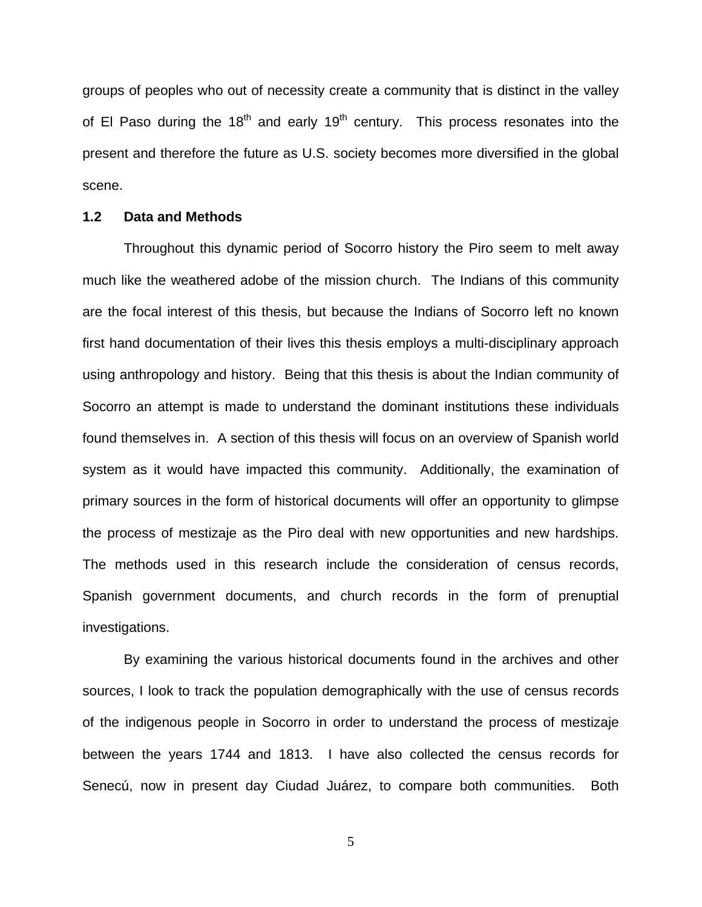groups of peoples who out of necessity create a community that is distinct in the valley of El Paso during the 18th and early 19th century. This process resonates into the present and therefore the future as U.S. society becomes more diversified in the global scene.

## 1.2 Data and Methods

Throughout this dynamic period of Socorro history the Piro seem to melt away much like the weathered adobe of the mission church. The Indians of this community are the focal interest of this thesis, but because the Indians of Socorro left no known first hand documentation of their lives this thesis employs a multi-disciplinary approach using anthropology and history. Being that this thesis is about the Indian community of Socorro an attempt is made to understand the dominant institutions these individuals found themselves in. A section of this thesis will focus on an overview of Spanish world system as it would have impacted this community. Additionally, the examination of primary sources in the form of historical documents will offer an opportunity to glimpse the process of mestizaje as the Piro deal with new opportunities and new hardships. The methods used in this research include the consideration of census records, Spanish government documents, and church records in the form of prenuptial investigations.

By examining the various historical documents found in the archives and other sources, I look to track the population demographically with the use of census records of the indigenous people in Socorro in order to understand the process of mestizaje between the years 1744 and 1813. I have also collected the census records for Senecú, now in present day Ciudad Juárez, to compare both communities. Both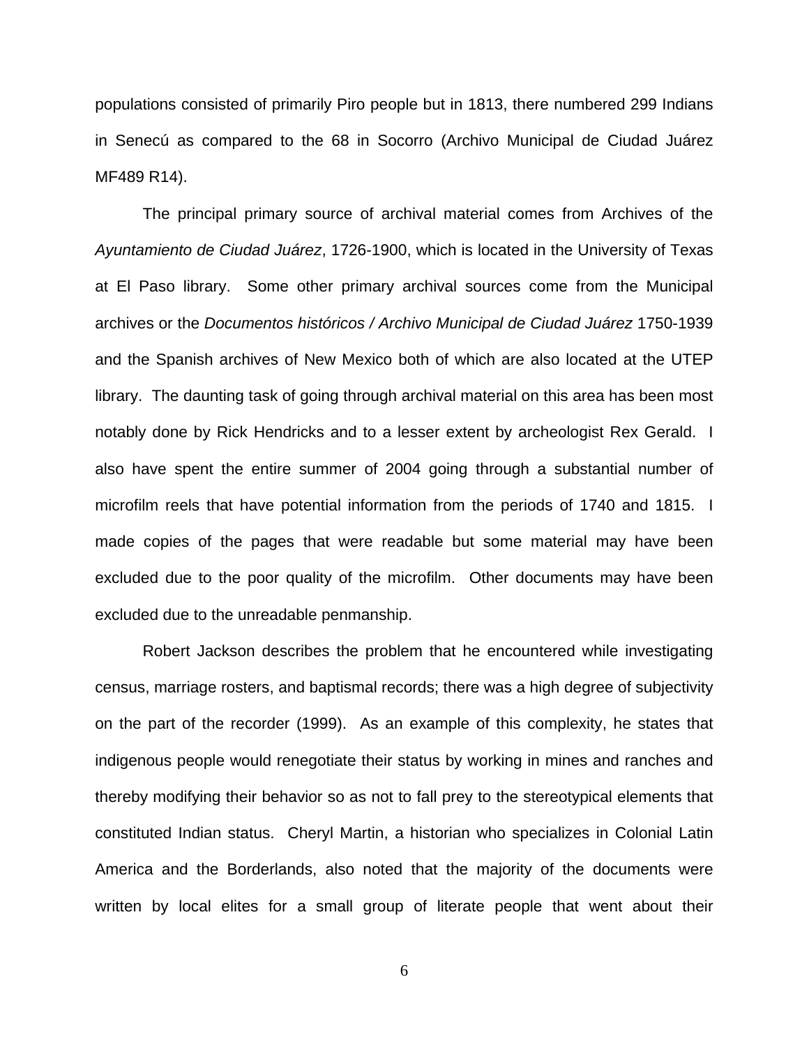populations consisted of primarily Piro people but in 1813, there numbered 299 Indians in Senecú as compared to the 68 in Socorro (Archivo Municipal de Ciudad Juárez MF489 R14).

The principal primary source of archival material comes from Archives of the *Ayuntamiento de Ciudad Juárez*, 1726-1900, which is located in the University of Texas at El Paso library. Some other primary archival sources come from the Municipal archives or the *Documentos históricos / Archivo Municipal de Ciudad Juárez* 1750-1939 and the Spanish archives of New Mexico both of which are also located at the UTEP library. The daunting task of going through archival material on this area has been most notably done by Rick Hendricks and to a lesser extent by archeologist Rex Gerald. I also have spent the entire summer of 2004 going through a substantial number of microfilm reels that have potential information from the periods of 1740 and 1815. I made copies of the pages that were readable but some material may have been excluded due to the poor quality of the microfilm. Other documents may have been excluded due to the unreadable penmanship.

Robert Jackson describes the problem that he encountered while investigating census, marriage rosters, and baptismal records; there was a high degree of subjectivity on the part of the recorder (1999). As an example of this complexity, he states that indigenous people would renegotiate their status by working in mines and ranches and thereby modifying their behavior so as not to fall prey to the stereotypical elements that constituted Indian status. Cheryl Martin, a historian who specializes in Colonial Latin America and the Borderlands, also noted that the majority of the documents were written by local elites for a small group of literate people that went about their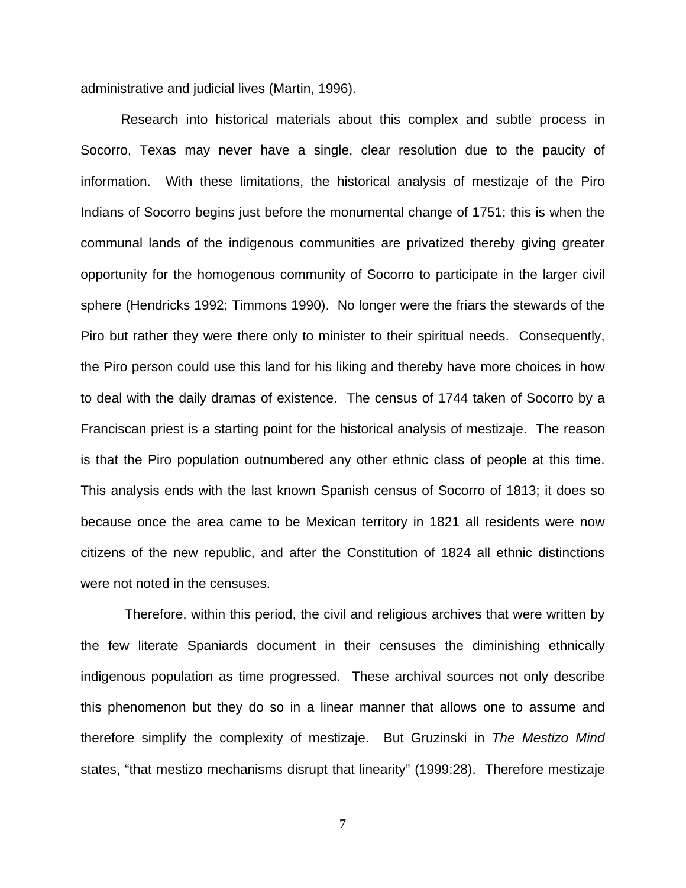administrative and judicial lives (Martin, 1996).

Research into historical materials about this complex and subtle process in Socorro, Texas may never have a single, clear resolution due to the paucity of information. With these limitations, the historical analysis of mestizaje of the Piro Indians of Socorro begins just before the monumental change of 1751; this is when the communal lands of the indigenous communities are privatized thereby giving greater opportunity for the homogenous community of Socorro to participate in the larger civil sphere (Hendricks 1992; Timmons 1990). No longer were the friars the stewards of the Piro but rather they were there only to minister to their spiritual needs. Consequently, the Piro person could use this land for his liking and thereby have more choices in how to deal with the daily dramas of existence. The census of 1744 taken of Socorro by a Franciscan priest is a starting point for the historical analysis of mestizaje. The reason is that the Piro population outnumbered any other ethnic class of people at this time. This analysis ends with the last known Spanish census of Socorro of 1813; it does so because once the area came to be Mexican territory in 1821 all residents were now citizens of the new republic, and after the Constitution of 1824 all ethnic distinctions were not noted in the censuses.

Therefore, within this period, the civil and religious archives that were written by the few literate Spaniards document in their censuses the diminishing ethnically indigenous population as time progressed. These archival sources not only describe this phenomenon but they do so in a linear manner that allows one to assume and therefore simplify the complexity of mestizaje. But Gruzinski in *The Mestizo Mind* states, "that mestizo mechanisms disrupt that linearity" (1999:28). Therefore mestizaje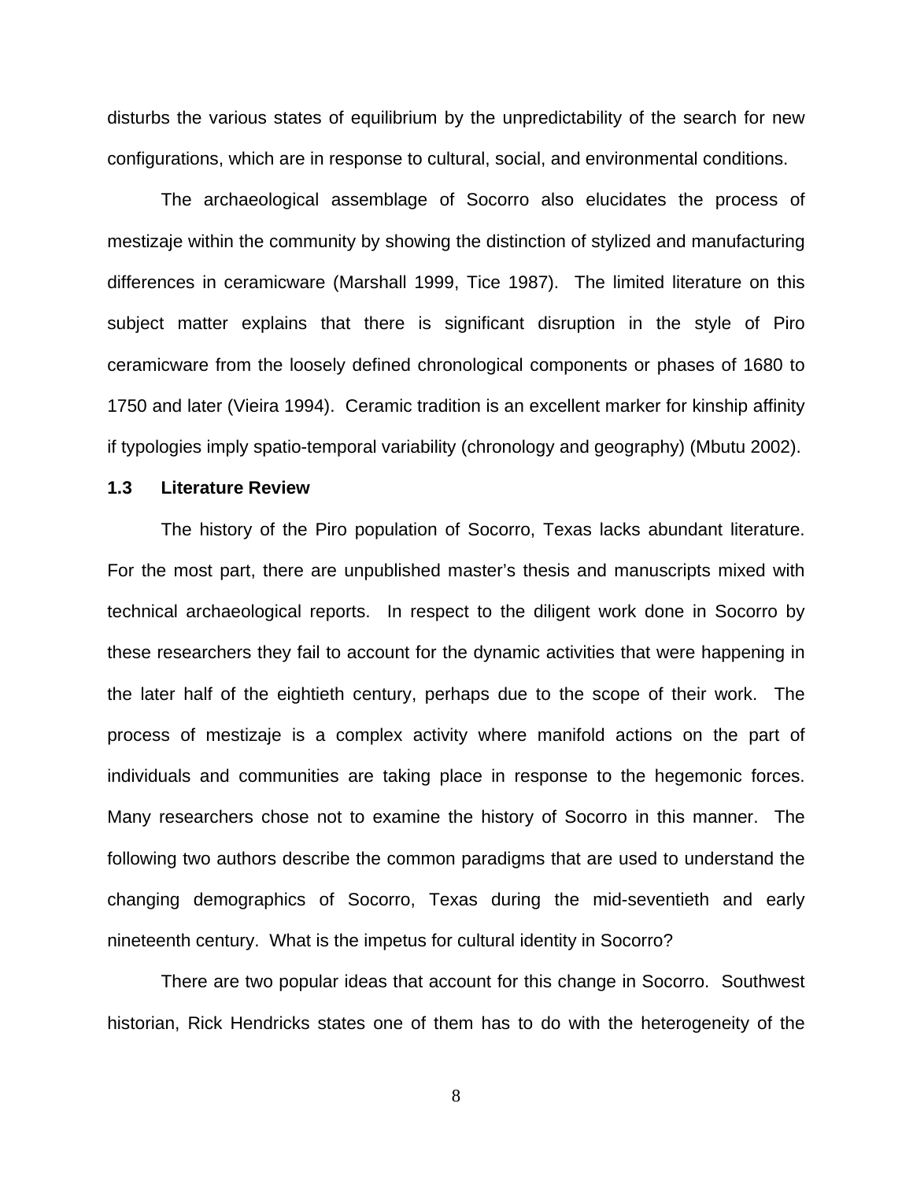disturbs the various states of equilibrium by the unpredictability of the search for new configurations, which are in response to cultural, social, and environmental conditions.

The archaeological assemblage of Socorro also elucidates the process of mestizaje within the community by showing the distinction of stylized and manufacturing differences in ceramicware (Marshall 1999, Tice 1987). The limited literature on this subject matter explains that there is significant disruption in the style of Piro ceramicware from the loosely defined chronological components or phases of 1680 to 1750 and later (Vieira 1994). Ceramic tradition is an excellent marker for kinship affinity if typologies imply spatio-temporal variability (chronology and geography) (Mbutu 2002).

### 1.3 Literature Review

The history of the Piro population of Socorro, Texas lacks abundant literature. For the most part, there are unpublished master's thesis and manuscripts mixed with technical archaeological reports. In respect to the diligent work done in Socorro by these researchers they fail to account for the dynamic activities that were happening in the later half of the eightieth century, perhaps due to the scope of their work. The process of mestizaje is a complex activity where manifold actions on the part of individuals and communities are taking place in response to the hegemonic forces. Many researchers chose not to examine the history of Socorro in this manner. The following two authors describe the common paradigms that are used to understand the changing demographics of Socorro, Texas during the mid-seventieth and early nineteenth century. What is the impetus for cultural identity in Socorro?

There are two popular ideas that account for this change in Socorro. Southwest historian, Rick Hendricks states one of them has to do with the heterogeneity of the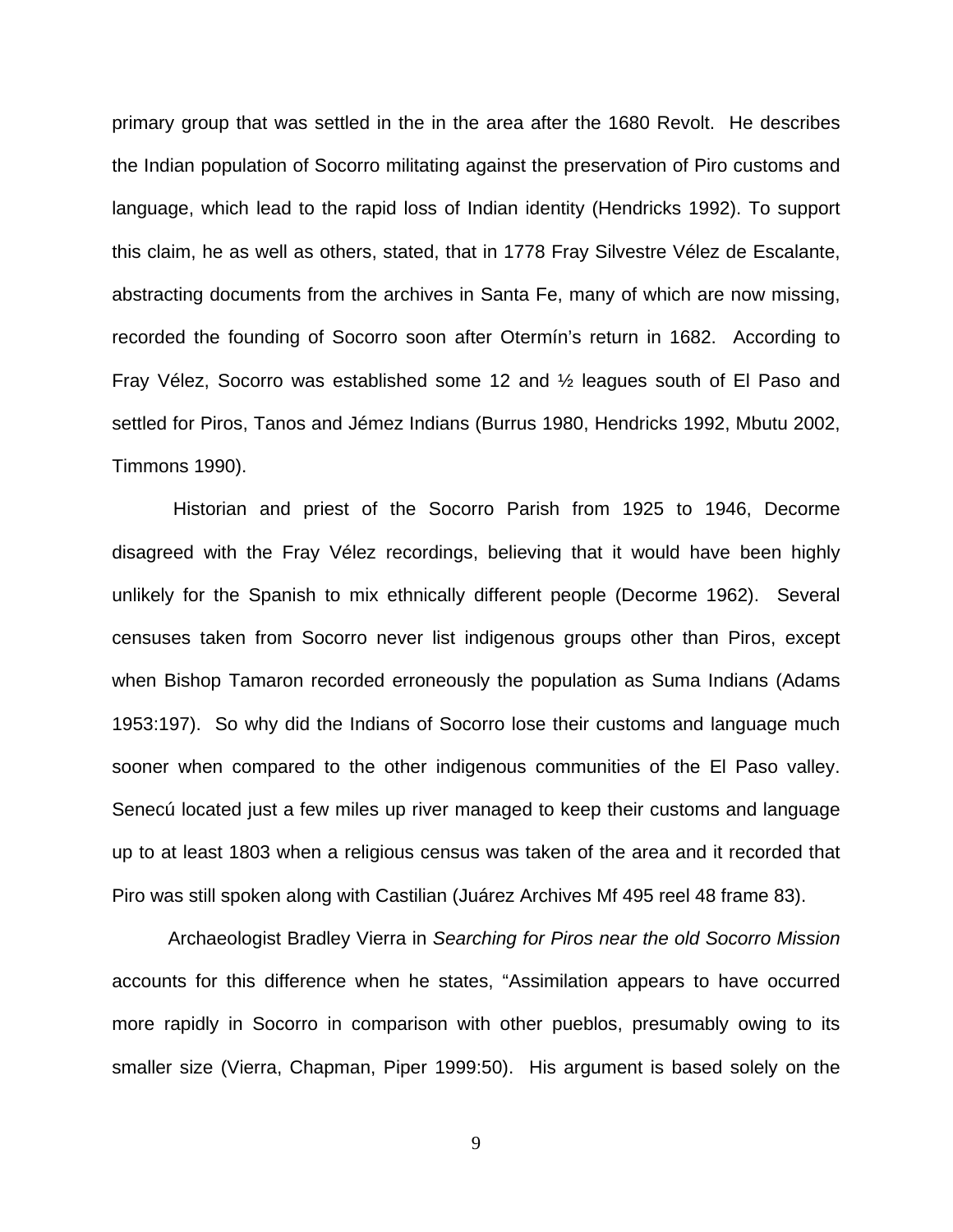primary group that was settled in the in the area after the 1680 Revolt. He describes the Indian population of Socorro militating against the preservation of Piro customs and language, which lead to the rapid loss of Indian identity (Hendricks 1992). To support this claim, he as well as others, stated, that in 1778 Fray Silvestre Vélez de Escalante, abstracting documents from the archives in Santa Fe, many of which are now missing, recorded the founding of Socorro soon after Otermín's return in 1682. According to Fray Vélez, Socorro was established some 12 and ½ leagues south of El Paso and settled for Piros, Tanos and Jémez Indians (Burrus 1980, Hendricks 1992, Mbutu 2002, Timmons 1990).

Historian and priest of the Socorro Parish from 1925 to 1946, Decorme disagreed with the Fray Vélez recordings, believing that it would have been highly unlikely for the Spanish to mix ethnically different people (Decorme 1962). Several censuses taken from Socorro never list indigenous groups other than Piros, except when Bishop Tamaron recorded erroneously the population as Suma Indians (Adams 1953:197). So why did the Indians of Socorro lose their customs and language much sooner when compared to the other indigenous communities of the El Paso valley. Senecú located just a few miles up river managed to keep their customs and language up to at least 1803 when a religious census was taken of the area and it recorded that Piro was still spoken along with Castilian (Juárez Archives Mf 495 reel 48 frame 83).

Archaeologist Bradley Vierra in *Searching for Piros near the old Socorro Mission* accounts for this difference when he states, "Assimilation appears to have occurred more rapidly in Socorro in comparison with other pueblos, presumably owing to its smaller size (Vierra, Chapman, Piper 1999:50). His argument is based solely on the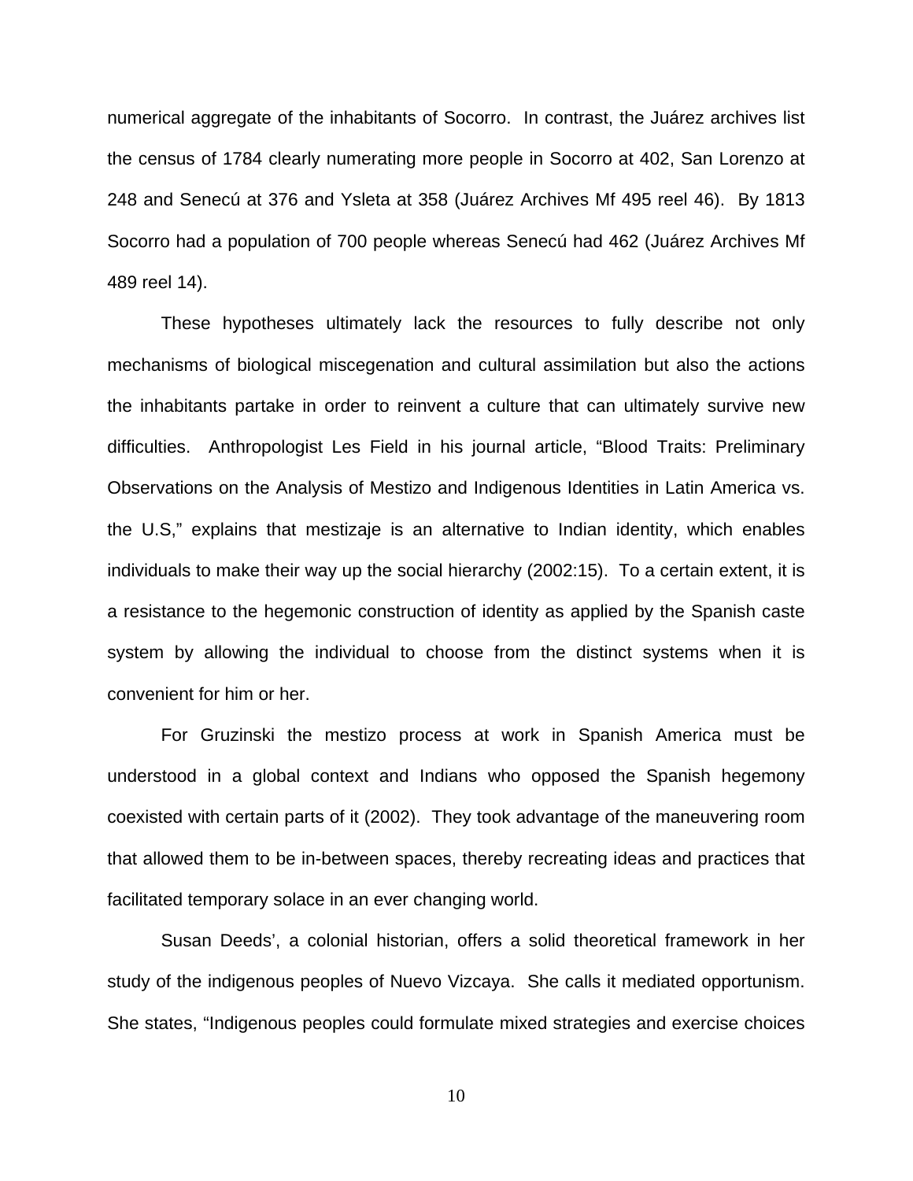numerical aggregate of the inhabitants of Socorro. In contrast, the Juárez archives list the census of 1784 clearly numerating more people in Socorro at 402, San Lorenzo at 248 and Senecú at 376 and Ysleta at 358 (Juárez Archives Mf 495 reel 46). By 1813 Socorro had a population of 700 people whereas Senecú had 462 (Juárez Archives Mf 489 reel 14).

These hypotheses ultimately lack the resources to fully describe not only mechanisms of biological miscegenation and cultural assimilation but also the actions the inhabitants partake in order to reinvent a culture that can ultimately survive new difficulties. Anthropologist Les Field in his journal article, "Blood Traits: Preliminary Observations on the Analysis of Mestizo and Indigenous Identities in Latin America vs. the U.S," explains that mestizaje is an alternative to Indian identity, which enables individuals to make their way up the social hierarchy (2002:15). To a certain extent, it is a resistance to the hegemonic construction of identity as applied by the Spanish caste system by allowing the individual to choose from the distinct systems when it is convenient for him or her.

For Gruzinski the mestizo process at work in Spanish America must be understood in a global context and Indians who opposed the Spanish hegemony coexisted with certain parts of it (2002). They took advantage of the maneuvering room that allowed them to be in-between spaces, thereby recreating ideas and practices that facilitated temporary solace in an ever changing world.

Susan Deeds', a colonial historian, offers a solid theoretical framework in her study of the indigenous peoples of Nuevo Vizcaya. She calls it mediated opportunism. She states, "Indigenous peoples could formulate mixed strategies and exercise choices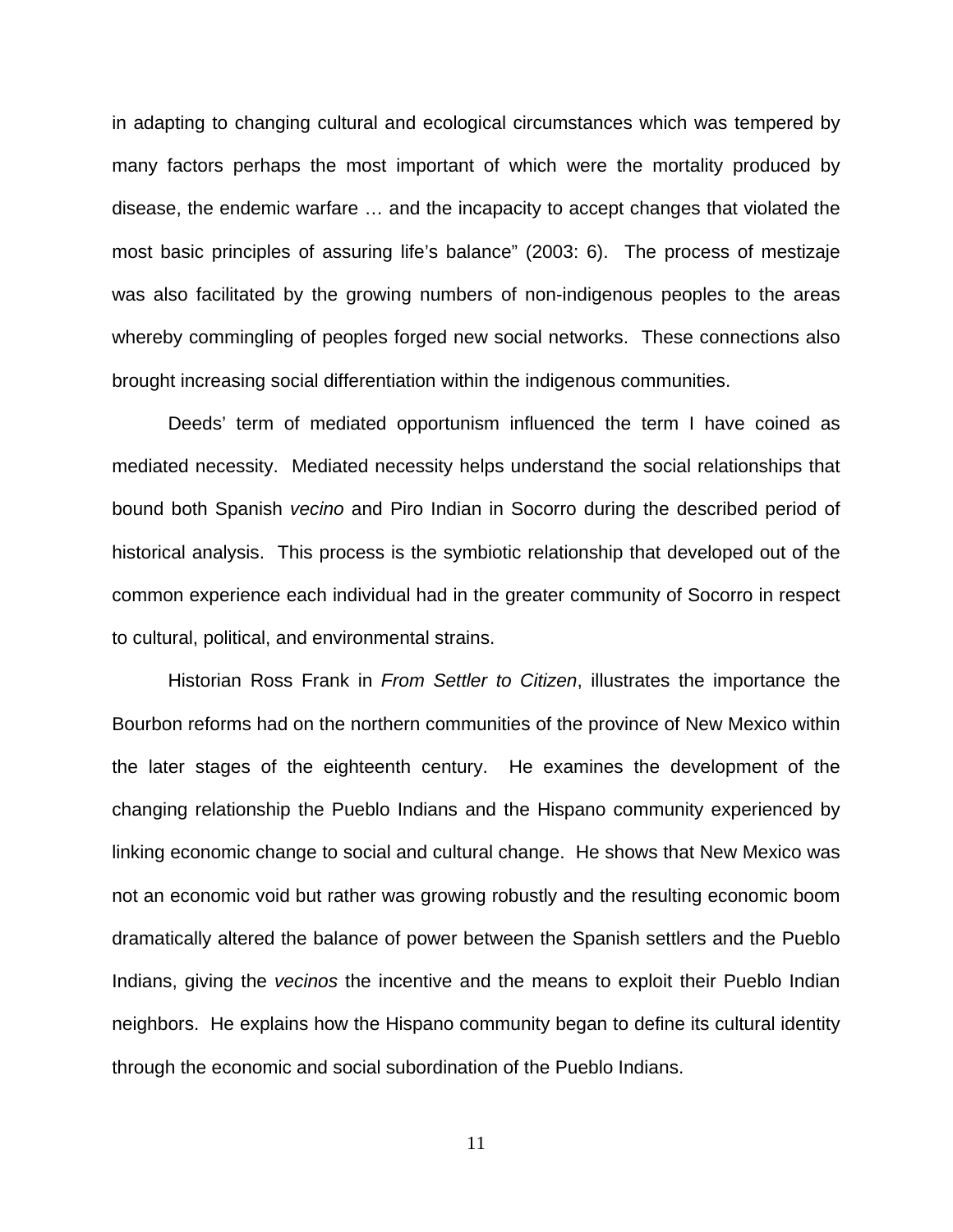in adapting to changing cultural and ecological circumstances which was tempered by many factors perhaps the most important of which were the mortality produced by disease, the endemic warfare … and the incapacity to accept changes that violated the most basic principles of assuring life's balance" (2003: 6). The process of mestizaje was also facilitated by the growing numbers of non-indigenous peoples to the areas whereby commingling of peoples forged new social networks. These connections also brought increasing social differentiation within the indigenous communities.

Deeds' term of mediated opportunism influenced the term I have coined as mediated necessity. Mediated necessity helps understand the social relationships that bound both Spanish *vecino* and Piro Indian in Socorro during the described period of historical analysis. This process is the symbiotic relationship that developed out of the common experience each individual had in the greater community of Socorro in respect to cultural, political, and environmental strains.

Historian Ross Frank in *From Settler to Citizen*, illustrates the importance the Bourbon reforms had on the northern communities of the province of New Mexico within the later stages of the eighteenth century. He examines the development of the changing relationship the Pueblo Indians and the Hispano community experienced by linking economic change to social and cultural change. He shows that New Mexico was not an economic void but rather was growing robustly and the resulting economic boom dramatically altered the balance of power between the Spanish settlers and the Pueblo Indians, giving the *vecinos* the incentive and the means to exploit their Pueblo Indian neighbors. He explains how the Hispano community began to define its cultural identity through the economic and social subordination of the Pueblo Indians.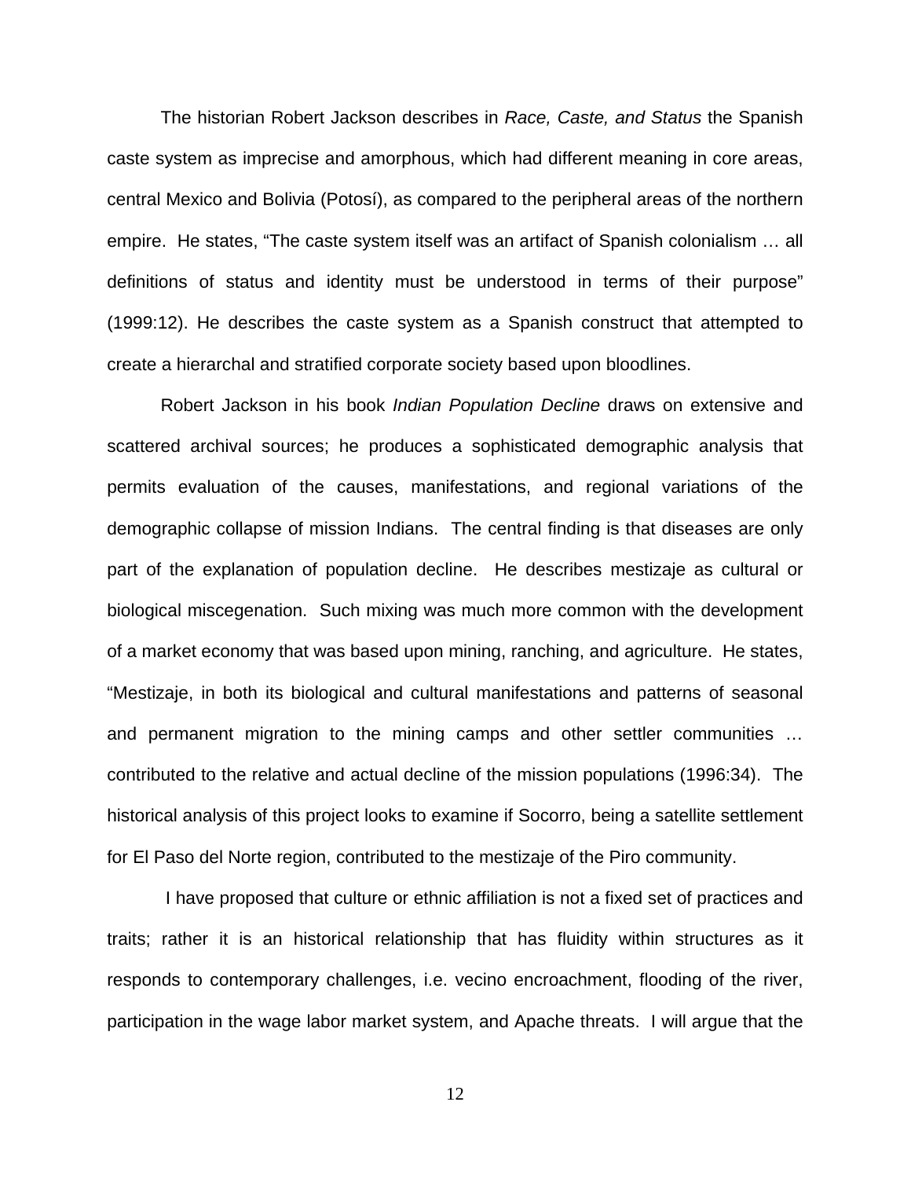The historian Robert Jackson describes in *Race, Caste, and Status* the Spanish caste system as imprecise and amorphous, which had different meaning in core areas, central Mexico and Bolivia (Potosí), as compared to the peripheral areas of the northern empire. He states, "The caste system itself was an artifact of Spanish colonialism … all definitions of status and identity must be understood in terms of their purpose" (1999:12). He describes the caste system as a Spanish construct that attempted to create a hierarchal and stratified corporate society based upon bloodlines.

Robert Jackson in his book *Indian Population Decline* draws on extensive and scattered archival sources; he produces a sophisticated demographic analysis that permits evaluation of the causes, manifestations, and regional variations of the demographic collapse of mission Indians. The central finding is that diseases are only part of the explanation of population decline. He describes mestizaje as cultural or biological miscegenation. Such mixing was much more common with the development of a market economy that was based upon mining, ranching, and agriculture. He states, "Mestizaje, in both its biological and cultural manifestations and patterns of seasonal and permanent migration to the mining camps and other settler communities … contributed to the relative and actual decline of the mission populations (1996:34). The historical analysis of this project looks to examine if Socorro, being a satellite settlement for El Paso del Norte region, contributed to the mestizaje of the Piro community.

I have proposed that culture or ethnic affiliation is not a fixed set of practices and traits; rather it is an historical relationship that has fluidity within structures as it responds to contemporary challenges, i.e. vecino encroachment, flooding of the river, participation in the wage labor market system, and Apache threats. I will argue that the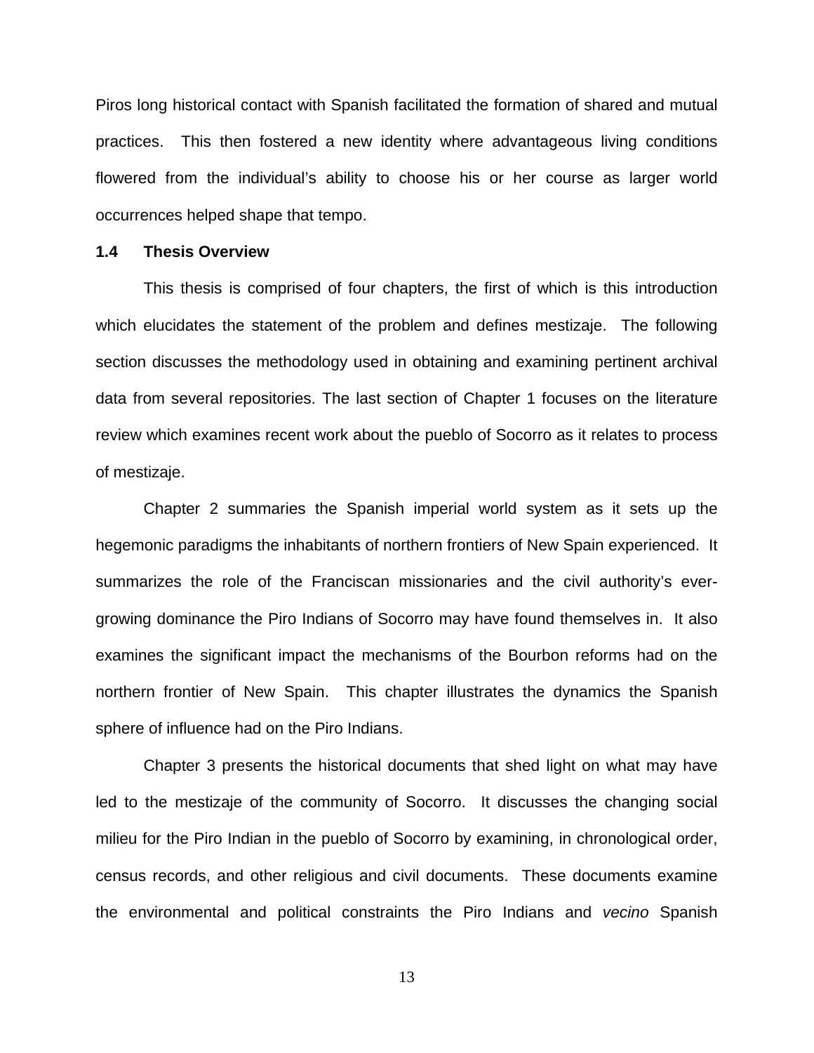Piros long historical contact with Spanish facilitated the formation of shared and mutual practices. This then fostered a new identity where advantageous living conditions flowered from the individual's ability to choose his or her course as larger world occurrences helped shape that tempo.

### 1.4 Thesis Overview

This thesis is comprised of four chapters, the first of which is this introduction which elucidates the statement of the problem and defines mestizaje. The following section discusses the methodology used in obtaining and examining pertinent archival data from several repositories. The last section of Chapter 1 focuses on the literature review which examines recent work about the pueblo of Socorro as it relates to process of mestizaje.

Chapter 2 summaries the Spanish imperial world system as it sets up the hegemonic paradigms the inhabitants of northern frontiers of New Spain experienced. It summarizes the role of the Franciscan missionaries and the civil authority's ever-growing dominance the Piro Indians of Socorro may have found themselves in. It also examines the significant impact the mechanisms of the Bourbon reforms had on the northern frontier of New Spain. This chapter illustrates the dynamics the Spanish sphere of influence had on the Piro Indians.

Chapter 3 presents the historical documents that shed light on what may have led to the mestizaje of the community of Socorro. It discusses the changing social milieu for the Piro Indian in the pueblo of Socorro by examining, in chronological order, census records, and other religious and civil documents. These documents examine the environmental and political constraints the Piro Indians and *vecino* Spanish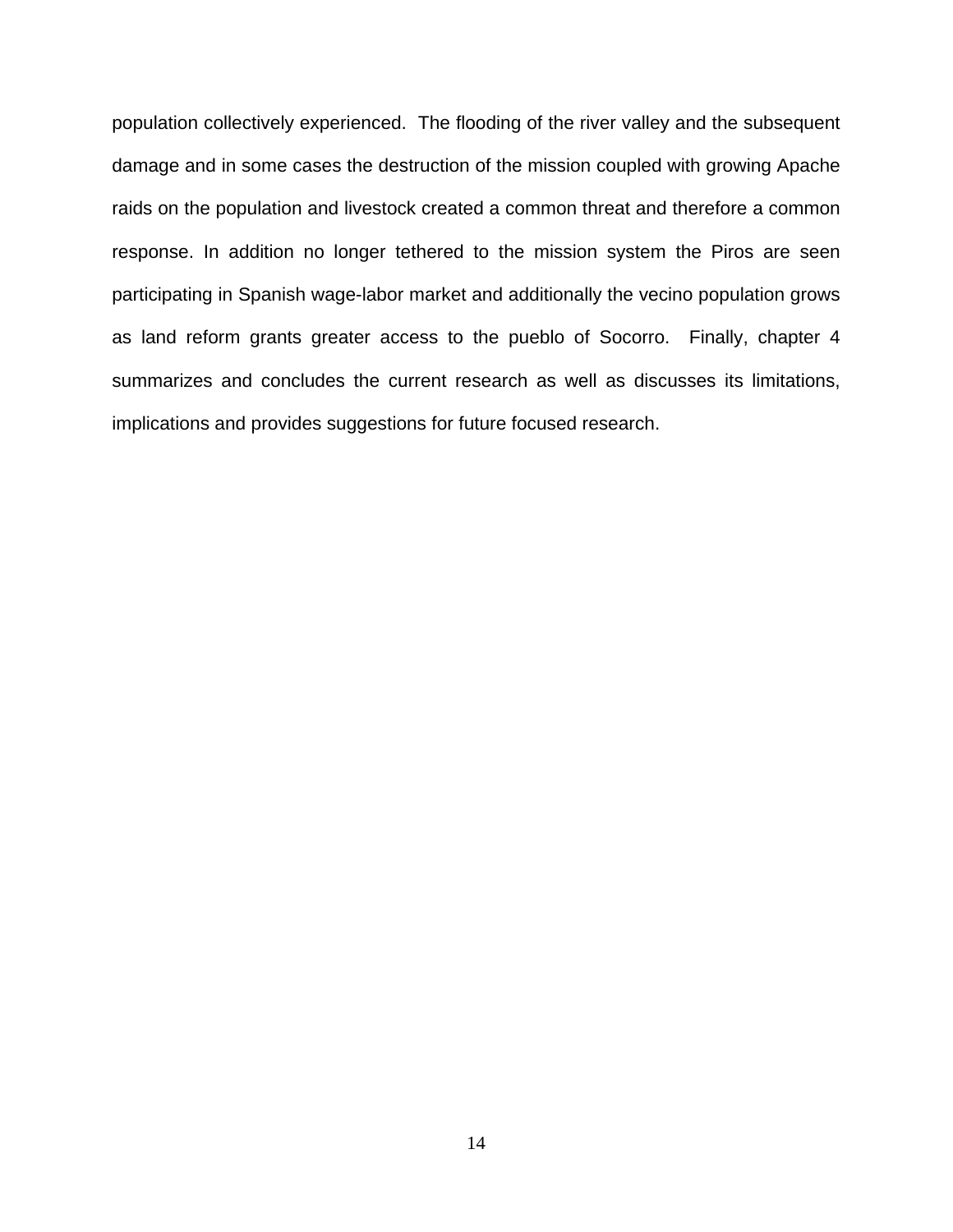population collectively experienced. The flooding of the river valley and the subsequent damage and in some cases the destruction of the mission coupled with growing Apache raids on the population and livestock created a common threat and therefore a common response. In addition no longer tethered to the mission system the Piros are seen participating in Spanish wage-labor market and additionally the vecino population grows as land reform grants greater access to the pueblo of Socorro. Finally, chapter 4 summarizes and concludes the current research as well as discusses its limitations, implications and provides suggestions for future focused research.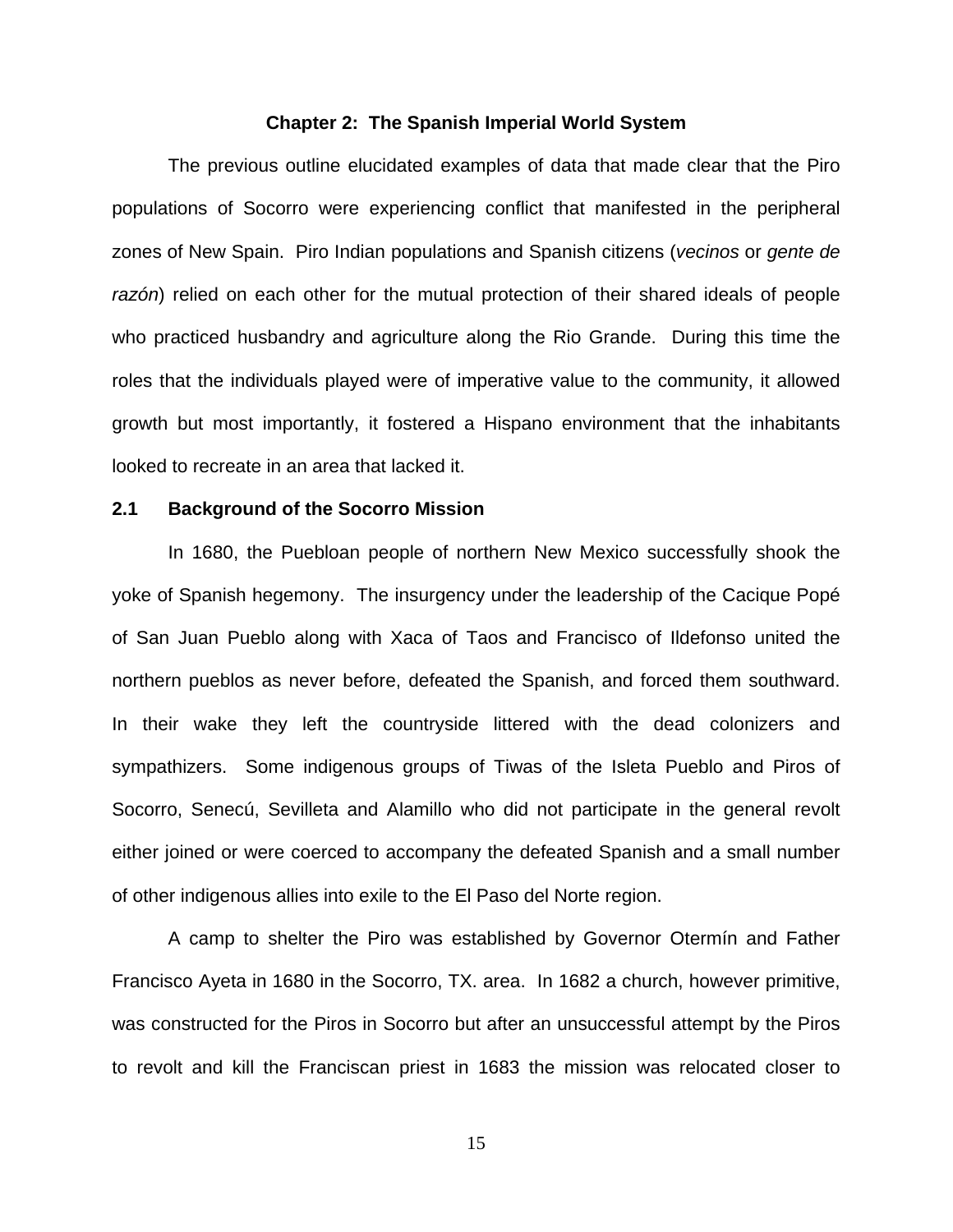## Chapter 2: The Spanish Imperial World System

The previous outline elucidated examples of data that made clear that the Piro populations of Socorro were experiencing conflict that manifested in the peripheral zones of New Spain. Piro Indian populations and Spanish citizens (*vecinos* or *gente de razón*) relied on each other for the mutual protection of their shared ideals of people who practiced husbandry and agriculture along the Rio Grande. During this time the roles that the individuals played were of imperative value to the community, it allowed growth but most importantly, it fostered a Hispano environment that the inhabitants looked to recreate in an area that lacked it.

### 2.1 Background of the Socorro Mission

In 1680, the Puebloan people of northern New Mexico successfully shook the yoke of Spanish hegemony. The insurgency under the leadership of the Cacique Popé of San Juan Pueblo along with Xaca of Taos and Francisco of Ildefonso united the northern pueblos as never before, defeated the Spanish, and forced them southward. In their wake they left the countryside littered with the dead colonizers and sympathizers. Some indigenous groups of Tiwas of the Isleta Pueblo and Piros of Socorro, Senecú, Sevilleta and Alamillo who did not participate in the general revolt either joined or were coerced to accompany the defeated Spanish and a small number of other indigenous allies into exile to the El Paso del Norte region.

A camp to shelter the Piro was established by Governor Otermín and Father Francisco Ayeta in 1680 in the Socorro, TX. area. In 1682 a church, however primitive, was constructed for the Piros in Socorro but after an unsuccessful attempt by the Piros to revolt and kill the Franciscan priest in 1683 the mission was relocated closer to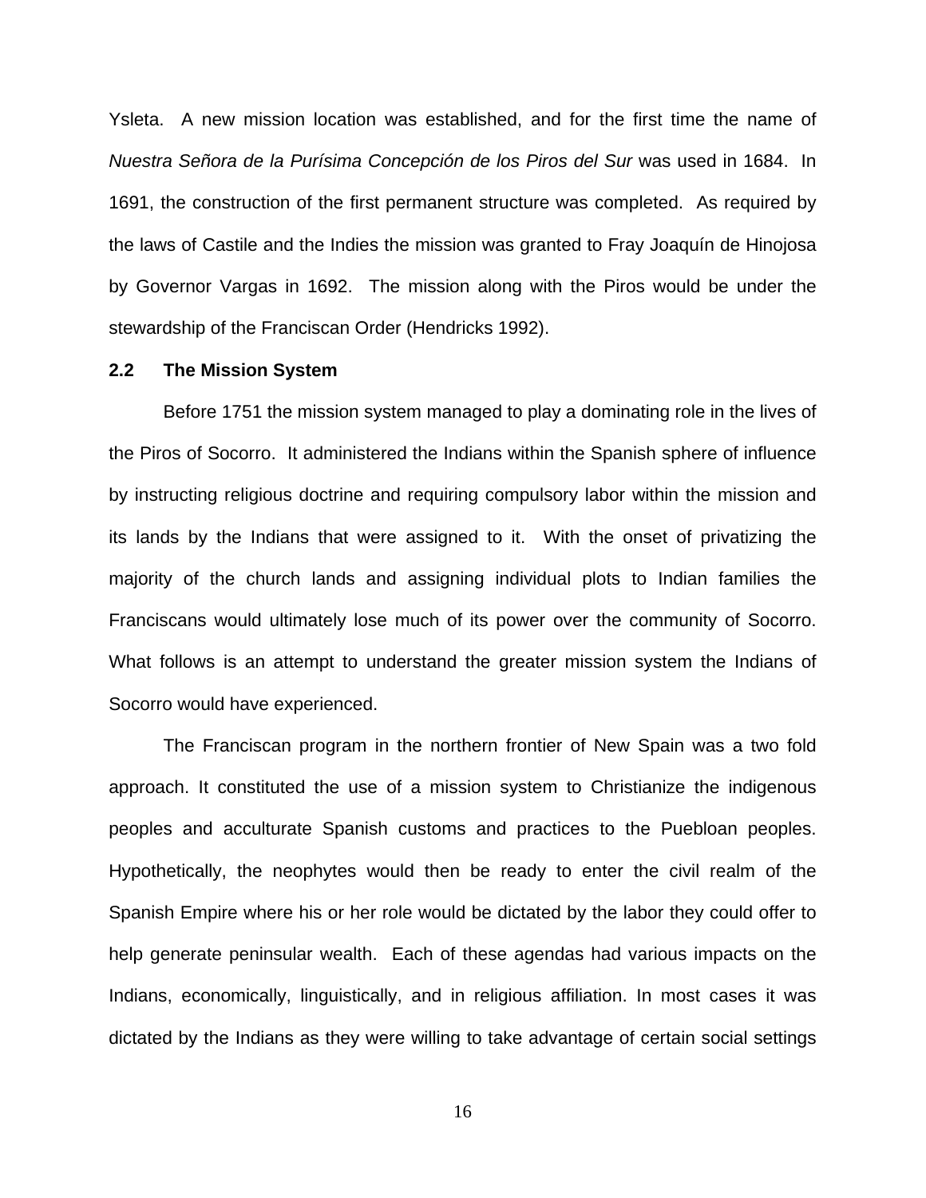Ysleta. A new mission location was established, and for the first time the name of *Nuestra Señora de la Purísima Concepción de los Piros del Sur* was used in 1684. In 1691, the construction of the first permanent structure was completed. As required by the laws of Castile and the Indies the mission was granted to Fray Joaquín de Hinojosa by Governor Vargas in 1692. The mission along with the Piros would be under the stewardship of the Franciscan Order (Hendricks 1992).

### 2.2 The Mission System

Before 1751 the mission system managed to play a dominating role in the lives of the Piros of Socorro. It administered the Indians within the Spanish sphere of influence by instructing religious doctrine and requiring compulsory labor within the mission and its lands by the Indians that were assigned to it. With the onset of privatizing the majority of the church lands and assigning individual plots to Indian families the Franciscans would ultimately lose much of its power over the community of Socorro. What follows is an attempt to understand the greater mission system the Indians of Socorro would have experienced.

The Franciscan program in the northern frontier of New Spain was a two fold approach. It constituted the use of a mission system to Christianize the indigenous peoples and acculturate Spanish customs and practices to the Puebloan peoples. Hypothetically, the neophytes would then be ready to enter the civil realm of the Spanish Empire where his or her role would be dictated by the labor they could offer to help generate peninsular wealth. Each of these agendas had various impacts on the Indians, economically, linguistically, and in religious affiliation. In most cases it was dictated by the Indians as they were willing to take advantage of certain social settings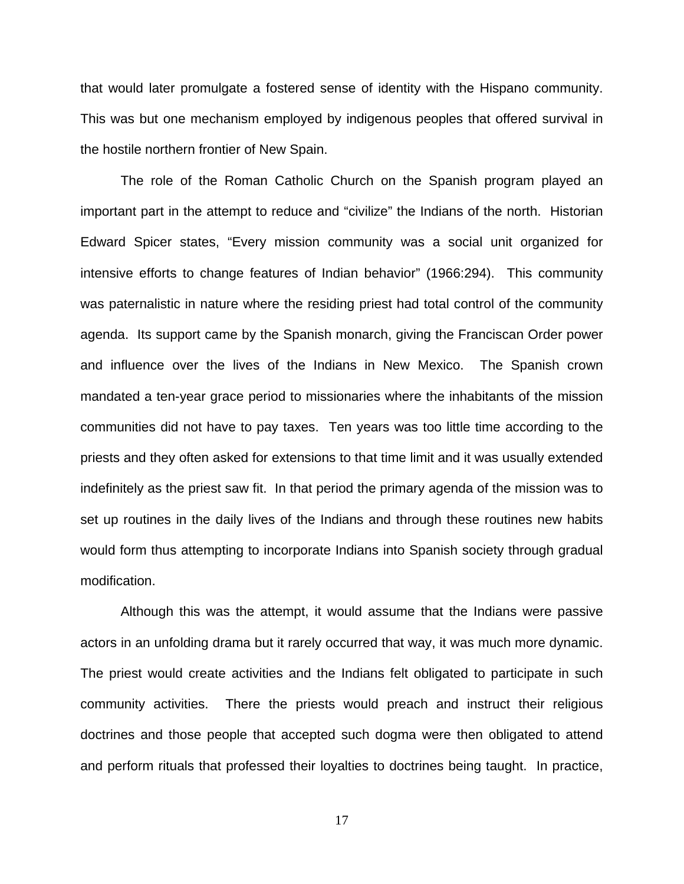that would later promulgate a fostered sense of identity with the Hispano community. This was but one mechanism employed by indigenous peoples that offered survival in the hostile northern frontier of New Spain.

The role of the Roman Catholic Church on the Spanish program played an important part in the attempt to reduce and "civilize" the Indians of the north. Historian Edward Spicer states, "Every mission community was a social unit organized for intensive efforts to change features of Indian behavior" (1966:294). This community was paternalistic in nature where the residing priest had total control of the community agenda. Its support came by the Spanish monarch, giving the Franciscan Order power and influence over the lives of the Indians in New Mexico. The Spanish crown mandated a ten-year grace period to missionaries where the inhabitants of the mission communities did not have to pay taxes. Ten years was too little time according to the priests and they often asked for extensions to that time limit and it was usually extended indefinitely as the priest saw fit. In that period the primary agenda of the mission was to set up routines in the daily lives of the Indians and through these routines new habits would form thus attempting to incorporate Indians into Spanish society through gradual modification.

Although this was the attempt, it would assume that the Indians were passive actors in an unfolding drama but it rarely occurred that way, it was much more dynamic. The priest would create activities and the Indians felt obligated to participate in such community activities. There the priests would preach and instruct their religious doctrines and those people that accepted such dogma were then obligated to attend and perform rituals that professed their loyalties to doctrines being taught. In practice,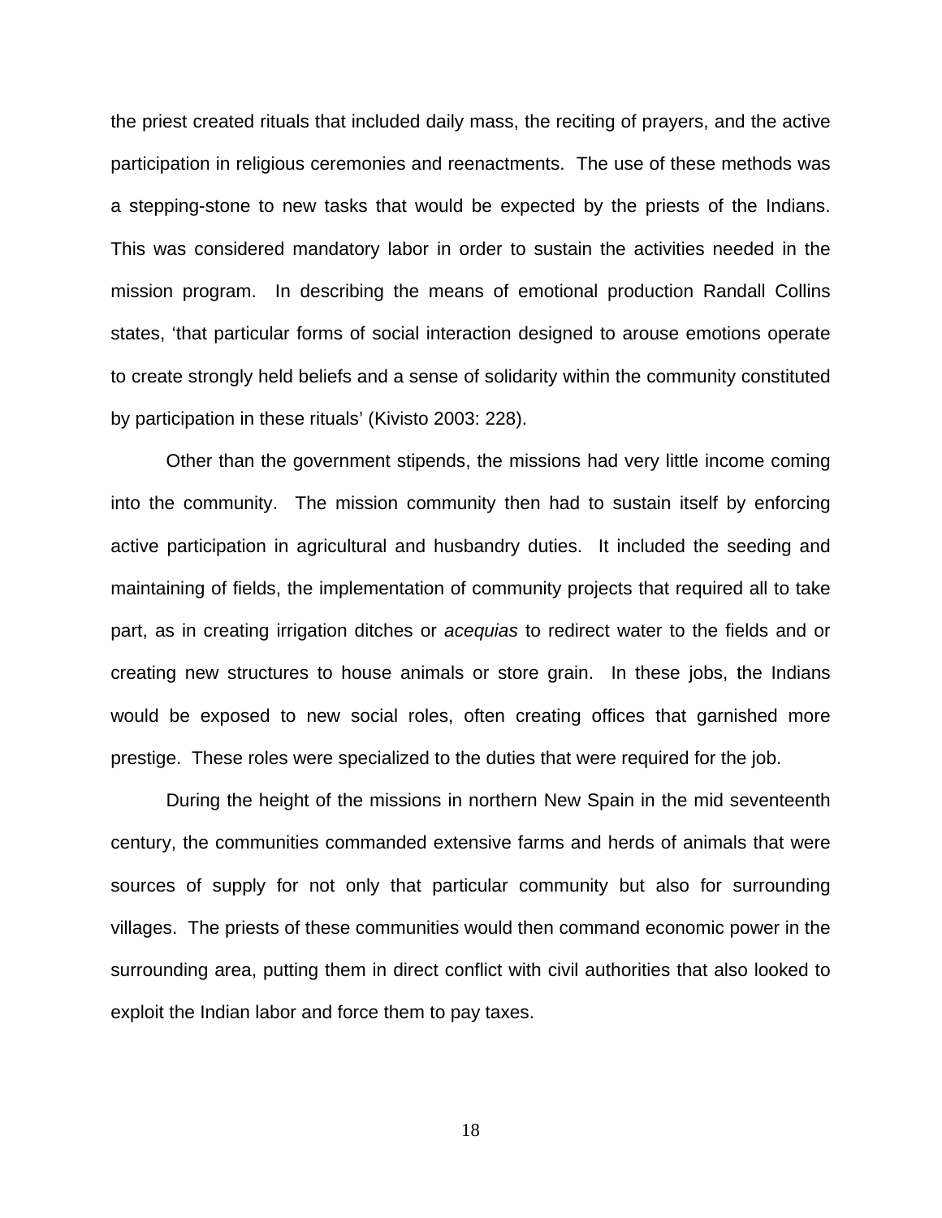the priest created rituals that included daily mass, the reciting of prayers, and the active participation in religious ceremonies and reenactments.  The use of these methods was a stepping-stone to new tasks that would be expected by the priests of the Indians. This was considered mandatory labor in order to sustain the activities needed in the mission program.  In describing the means of emotional production Randall Collins states, 'that particular forms of social interaction designed to arouse emotions operate to create strongly held beliefs and a sense of solidarity within the community constituted by participation in these rituals' (Kivisto 2003: 228).

Other than the government stipends, the missions had very little income coming into the community.  The mission community then had to sustain itself by enforcing active participation in agricultural and husbandry duties.  It included the seeding and maintaining of fields, the implementation of community projects that required all to take part, as in creating irrigation ditches or *acequias* to redirect water to the fields and or creating new structures to house animals or store grain.  In these jobs, the Indians would be exposed to new social roles, often creating offices that garnished more prestige.  These roles were specialized to the duties that were required for the job.

During the height of the missions in northern New Spain in the mid seventeenth century, the communities commanded extensive farms and herds of animals that were sources of supply for not only that particular community but also for surrounding villages.  The priests of these communities would then command economic power in the surrounding area, putting them in direct conflict with civil authorities that also looked to exploit the Indian labor and force them to pay taxes.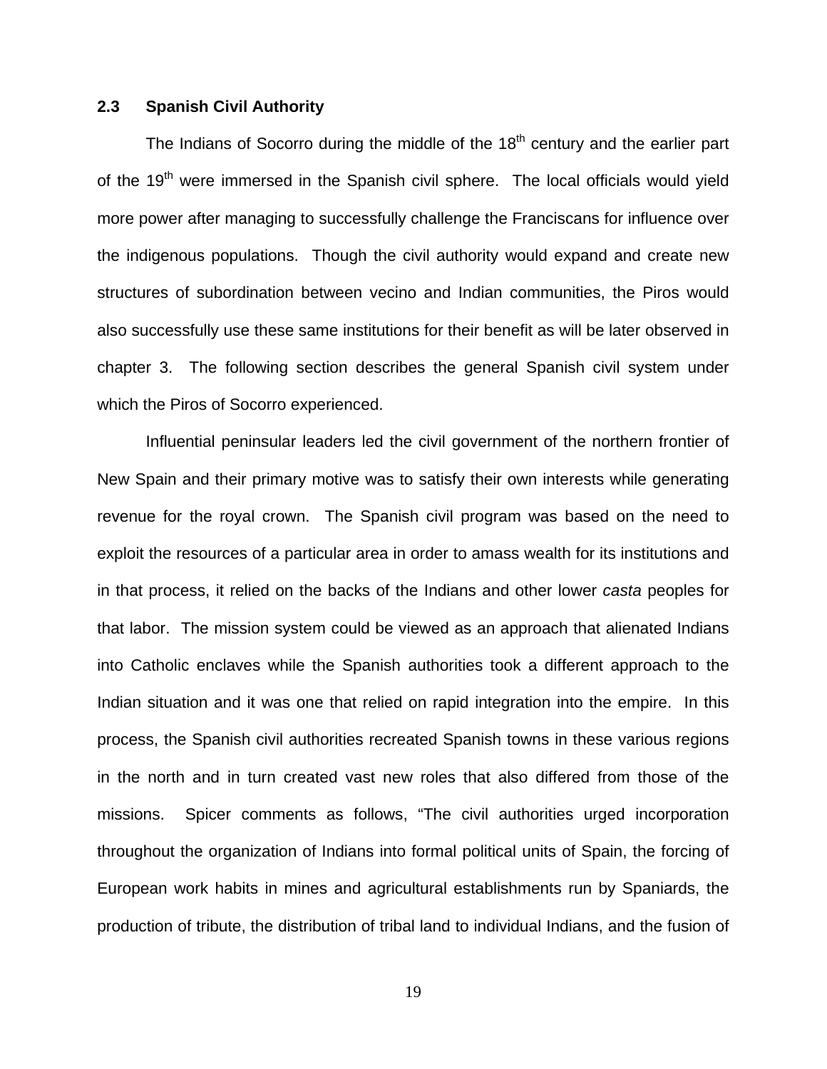### 2.3 Spanish Civil Authority

The Indians of Socorro during the middle of the 18th century and the earlier part of the 19th were immersed in the Spanish civil sphere. The local officials would yield more power after managing to successfully challenge the Franciscans for influence over the indigenous populations. Though the civil authority would expand and create new structures of subordination between vecino and Indian communities, the Piros would also successfully use these same institutions for their benefit as will be later observed in chapter 3. The following section describes the general Spanish civil system under which the Piros of Socorro experienced.

Influential peninsular leaders led the civil government of the northern frontier of New Spain and their primary motive was to satisfy their own interests while generating revenue for the royal crown. The Spanish civil program was based on the need to exploit the resources of a particular area in order to amass wealth for its institutions and in that process, it relied on the backs of the Indians and other lower *casta* peoples for that labor. The mission system could be viewed as an approach that alienated Indians into Catholic enclaves while the Spanish authorities took a different approach to the Indian situation and it was one that relied on rapid integration into the empire. In this process, the Spanish civil authorities recreated Spanish towns in these various regions in the north and in turn created vast new roles that also differed from those of the missions. Spicer comments as follows, "The civil authorities urged incorporation throughout the organization of Indians into formal political units of Spain, the forcing of European work habits in mines and agricultural establishments run by Spaniards, the production of tribute, the distribution of tribal land to individual Indians, and the fusion of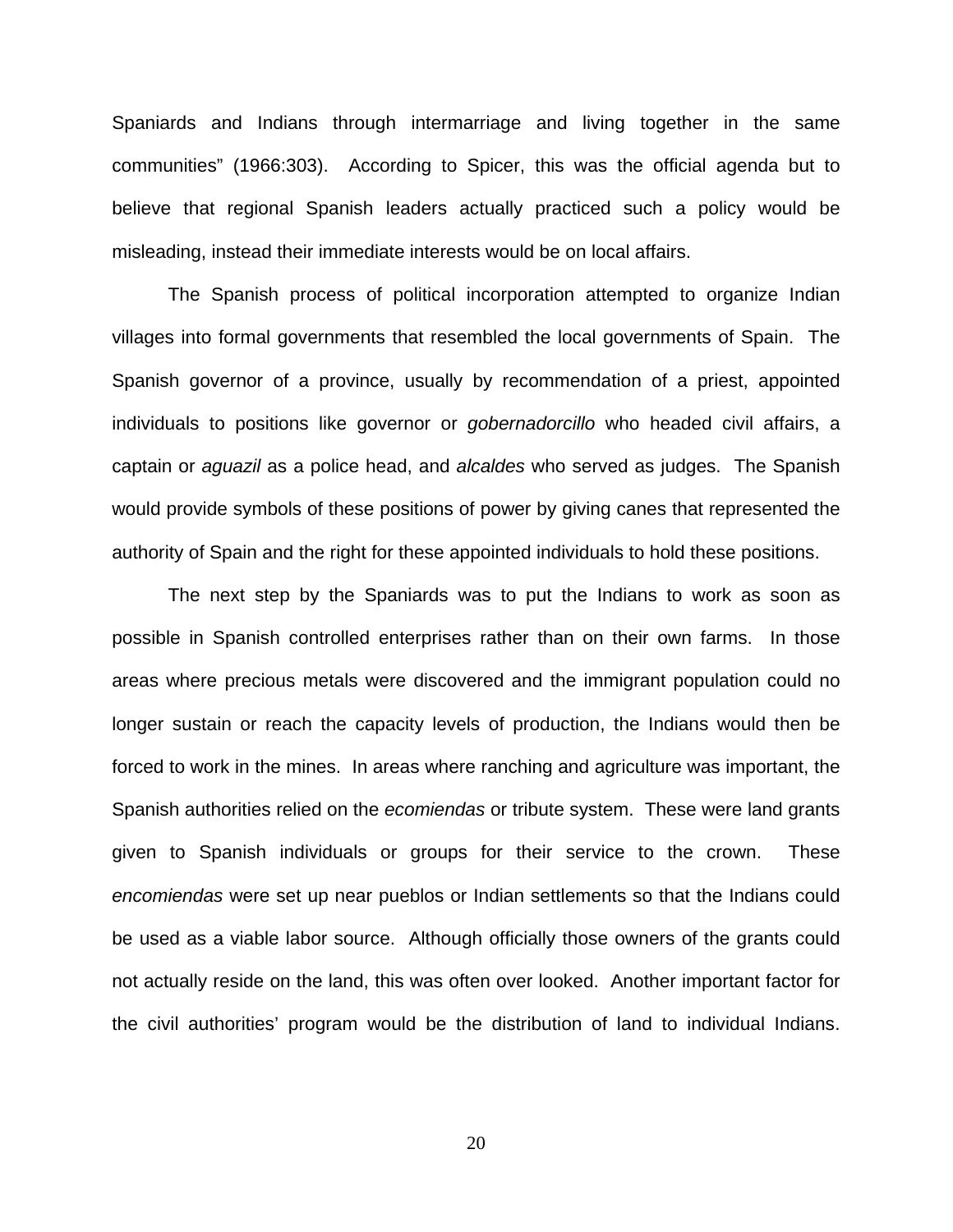Spaniards and Indians through intermarriage and living together in the same communities" (1966:303). According to Spicer, this was the official agenda but to believe that regional Spanish leaders actually practiced such a policy would be misleading, instead their immediate interests would be on local affairs.

The Spanish process of political incorporation attempted to organize Indian villages into formal governments that resembled the local governments of Spain. The Spanish governor of a province, usually by recommendation of a priest, appointed individuals to positions like governor or *gobernadorcillo* who headed civil affairs, a captain or *aguazil* as a police head, and *alcaldes* who served as judges. The Spanish would provide symbols of these positions of power by giving canes that represented the authority of Spain and the right for these appointed individuals to hold these positions.

The next step by the Spaniards was to put the Indians to work as soon as possible in Spanish controlled enterprises rather than on their own farms. In those areas where precious metals were discovered and the immigrant population could no longer sustain or reach the capacity levels of production, the Indians would then be forced to work in the mines. In areas where ranching and agriculture was important, the Spanish authorities relied on the *ecomiendas* or tribute system. These were land grants given to Spanish individuals or groups for their service to the crown. These *encomiendas* were set up near pueblos or Indian settlements so that the Indians could be used as a viable labor source. Although officially those owners of the grants could not actually reside on the land, this was often over looked. Another important factor for the civil authorities' program would be the distribution of land to individual Indians.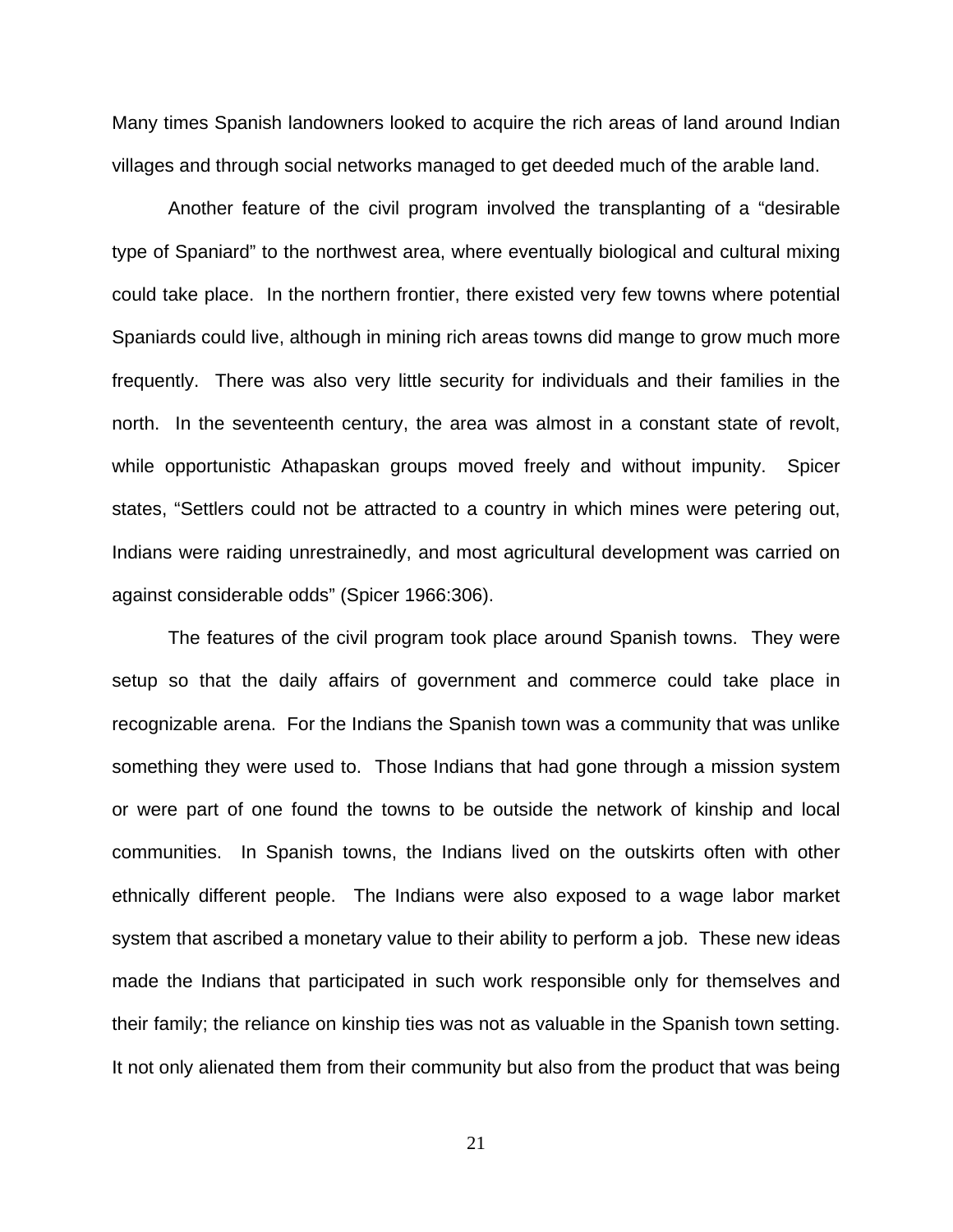Many times Spanish landowners looked to acquire the rich areas of land around Indian villages and through social networks managed to get deeded much of the arable land.

Another feature of the civil program involved the transplanting of a "desirable type of Spaniard" to the northwest area, where eventually biological and cultural mixing could take place. In the northern frontier, there existed very few towns where potential Spaniards could live, although in mining rich areas towns did mange to grow much more frequently. There was also very little security for individuals and their families in the north. In the seventeenth century, the area was almost in a constant state of revolt, while opportunistic Athapaskan groups moved freely and without impunity. Spicer states, "Settlers could not be attracted to a country in which mines were petering out, Indians were raiding unrestrainedly, and most agricultural development was carried on against considerable odds" (Spicer 1966:306).

The features of the civil program took place around Spanish towns. They were setup so that the daily affairs of government and commerce could take place in recognizable arena. For the Indians the Spanish town was a community that was unlike something they were used to. Those Indians that had gone through a mission system or were part of one found the towns to be outside the network of kinship and local communities. In Spanish towns, the Indians lived on the outskirts often with other ethnically different people. The Indians were also exposed to a wage labor market system that ascribed a monetary value to their ability to perform a job. These new ideas made the Indians that participated in such work responsible only for themselves and their family; the reliance on kinship ties was not as valuable in the Spanish town setting. It not only alienated them from their community but also from the product that was being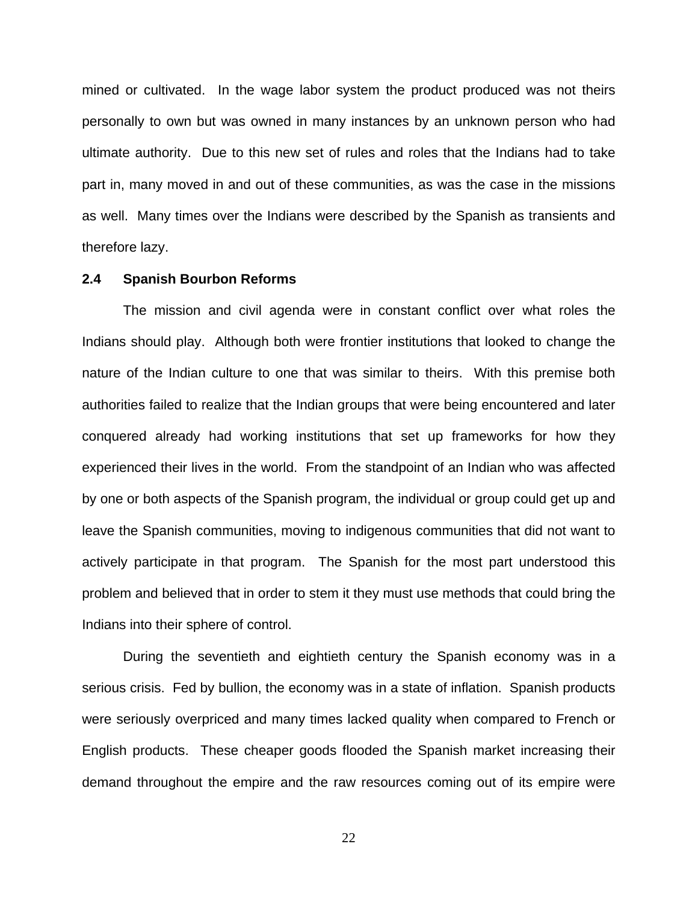mined or cultivated. In the wage labor system the product produced was not theirs personally to own but was owned in many instances by an unknown person who had ultimate authority. Due to this new set of rules and roles that the Indians had to take part in, many moved in and out of these communities, as was the case in the missions as well. Many times over the Indians were described by the Spanish as transients and therefore lazy.

### 2.4 Spanish Bourbon Reforms

The mission and civil agenda were in constant conflict over what roles the Indians should play. Although both were frontier institutions that looked to change the nature of the Indian culture to one that was similar to theirs. With this premise both authorities failed to realize that the Indian groups that were being encountered and later conquered already had working institutions that set up frameworks for how they experienced their lives in the world. From the standpoint of an Indian who was affected by one or both aspects of the Spanish program, the individual or group could get up and leave the Spanish communities, moving to indigenous communities that did not want to actively participate in that program. The Spanish for the most part understood this problem and believed that in order to stem it they must use methods that could bring the Indians into their sphere of control.

During the seventieth and eightieth century the Spanish economy was in a serious crisis. Fed by bullion, the economy was in a state of inflation. Spanish products were seriously overpriced and many times lacked quality when compared to French or English products. These cheaper goods flooded the Spanish market increasing their demand throughout the empire and the raw resources coming out of its empire were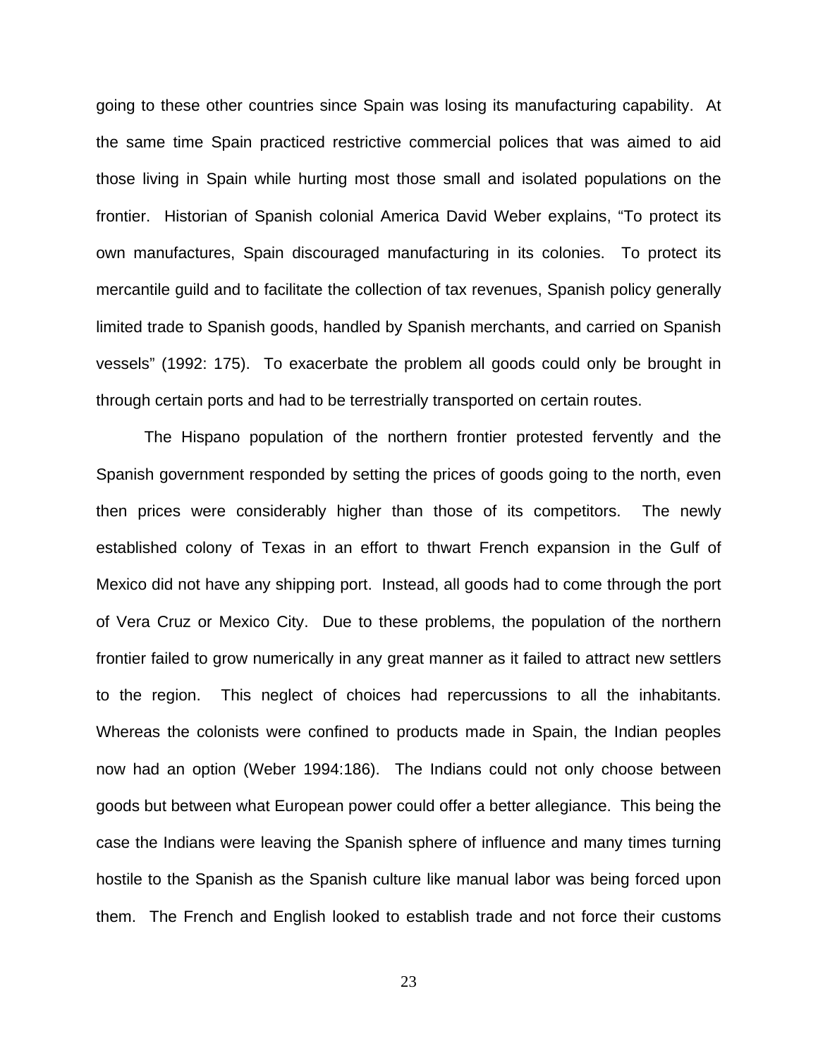going to these other countries since Spain was losing its manufacturing capability. At the same time Spain practiced restrictive commercial polices that was aimed to aid those living in Spain while hurting most those small and isolated populations on the frontier. Historian of Spanish colonial America David Weber explains, "To protect its own manufactures, Spain discouraged manufacturing in its colonies. To protect its mercantile guild and to facilitate the collection of tax revenues, Spanish policy generally limited trade to Spanish goods, handled by Spanish merchants, and carried on Spanish vessels" (1992: 175). To exacerbate the problem all goods could only be brought in through certain ports and had to be terrestrially transported on certain routes.

The Hispano population of the northern frontier protested fervently and the Spanish government responded by setting the prices of goods going to the north, even then prices were considerably higher than those of its competitors. The newly established colony of Texas in an effort to thwart French expansion in the Gulf of Mexico did not have any shipping port. Instead, all goods had to come through the port of Vera Cruz or Mexico City. Due to these problems, the population of the northern frontier failed to grow numerically in any great manner as it failed to attract new settlers to the region. This neglect of choices had repercussions to all the inhabitants. Whereas the colonists were confined to products made in Spain, the Indian peoples now had an option (Weber 1994:186). The Indians could not only choose between goods but between what European power could offer a better allegiance. This being the case the Indians were leaving the Spanish sphere of influence and many times turning hostile to the Spanish as the Spanish culture like manual labor was being forced upon them. The French and English looked to establish trade and not force their customs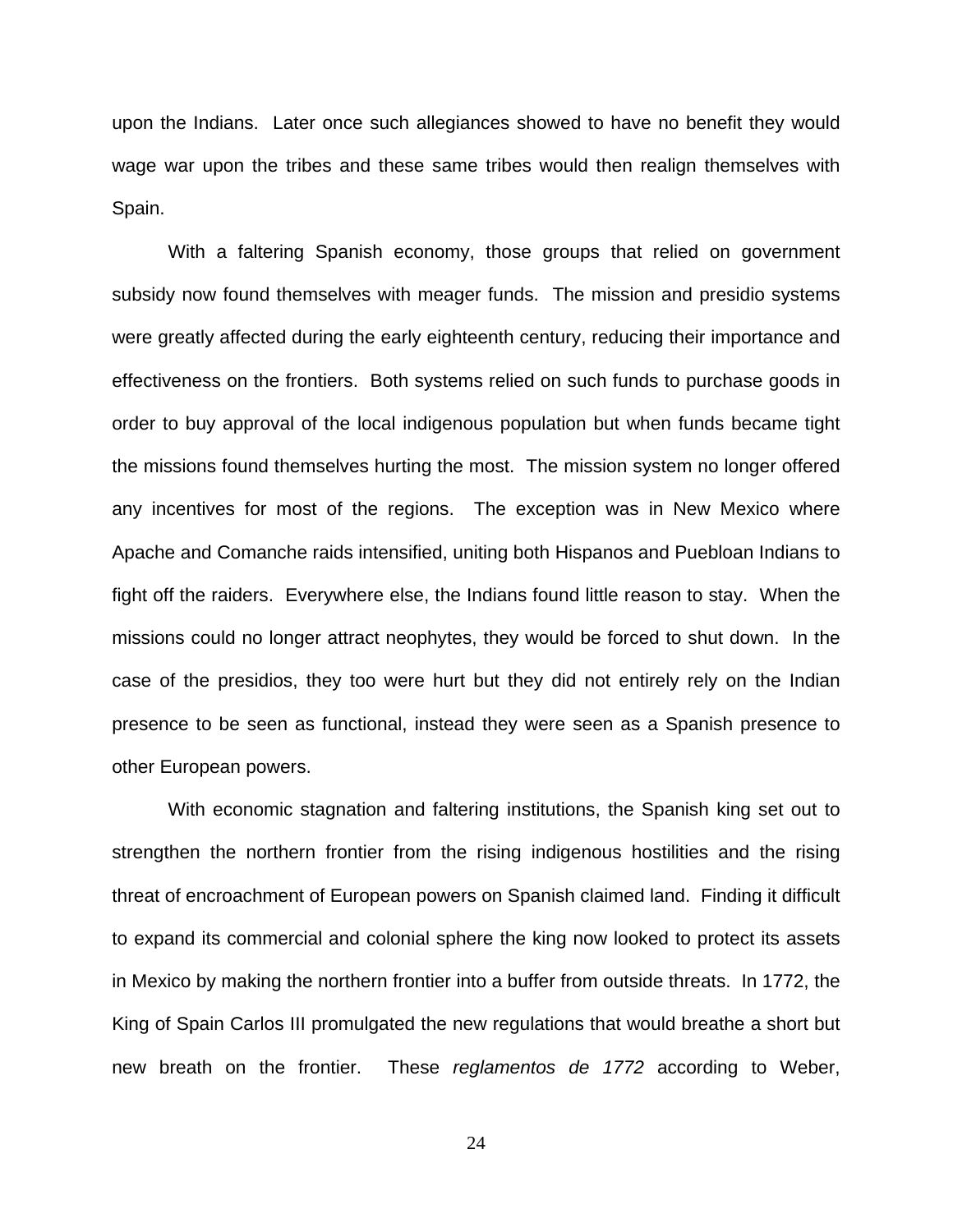upon the Indians. Later once such allegiances showed to have no benefit they would wage war upon the tribes and these same tribes would then realign themselves with Spain.

With a faltering Spanish economy, those groups that relied on government subsidy now found themselves with meager funds. The mission and presidio systems were greatly affected during the early eighteenth century, reducing their importance and effectiveness on the frontiers. Both systems relied on such funds to purchase goods in order to buy approval of the local indigenous population but when funds became tight the missions found themselves hurting the most. The mission system no longer offered any incentives for most of the regions. The exception was in New Mexico where Apache and Comanche raids intensified, uniting both Hispanos and Puebloan Indians to fight off the raiders. Everywhere else, the Indians found little reason to stay. When the missions could no longer attract neophytes, they would be forced to shut down. In the case of the presidios, they too were hurt but they did not entirely rely on the Indian presence to be seen as functional, instead they were seen as a Spanish presence to other European powers.

With economic stagnation and faltering institutions, the Spanish king set out to strengthen the northern frontier from the rising indigenous hostilities and the rising threat of encroachment of European powers on Spanish claimed land. Finding it difficult to expand its commercial and colonial sphere the king now looked to protect its assets in Mexico by making the northern frontier into a buffer from outside threats. In 1772, the King of Spain Carlos III promulgated the new regulations that would breathe a short but new breath on the frontier. These *reglamentos de 1772* according to Weber,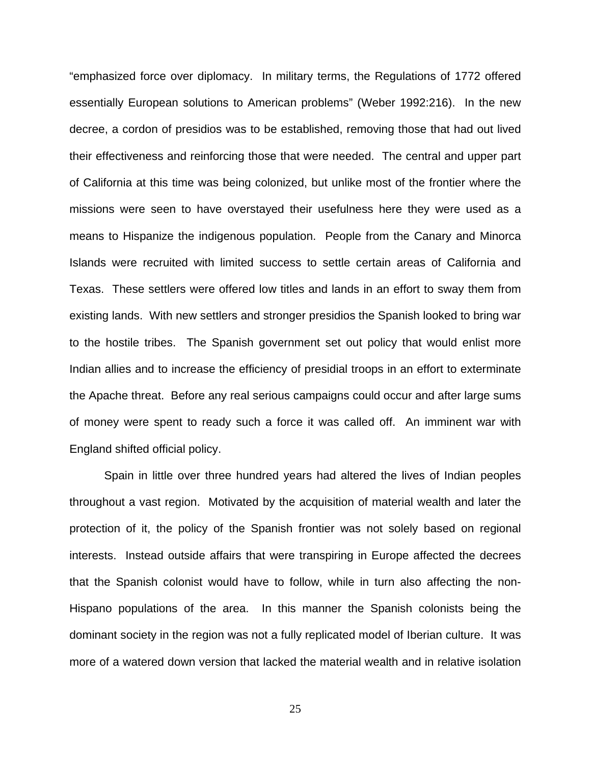"emphasized force over diplomacy. In military terms, the Regulations of 1772 offered essentially European solutions to American problems" (Weber 1992:216). In the new decree, a cordon of presidios was to be established, removing those that had out lived their effectiveness and reinforcing those that were needed. The central and upper part of California at this time was being colonized, but unlike most of the frontier where the missions were seen to have overstayed their usefulness here they were used as a means to Hispanize the indigenous population. People from the Canary and Minorca Islands were recruited with limited success to settle certain areas of California and Texas. These settlers were offered low titles and lands in an effort to sway them from existing lands. With new settlers and stronger presidios the Spanish looked to bring war to the hostile tribes. The Spanish government set out policy that would enlist more Indian allies and to increase the efficiency of presidial troops in an effort to exterminate the Apache threat. Before any real serious campaigns could occur and after large sums of money were spent to ready such a force it was called off. An imminent war with England shifted official policy.

Spain in little over three hundred years had altered the lives of Indian peoples throughout a vast region. Motivated by the acquisition of material wealth and later the protection of it, the policy of the Spanish frontier was not solely based on regional interests. Instead outside affairs that were transpiring in Europe affected the decrees that the Spanish colonist would have to follow, while in turn also affecting the non-Hispano populations of the area. In this manner the Spanish colonists being the dominant society in the region was not a fully replicated model of Iberian culture. It was more of a watered down version that lacked the material wealth and in relative isolation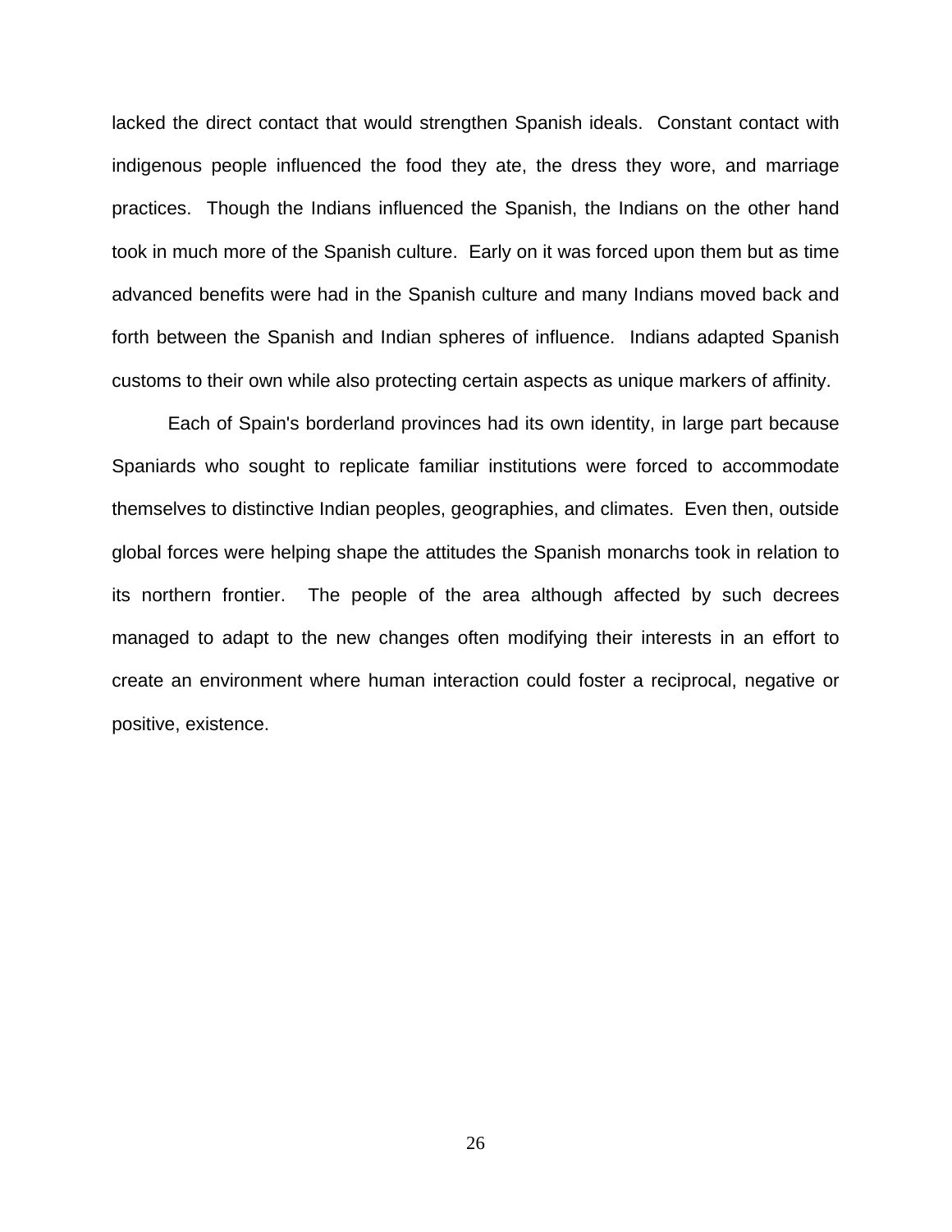lacked the direct contact that would strengthen Spanish ideals. Constant contact with indigenous people influenced the food they ate, the dress they wore, and marriage practices. Though the Indians influenced the Spanish, the Indians on the other hand took in much more of the Spanish culture. Early on it was forced upon them but as time advanced benefits were had in the Spanish culture and many Indians moved back and forth between the Spanish and Indian spheres of influence. Indians adapted Spanish customs to their own while also protecting certain aspects as unique markers of affinity.

Each of Spain's borderland provinces had its own identity, in large part because Spaniards who sought to replicate familiar institutions were forced to accommodate themselves to distinctive Indian peoples, geographies, and climates. Even then, outside global forces were helping shape the attitudes the Spanish monarchs took in relation to its northern frontier. The people of the area although affected by such decrees managed to adapt to the new changes often modifying their interests in an effort to create an environment where human interaction could foster a reciprocal, negative or positive, existence.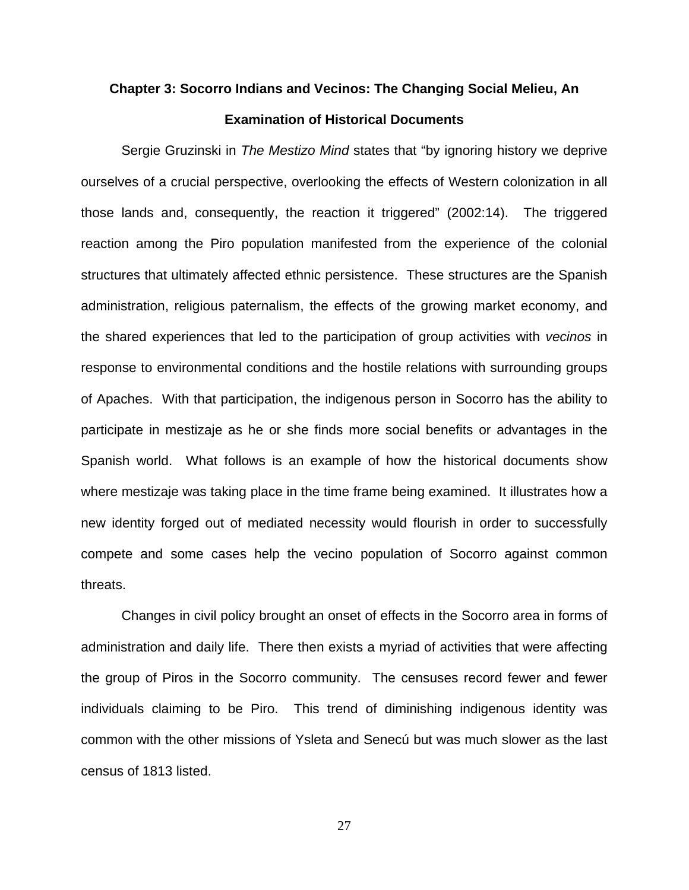## Chapter 3: Socorro Indians and Vecinos: The Changing Social Melieu, An Examination of Historical Documents

Sergie Gruzinski in *The Mestizo Mind* states that "by ignoring history we deprive ourselves of a crucial perspective, overlooking the effects of Western colonization in all those lands and, consequently, the reaction it triggered" (2002:14). The triggered reaction among the Piro population manifested from the experience of the colonial structures that ultimately affected ethnic persistence. These structures are the Spanish administration, religious paternalism, the effects of the growing market economy, and the shared experiences that led to the participation of group activities with *vecinos* in response to environmental conditions and the hostile relations with surrounding groups of Apaches. With that participation, the indigenous person in Socorro has the ability to participate in mestizaje as he or she finds more social benefits or advantages in the Spanish world. What follows is an example of how the historical documents show where mestizaje was taking place in the time frame being examined. It illustrates how a new identity forged out of mediated necessity would flourish in order to successfully compete and some cases help the vecino population of Socorro against common threats.

Changes in civil policy brought an onset of effects in the Socorro area in forms of administration and daily life. There then exists a myriad of activities that were affecting the group of Piros in the Socorro community. The censuses record fewer and fewer individuals claiming to be Piro. This trend of diminishing indigenous identity was common with the other missions of Ysleta and Senecú but was much slower as the last census of 1813 listed.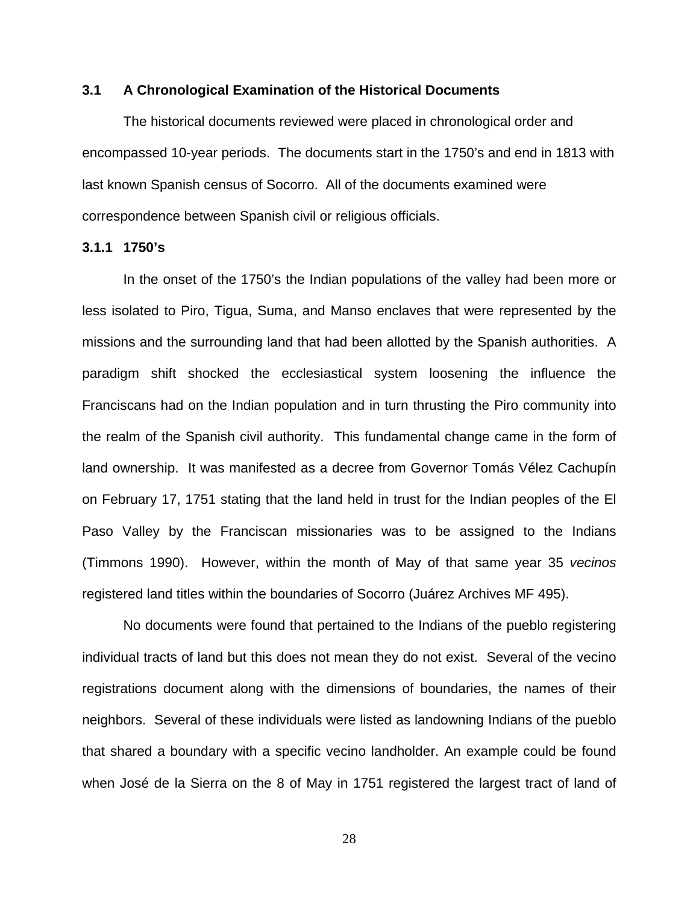## 3.1 A Chronological Examination of the Historical Documents

The historical documents reviewed were placed in chronological order and encompassed 10-year periods. The documents start in the 1750's and end in 1813 with last known Spanish census of Socorro. All of the documents examined were correspondence between Spanish civil or religious officials.

### 3.1.1 1750's

In the onset of the 1750's the Indian populations of the valley had been more or less isolated to Piro, Tigua, Suma, and Manso enclaves that were represented by the missions and the surrounding land that had been allotted by the Spanish authorities. A paradigm shift shocked the ecclesiastical system loosening the influence the Franciscans had on the Indian population and in turn thrusting the Piro community into the realm of the Spanish civil authority. This fundamental change came in the form of land ownership. It was manifested as a decree from Governor Tomás Vélez Cachupín on February 17, 1751 stating that the land held in trust for the Indian peoples of the El Paso Valley by the Franciscan missionaries was to be assigned to the Indians (Timmons 1990). However, within the month of May of that same year 35 *vecinos* registered land titles within the boundaries of Socorro (Juárez Archives MF 495).

No documents were found that pertained to the Indians of the pueblo registering individual tracts of land but this does not mean they do not exist. Several of the vecino registrations document along with the dimensions of boundaries, the names of their neighbors. Several of these individuals were listed as landowning Indians of the pueblo that shared a boundary with a specific vecino landholder. An example could be found when José de la Sierra on the 8 of May in 1751 registered the largest tract of land of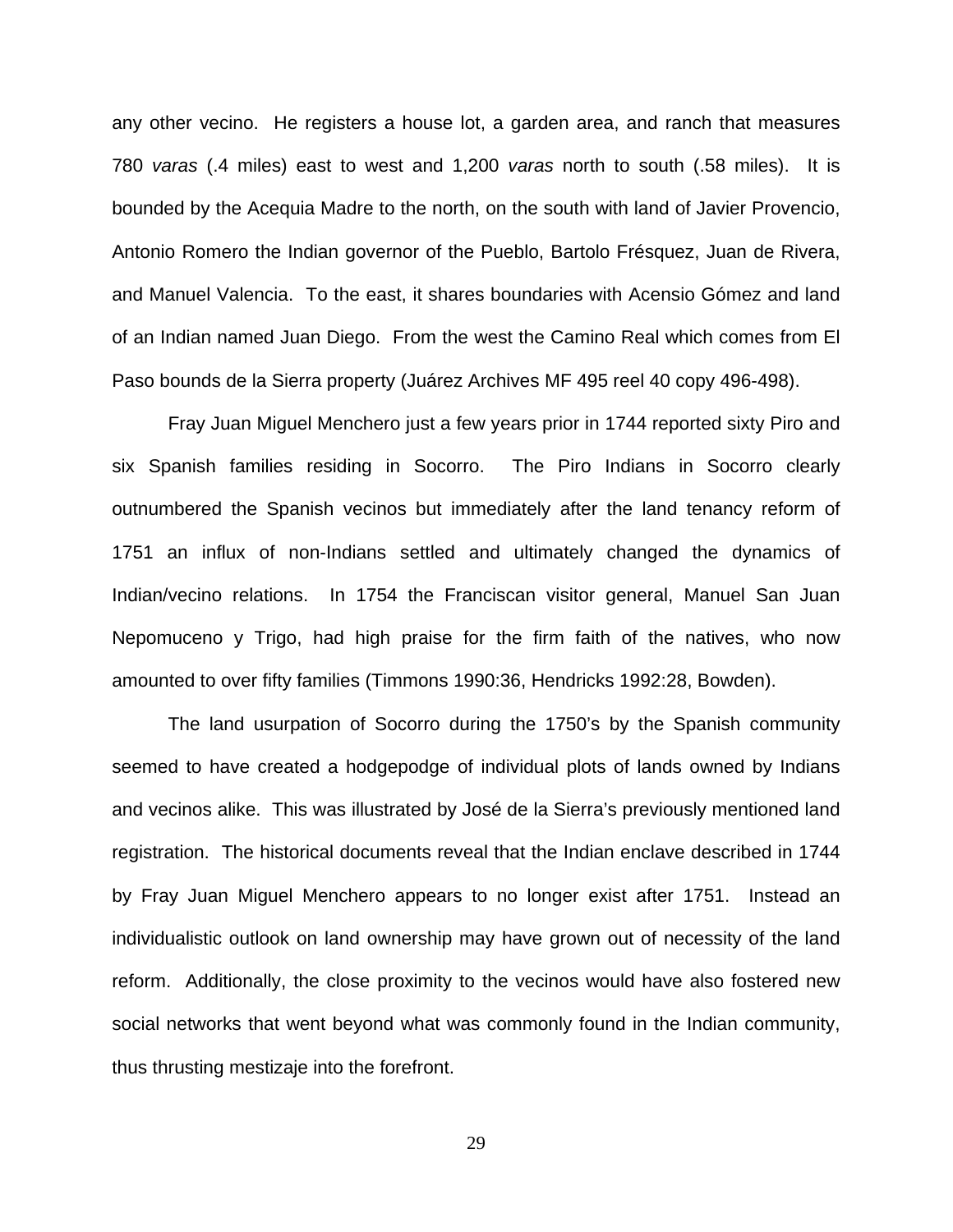any other vecino. He registers a house lot, a garden area, and ranch that measures 780 *varas* (.4 miles) east to west and 1,200 *varas* north to south (.58 miles). It is bounded by the Acequia Madre to the north, on the south with land of Javier Provencio, Antonio Romero the Indian governor of the Pueblo, Bartolo Frésquez, Juan de Rivera, and Manuel Valencia. To the east, it shares boundaries with Acensio Gómez and land of an Indian named Juan Diego. From the west the Camino Real which comes from El Paso bounds de la Sierra property (Juárez Archives MF 495 reel 40 copy 496-498).

Fray Juan Miguel Menchero just a few years prior in 1744 reported sixty Piro and six Spanish families residing in Socorro. The Piro Indians in Socorro clearly outnumbered the Spanish vecinos but immediately after the land tenancy reform of 1751 an influx of non-Indians settled and ultimately changed the dynamics of Indian/vecino relations. In 1754 the Franciscan visitor general, Manuel San Juan Nepomuceno y Trigo, had high praise for the firm faith of the natives, who now amounted to over fifty families (Timmons 1990:36, Hendricks 1992:28, Bowden).

The land usurpation of Socorro during the 1750's by the Spanish community seemed to have created a hodgepodge of individual plots of lands owned by Indians and vecinos alike. This was illustrated by José de la Sierra's previously mentioned land registration. The historical documents reveal that the Indian enclave described in 1744 by Fray Juan Miguel Menchero appears to no longer exist after 1751. Instead an individualistic outlook on land ownership may have grown out of necessity of the land reform. Additionally, the close proximity to the vecinos would have also fostered new social networks that went beyond what was commonly found in the Indian community, thus thrusting mestizaje into the forefront.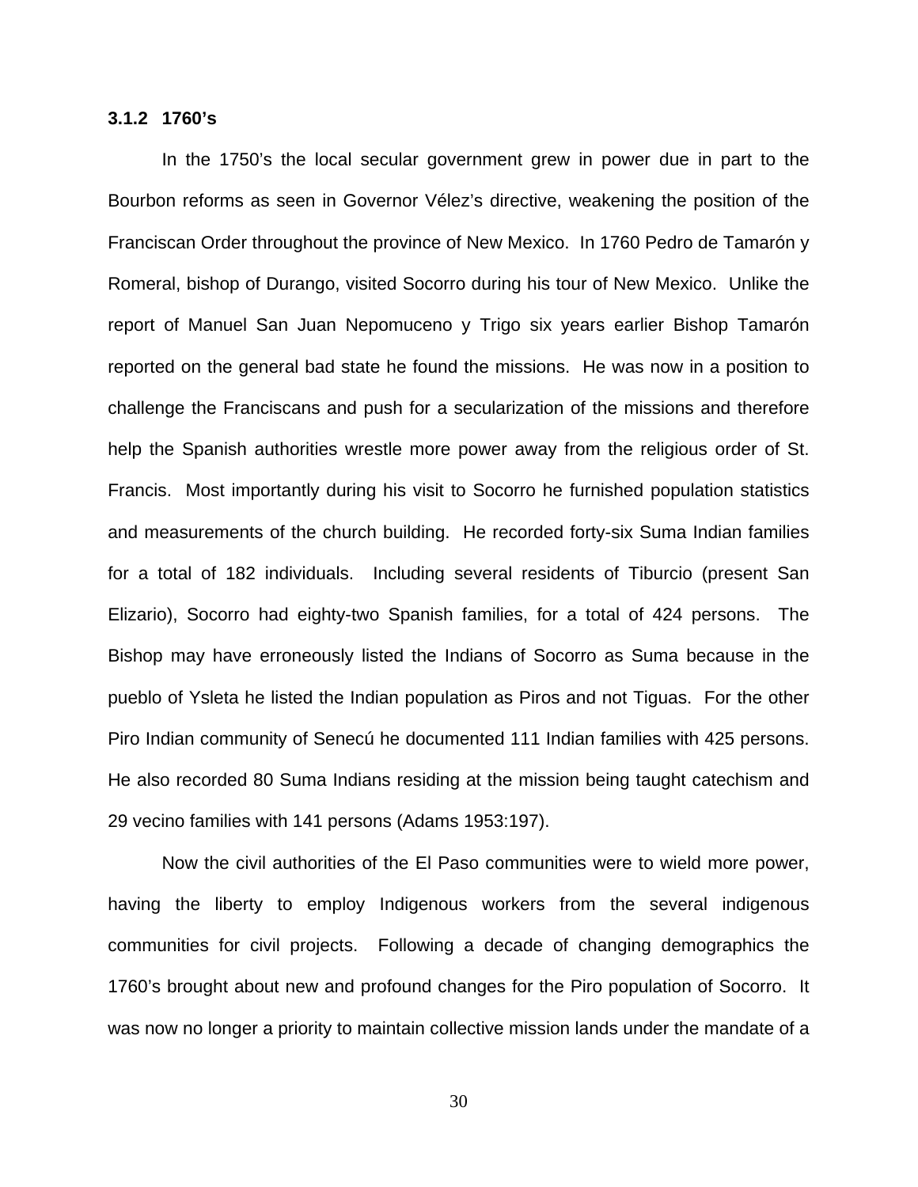### 3.1.2 1760's

In the 1750's the local secular government grew in power due in part to the Bourbon reforms as seen in Governor Vélez's directive, weakening the position of the Franciscan Order throughout the province of New Mexico. In 1760 Pedro de Tamarón y Romeral, bishop of Durango, visited Socorro during his tour of New Mexico. Unlike the report of Manuel San Juan Nepomuceno y Trigo six years earlier Bishop Tamarón reported on the general bad state he found the missions. He was now in a position to challenge the Franciscans and push for a secularization of the missions and therefore help the Spanish authorities wrestle more power away from the religious order of St. Francis. Most importantly during his visit to Socorro he furnished population statistics and measurements of the church building. He recorded forty-six Suma Indian families for a total of 182 individuals. Including several residents of Tiburcio (present San Elizario), Socorro had eighty-two Spanish families, for a total of 424 persons. The Bishop may have erroneously listed the Indians of Socorro as Suma because in the pueblo of Ysleta he listed the Indian population as Piros and not Tiguas. For the other Piro Indian community of Senecú he documented 111 Indian families with 425 persons. He also recorded 80 Suma Indians residing at the mission being taught catechism and 29 vecino families with 141 persons (Adams 1953:197).

Now the civil authorities of the El Paso communities were to wield more power, having the liberty to employ Indigenous workers from the several indigenous communities for civil projects. Following a decade of changing demographics the 1760's brought about new and profound changes for the Piro population of Socorro. It was now no longer a priority to maintain collective mission lands under the mandate of a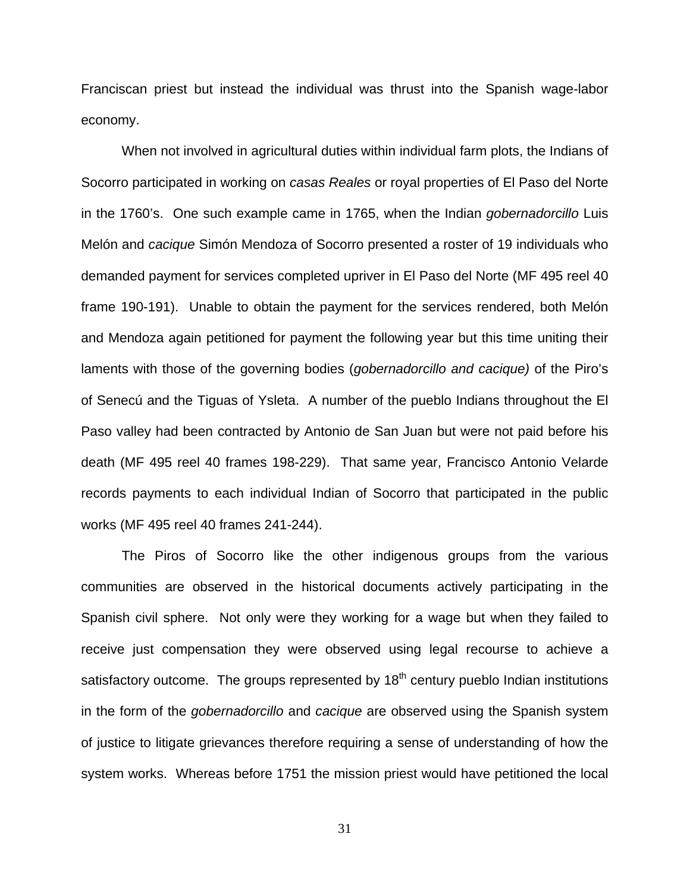Franciscan priest but instead the individual was thrust into the Spanish wage-labor economy.

When not involved in agricultural duties within individual farm plots, the Indians of Socorro participated in working on *casas Reales* or royal properties of El Paso del Norte in the 1760's. One such example came in 1765, when the Indian *gobernadorcillo* Luis Melón and *cacique* Simón Mendoza of Socorro presented a roster of 19 individuals who demanded payment for services completed upriver in El Paso del Norte (MF 495 reel 40 frame 190-191). Unable to obtain the payment for the services rendered, both Melón and Mendoza again petitioned for payment the following year but this time uniting their laments with those of the governing bodies (*gobernadorcillo and cacique)* of the Piro's of Senecú and the Tiguas of Ysleta. A number of the pueblo Indians throughout the El Paso valley had been contracted by Antonio de San Juan but were not paid before his death (MF 495 reel 40 frames 198-229). That same year, Francisco Antonio Velarde records payments to each individual Indian of Socorro that participated in the public works (MF 495 reel 40 frames 241-244).

The Piros of Socorro like the other indigenous groups from the various communities are observed in the historical documents actively participating in the Spanish civil sphere. Not only were they working for a wage but when they failed to receive just compensation they were observed using legal recourse to achieve a satisfactory outcome. The groups represented by 18th century pueblo Indian institutions in the form of the *gobernadorcillo* and *cacique* are observed using the Spanish system of justice to litigate grievances therefore requiring a sense of understanding of how the system works. Whereas before 1751 the mission priest would have petitioned the local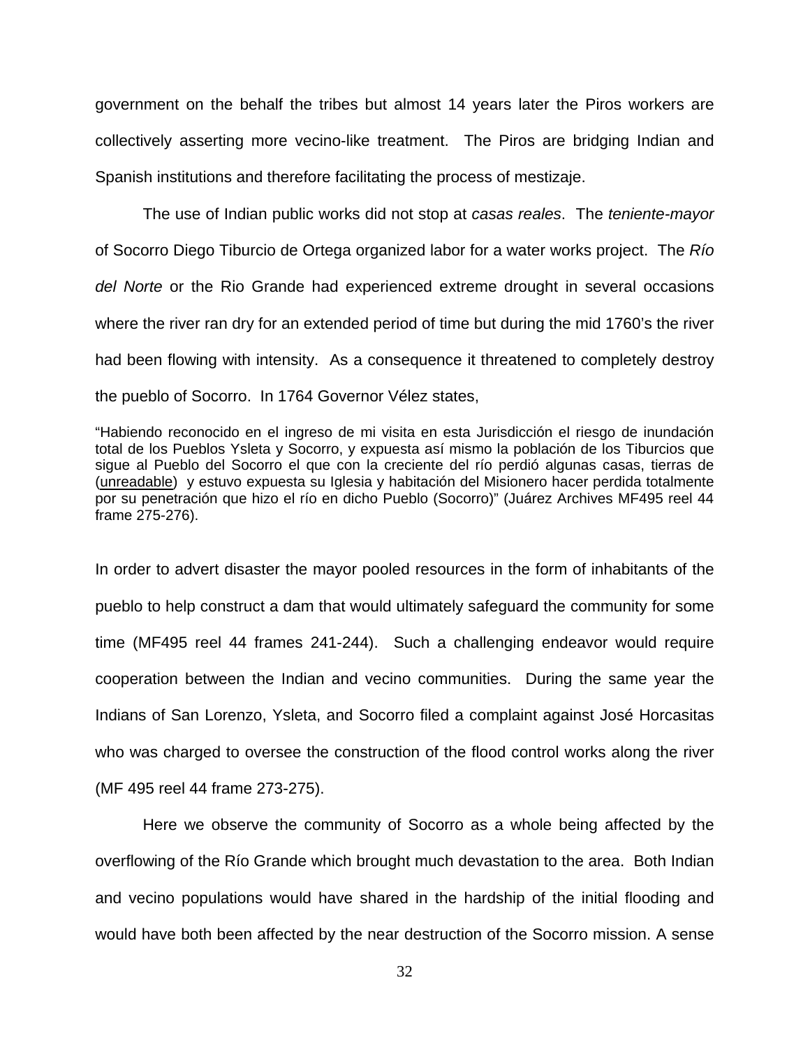government on the behalf the tribes but almost 14 years later the Piros workers are collectively asserting more vecino-like treatment. The Piros are bridging Indian and Spanish institutions and therefore facilitating the process of mestizaje.

The use of Indian public works did not stop at *casas reales*. The *teniente-mayor* of Socorro Diego Tiburcio de Ortega organized labor for a water works project. The *Río del Norte* or the Rio Grande had experienced extreme drought in several occasions where the river ran dry for an extended period of time but during the mid 1760's the river had been flowing with intensity. As a consequence it threatened to completely destroy the pueblo of Socorro. In 1764 Governor Vélez states,

> "Habiendo reconocido en el ingreso de mi visita en esta Jurisdicción el riesgo de inundación total de los Pueblos Ysleta y Socorro, y expuesta así mismo la población de los Tiburcios que sigue al Pueblo del Socorro el que con la creciente del río perdió algunas casas, tierras de (unreadable) y estuvo expuesta su Iglesia y habitación del Misionero hacer perdida totalmente por su penetración que hizo el río en dicho Pueblo (Socorro)" (Juárez Archives MF495 reel 44 frame 275-276).

In order to advert disaster the mayor pooled resources in the form of inhabitants of the pueblo to help construct a dam that would ultimately safeguard the community for some time (MF495 reel 44 frames 241-244). Such a challenging endeavor would require cooperation between the Indian and vecino communities. During the same year the Indians of San Lorenzo, Ysleta, and Socorro filed a complaint against José Horcasitas who was charged to oversee the construction of the flood control works along the river (MF 495 reel 44 frame 273-275).

Here we observe the community of Socorro as a whole being affected by the overflowing of the Río Grande which brought much devastation to the area. Both Indian and vecino populations would have shared in the hardship of the initial flooding and would have both been affected by the near destruction of the Socorro mission. A sense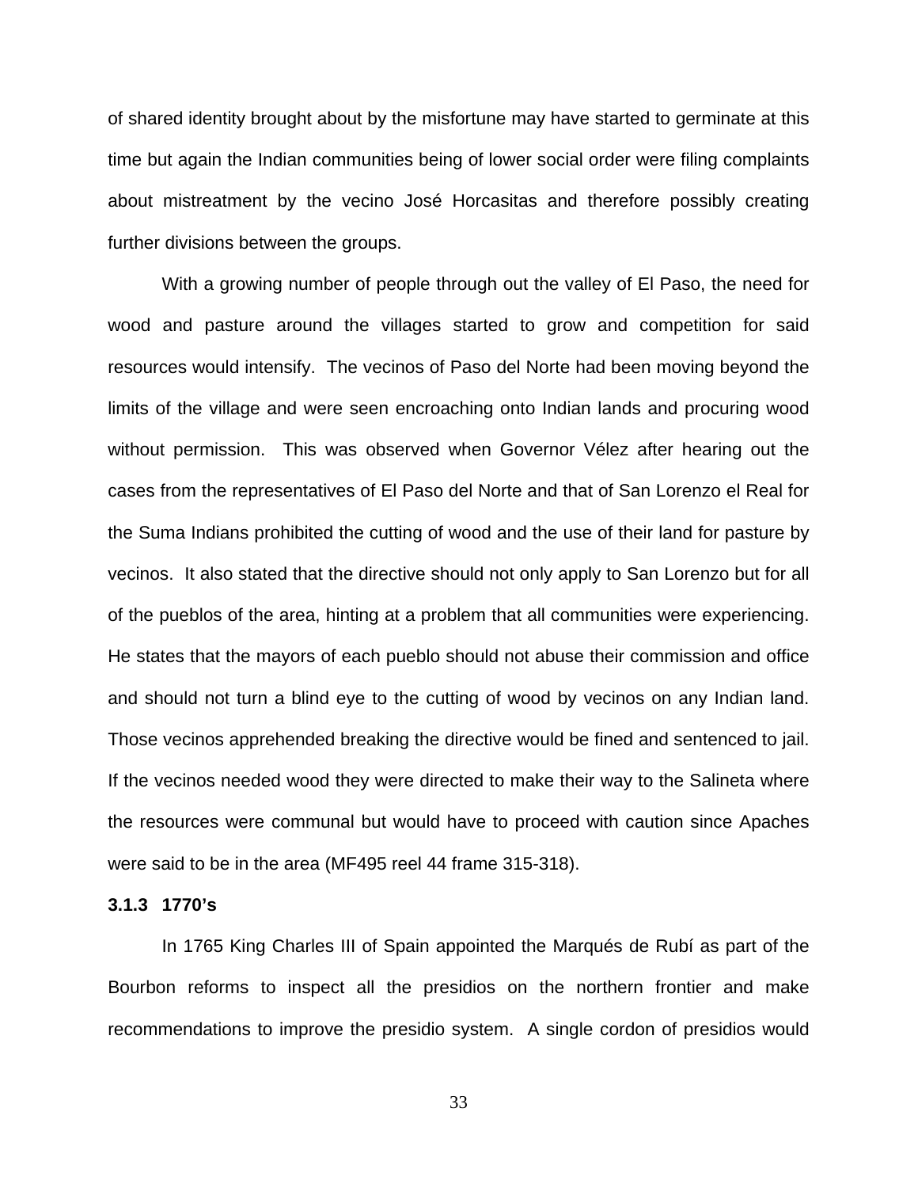of shared identity brought about by the misfortune may have started to germinate at this time but again the Indian communities being of lower social order were filing complaints about mistreatment by the vecino José Horcasitas and therefore possibly creating further divisions between the groups.

With a growing number of people through out the valley of El Paso, the need for wood and pasture around the villages started to grow and competition for said resources would intensify. The vecinos of Paso del Norte had been moving beyond the limits of the village and were seen encroaching onto Indian lands and procuring wood without permission. This was observed when Governor Vélez after hearing out the cases from the representatives of El Paso del Norte and that of San Lorenzo el Real for the Suma Indians prohibited the cutting of wood and the use of their land for pasture by vecinos. It also stated that the directive should not only apply to San Lorenzo but for all of the pueblos of the area, hinting at a problem that all communities were experiencing. He states that the mayors of each pueblo should not abuse their commission and office and should not turn a blind eye to the cutting of wood by vecinos on any Indian land. Those vecinos apprehended breaking the directive would be fined and sentenced to jail. If the vecinos needed wood they were directed to make their way to the Salineta where the resources were communal but would have to proceed with caution since Apaches were said to be in the area (MF495 reel 44 frame 315-318).

### 3.1.3 1770's

In 1765 King Charles III of Spain appointed the Marqués de Rubí as part of the Bourbon reforms to inspect all the presidios on the northern frontier and make recommendations to improve the presidio system. A single cordon of presidios would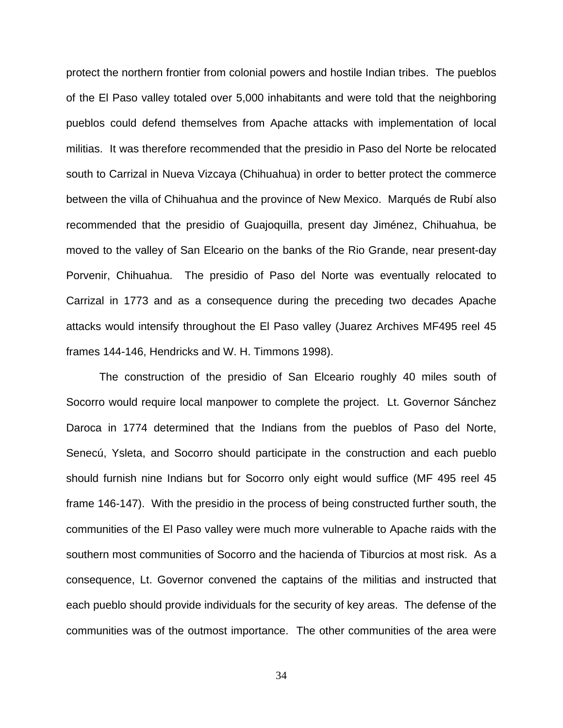protect the northern frontier from colonial powers and hostile Indian tribes. The pueblos of the El Paso valley totaled over 5,000 inhabitants and were told that the neighboring pueblos could defend themselves from Apache attacks with implementation of local militias. It was therefore recommended that the presidio in Paso del Norte be relocated south to Carrizal in Nueva Vizcaya (Chihuahua) in order to better protect the commerce between the villa of Chihuahua and the province of New Mexico. Marqués de Rubí also recommended that the presidio of Guajoquilla, present day Jiménez, Chihuahua, be moved to the valley of San Elceario on the banks of the Rio Grande, near present-day Porvenir, Chihuahua. The presidio of Paso del Norte was eventually relocated to Carrizal in 1773 and as a consequence during the preceding two decades Apache attacks would intensify throughout the El Paso valley (Juarez Archives MF495 reel 45 frames 144-146, Hendricks and W. H. Timmons 1998).

The construction of the presidio of San Elceario roughly 40 miles south of Socorro would require local manpower to complete the project. Lt. Governor Sánchez Daroca in 1774 determined that the Indians from the pueblos of Paso del Norte, Senecú, Ysleta, and Socorro should participate in the construction and each pueblo should furnish nine Indians but for Socorro only eight would suffice (MF 495 reel 45 frame 146-147). With the presidio in the process of being constructed further south, the communities of the El Paso valley were much more vulnerable to Apache raids with the southern most communities of Socorro and the hacienda of Tiburcios at most risk. As a consequence, Lt. Governor convened the captains of the militias and instructed that each pueblo should provide individuals for the security of key areas. The defense of the communities was of the outmost importance. The other communities of the area were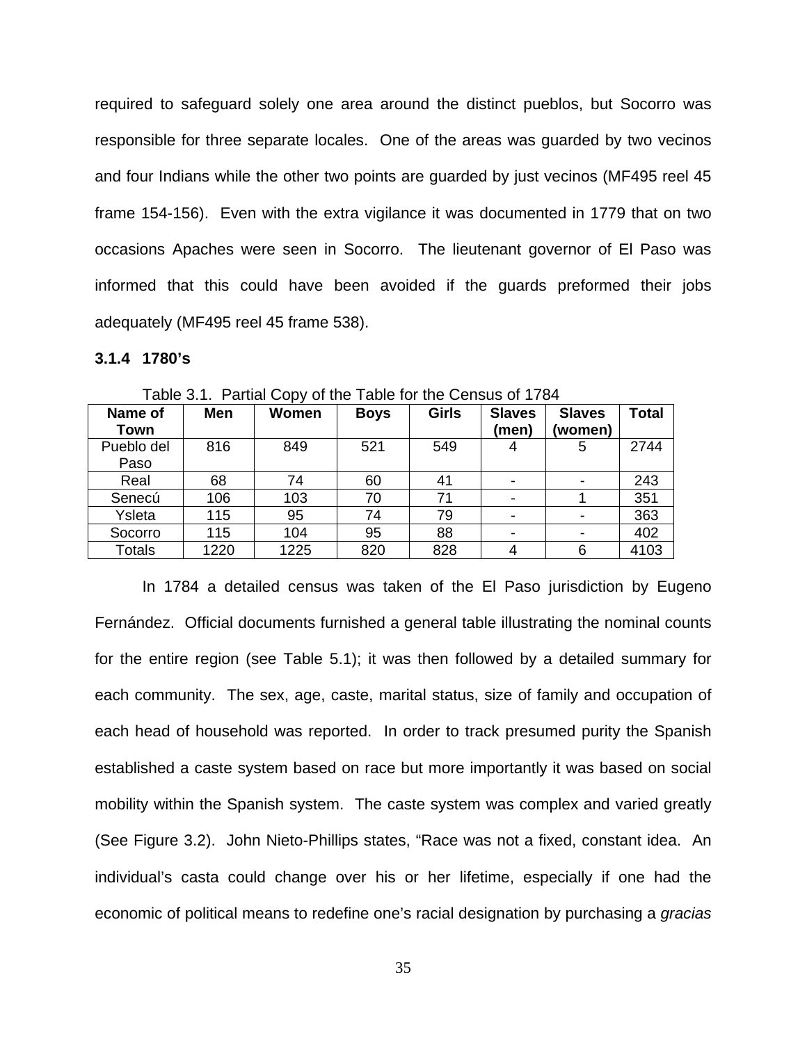required to safeguard solely one area around the distinct pueblos, but Socorro was responsible for three separate locales. One of the areas was guarded by two vecinos and four Indians while the other two points are guarded by just vecinos (MF495 reel 45 frame 154-156). Even with the extra vigilance it was documented in 1779 that on two occasions Apaches were seen in Socorro. The lieutenant governor of El Paso was informed that this could have been avoided if the guards preformed their jobs adequately (MF495 reel 45 frame 538).

### 3.1.4 1780's

Table 3.1. Partial Copy of the Table for the Census of 1784

| Name of Town | Men | Women | Boys | Girls | Slaves (men) | Slaves (women) | Total |
|---|---|---|---|---|---|---|---|
| Pueblo del Paso | 816 | 849 | 521 | 549 | 4 | 5 | 2744 |
| Real | 68 | 74 | 60 | 41 | - | - | 243 |
| Senecú | 106 | 103 | 70 | 71 | - | 1 | 351 |
| Ysleta | 115 | 95 | 74 | 79 | - | - | 363 |
| Socorro | 115 | 104 | 95 | 88 | - | - | 402 |
| Totals | 1220 | 1225 | 820 | 828 | 4 | 6 | 4103 |

In 1784 a detailed census was taken of the El Paso jurisdiction by Eugeno Fernández. Official documents furnished a general table illustrating the nominal counts for the entire region (see Table 5.1); it was then followed by a detailed summary for each community. The sex, age, caste, marital status, size of family and occupation of each head of household was reported. In order to track presumed purity the Spanish established a caste system based on race but more importantly it was based on social mobility within the Spanish system. The caste system was complex and varied greatly (See Figure 3.2). John Nieto-Phillips states, "Race was not a fixed, constant idea. An individual's casta could change over his or her lifetime, especially if one had the economic of political means to redefine one's racial designation by purchasing a *gracias*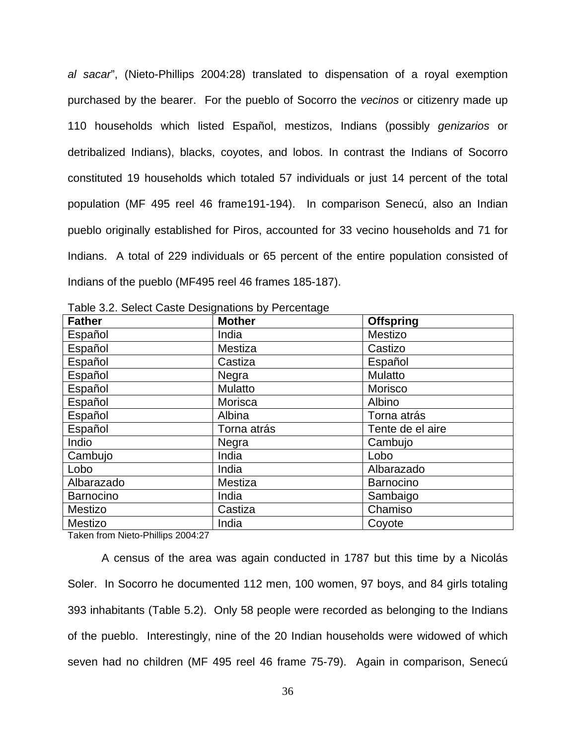*al sacar*", (Nieto-Phillips 2004:28) translated to dispensation of a royal exemption purchased by the bearer. For the pueblo of Socorro the *vecinos* or citizenry made up 110 households which listed Español, mestizos, Indians (possibly *genizarios* or detribalized Indians), blacks, coyotes, and lobos. In contrast the Indians of Socorro constituted 19 households which totaled 57 individuals or just 14 percent of the total population (MF 495 reel 46 frame191-194). In comparison Senecú, also an Indian pueblo originally established for Piros, accounted for 33 vecino households and 71 for Indians. A total of 229 individuals or 65 percent of the entire population consisted of Indians of the pueblo (MF495 reel 46 frames 185-187).

Table 3.2. Select Caste Designations by Percentage

| **Father** | **Mother** | **Offspring** |
|---|---|---|
| Español | India | Mestizo |
| Español | Mestiza | Castizo |
| Español | Castiza | Español |
| Español | Negra | Mulatto |
| Español | Mulatto | Morisco |
| Español | Morisca | Albino |
| Español | Albina | Torna atrás |
| Español | Torna atrás | Tente de el aire |
| Indio | Negra | Cambujo |
| Cambujo | India | Lobo |
| Lobo | India | Albarazado |
| Albarazado | Mestiza | Barnocino |
| Barnocino | India | Sambaigo |
| Mestizo | Castiza | Chamiso |
| Mestizo | India | Coyote |

Taken from Nieto-Phillips 2004:27

A census of the area was again conducted in 1787 but this time by a Nicolás Soler. In Socorro he documented 112 men, 100 women, 97 boys, and 84 girls totaling 393 inhabitants (Table 5.2). Only 58 people were recorded as belonging to the Indians of the pueblo. Interestingly, nine of the 20 Indian households were widowed of which seven had no children (MF 495 reel 46 frame 75-79). Again in comparison, Senecú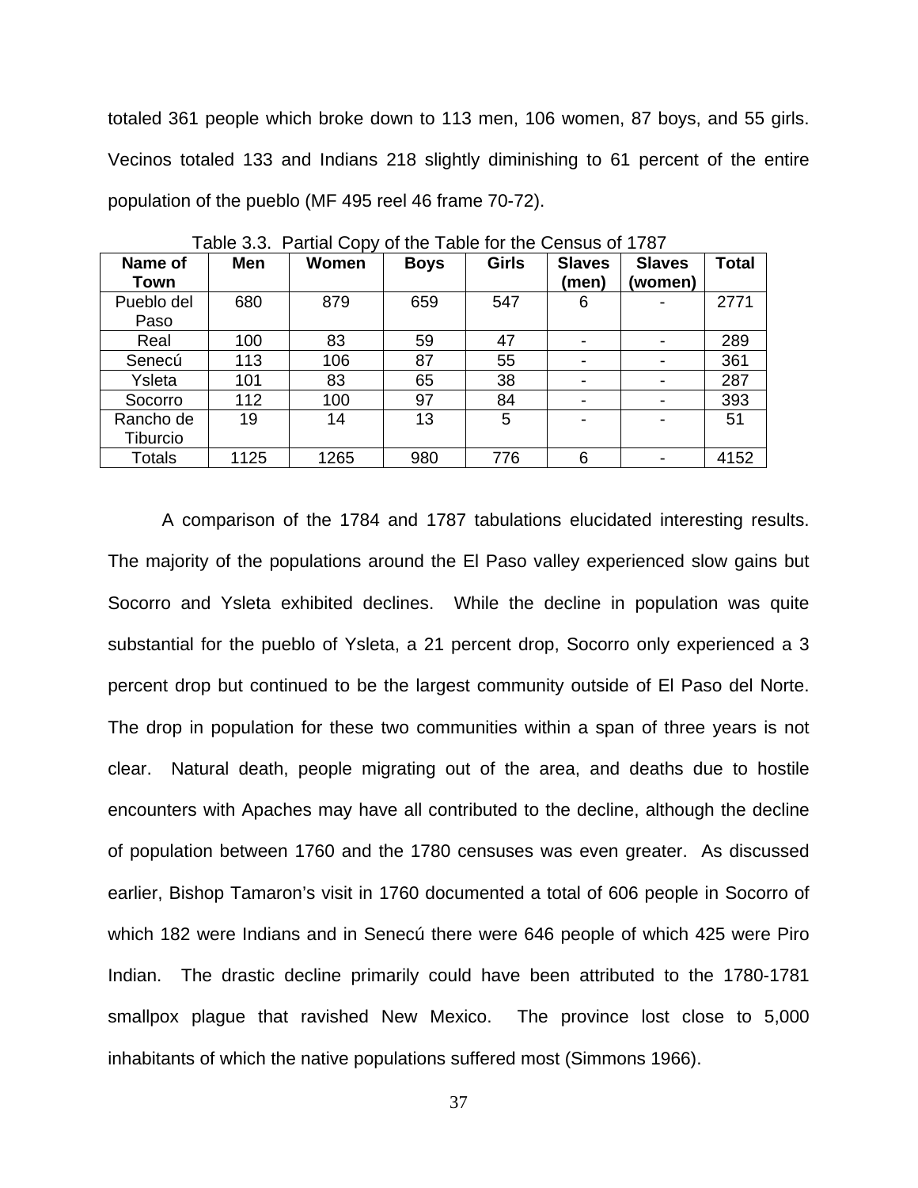totaled 361 people which broke down to 113 men, 106 women, 87 boys, and 55 girls. Vecinos totaled 133 and Indians 218 slightly diminishing to 61 percent of the entire population of the pueblo (MF 495 reel 46 frame 70-72).

Table 3.3. Partial Copy of the Table for the Census of 1787

| Name of Town | Men | Women | Boys | Girls | Slaves (men) | Slaves (women) | Total |
|---|---|---|---|---|---|---|---|
| Pueblo del Paso | 680 | 879 | 659 | 547 | 6 | - | 2771 |
| Real | 100 | 83 | 59 | 47 | - | - | 289 |
| Senecú | 113 | 106 | 87 | 55 | - | - | 361 |
| Ysleta | 101 | 83 | 65 | 38 | - | - | 287 |
| Socorro | 112 | 100 | 97 | 84 | - | - | 393 |
| Rancho de Tiburcio | 19 | 14 | 13 | 5 | - | - | 51 |
| Totals | 1125 | 1265 | 980 | 776 | 6 | - | 4152 |

A comparison of the 1784 and 1787 tabulations elucidated interesting results. The majority of the populations around the El Paso valley experienced slow gains but Socorro and Ysleta exhibited declines. While the decline in population was quite substantial for the pueblo of Ysleta, a 21 percent drop, Socorro only experienced a 3 percent drop but continued to be the largest community outside of El Paso del Norte. The drop in population for these two communities within a span of three years is not clear. Natural death, people migrating out of the area, and deaths due to hostile encounters with Apaches may have all contributed to the decline, although the decline of population between 1760 and the 1780 censuses was even greater. As discussed earlier, Bishop Tamaron's visit in 1760 documented a total of 606 people in Socorro of which 182 were Indians and in Senecú there were 646 people of which 425 were Piro Indian. The drastic decline primarily could have been attributed to the 1780-1781 smallpox plague that ravished New Mexico. The province lost close to 5,000 inhabitants of which the native populations suffered most (Simmons 1966).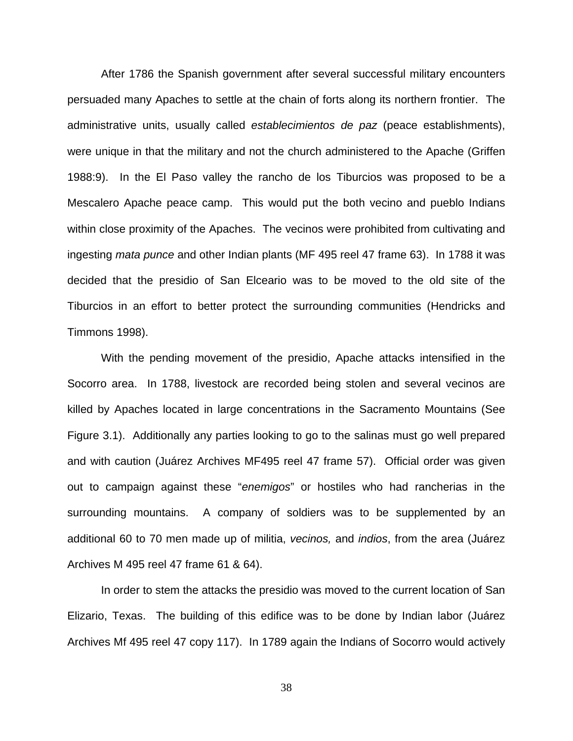After 1786 the Spanish government after several successful military encounters persuaded many Apaches to settle at the chain of forts along its northern frontier. The administrative units, usually called *establecimientos de paz* (peace establishments), were unique in that the military and not the church administered to the Apache (Griffen 1988:9). In the El Paso valley the rancho de los Tiburcios was proposed to be a Mescalero Apache peace camp. This would put the both vecino and pueblo Indians within close proximity of the Apaches. The vecinos were prohibited from cultivating and ingesting *mata punce* and other Indian plants (MF 495 reel 47 frame 63). In 1788 it was decided that the presidio of San Elceario was to be moved to the old site of the Tiburcios in an effort to better protect the surrounding communities (Hendricks and Timmons 1998).

With the pending movement of the presidio, Apache attacks intensified in the Socorro area. In 1788, livestock are recorded being stolen and several vecinos are killed by Apaches located in large concentrations in the Sacramento Mountains (See Figure 3.1). Additionally any parties looking to go to the salinas must go well prepared and with caution (Juárez Archives MF495 reel 47 frame 57). Official order was given out to campaign against these "*enemigos*" or hostiles who had rancherias in the surrounding mountains. A company of soldiers was to be supplemented by an additional 60 to 70 men made up of militia, *vecinos,* and *indios*, from the area (Juárez Archives M 495 reel 47 frame 61 & 64).

In order to stem the attacks the presidio was moved to the current location of San Elizario, Texas. The building of this edifice was to be done by Indian labor (Juárez Archives Mf 495 reel 47 copy 117). In 1789 again the Indians of Socorro would actively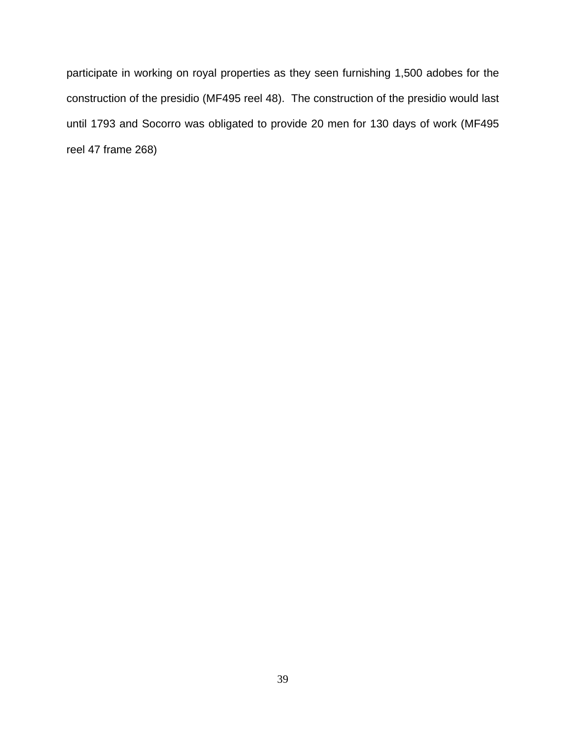participate in working on royal properties as they seen furnishing 1,500 adobes for the construction of the presidio (MF495 reel 48). The construction of the presidio would last until 1793 and Socorro was obligated to provide 20 men for 130 days of work (MF495 reel 47 frame 268)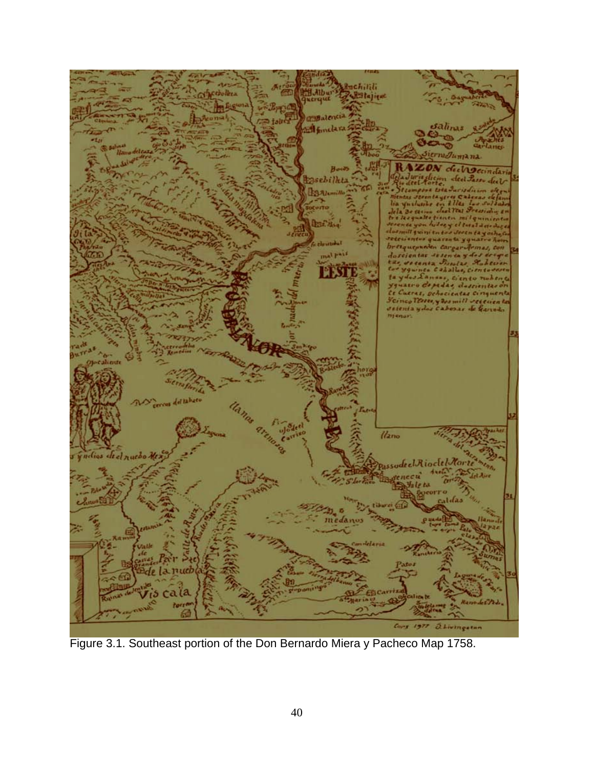Figure 3.1. Southeast portion of the Don Bernardo Miera y Pacheco Map 1758.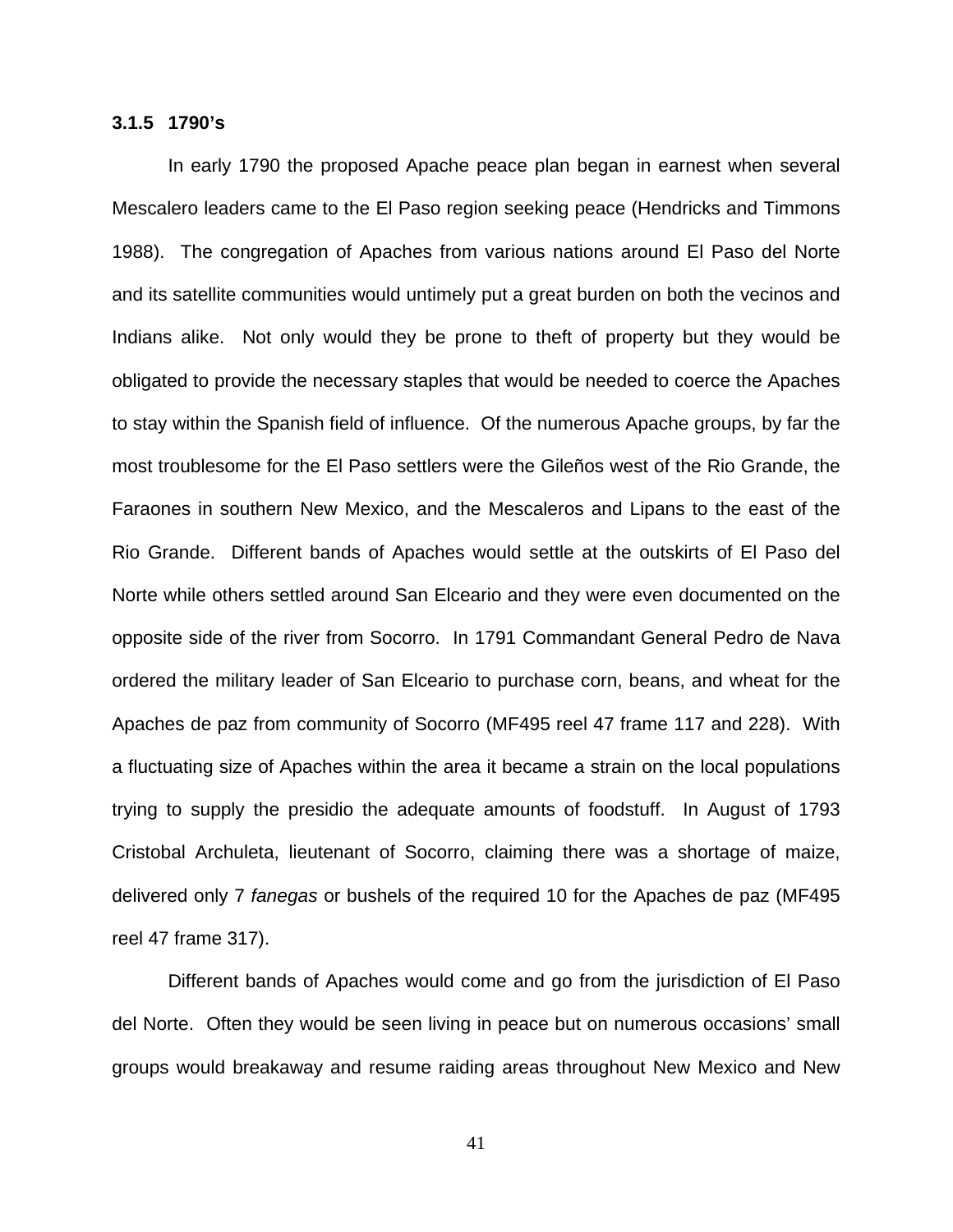### 3.1.5 1790's

In early 1790 the proposed Apache peace plan began in earnest when several Mescalero leaders came to the El Paso region seeking peace (Hendricks and Timmons 1988). The congregation of Apaches from various nations around El Paso del Norte and its satellite communities would untimely put a great burden on both the vecinos and Indians alike. Not only would they be prone to theft of property but they would be obligated to provide the necessary staples that would be needed to coerce the Apaches to stay within the Spanish field of influence. Of the numerous Apache groups, by far the most troublesome for the El Paso settlers were the Gileños west of the Rio Grande, the Faraones in southern New Mexico, and the Mescaleros and Lipans to the east of the Rio Grande. Different bands of Apaches would settle at the outskirts of El Paso del Norte while others settled around San Elceario and they were even documented on the opposite side of the river from Socorro. In 1791 Commandant General Pedro de Nava ordered the military leader of San Elceario to purchase corn, beans, and wheat for the Apaches de paz from community of Socorro (MF495 reel 47 frame 117 and 228). With a fluctuating size of Apaches within the area it became a strain on the local populations trying to supply the presidio the adequate amounts of foodstuff. In August of 1793 Cristobal Archuleta, lieutenant of Socorro, claiming there was a shortage of maize, delivered only 7 *fanegas* or bushels of the required 10 for the Apaches de paz (MF495 reel 47 frame 317).

Different bands of Apaches would come and go from the jurisdiction of El Paso del Norte. Often they would be seen living in peace but on numerous occasions' small groups would breakaway and resume raiding areas throughout New Mexico and New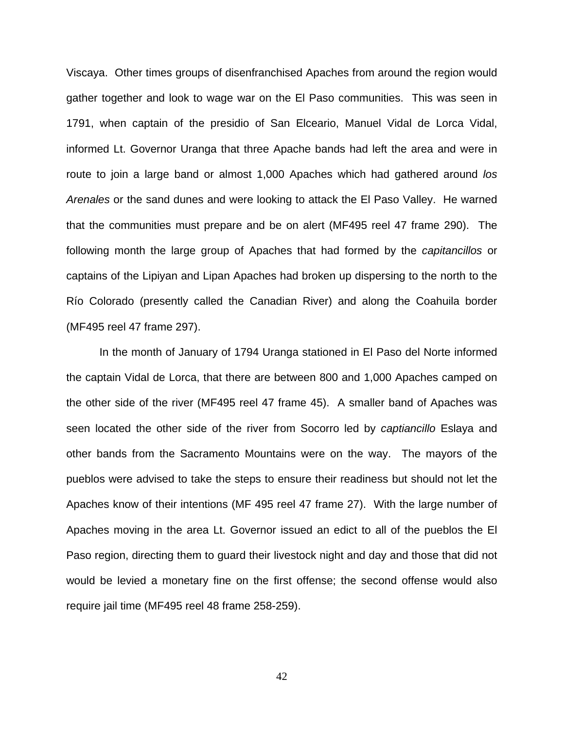Viscaya. Other times groups of disenfranchised Apaches from around the region would gather together and look to wage war on the El Paso communities. This was seen in 1791, when captain of the presidio of San Elceario, Manuel Vidal de Lorca Vidal, informed Lt. Governor Uranga that three Apache bands had left the area and were in route to join a large band or almost 1,000 Apaches which had gathered around *los Arenales* or the sand dunes and were looking to attack the El Paso Valley. He warned that the communities must prepare and be on alert (MF495 reel 47 frame 290). The following month the large group of Apaches that had formed by the *capitancillos* or captains of the Lipiyan and Lipan Apaches had broken up dispersing to the north to the Río Colorado (presently called the Canadian River) and along the Coahuila border (MF495 reel 47 frame 297).

In the month of January of 1794 Uranga stationed in El Paso del Norte informed the captain Vidal de Lorca, that there are between 800 and 1,000 Apaches camped on the other side of the river (MF495 reel 47 frame 45). A smaller band of Apaches was seen located the other side of the river from Socorro led by *captiancillo* Eslaya and other bands from the Sacramento Mountains were on the way. The mayors of the pueblos were advised to take the steps to ensure their readiness but should not let the Apaches know of their intentions (MF 495 reel 47 frame 27). With the large number of Apaches moving in the area Lt. Governor issued an edict to all of the pueblos the El Paso region, directing them to guard their livestock night and day and those that did not would be levied a monetary fine on the first offense; the second offense would also require jail time (MF495 reel 48 frame 258-259).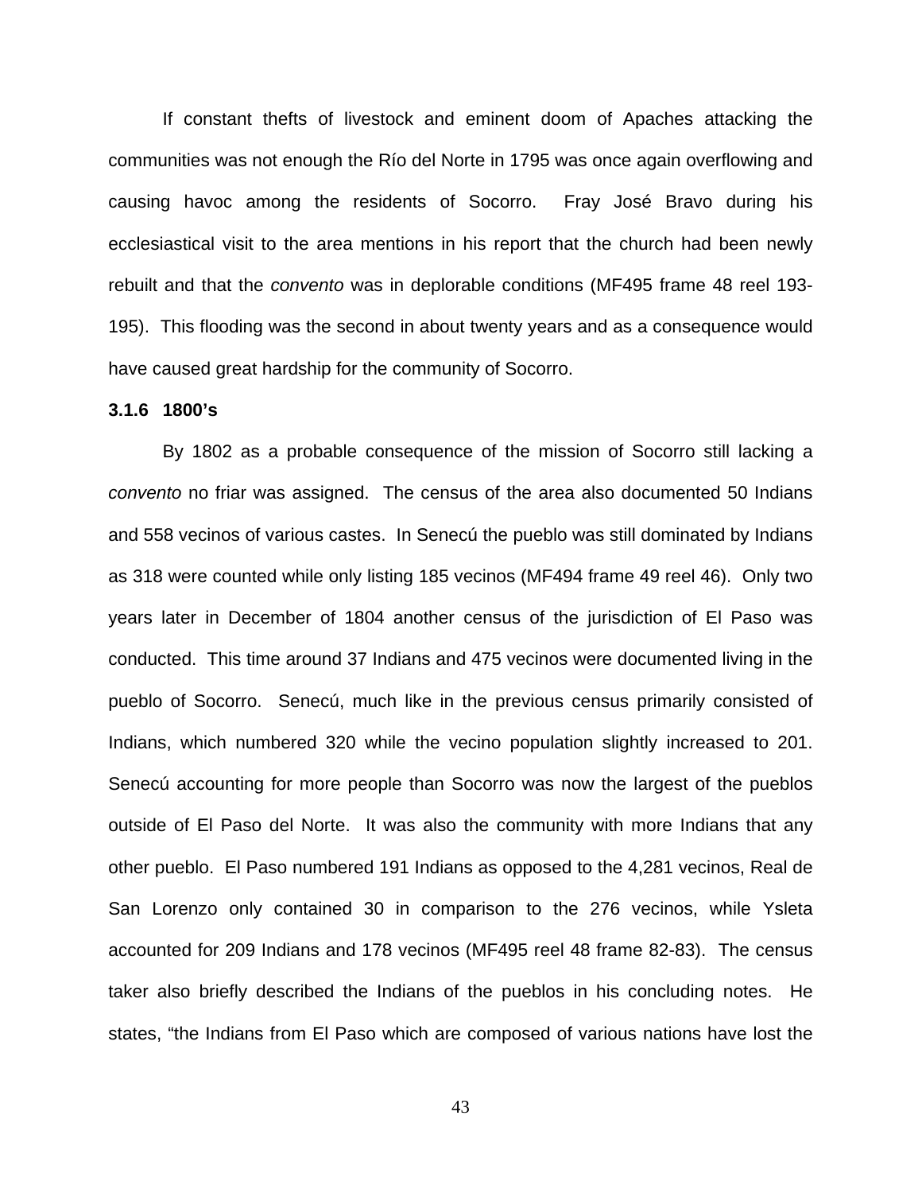If constant thefts of livestock and eminent doom of Apaches attacking the communities was not enough the Río del Norte in 1795 was once again overflowing and causing havoc among the residents of Socorro. Fray José Bravo during his ecclesiastical visit to the area mentions in his report that the church had been newly rebuilt and that the *convento* was in deplorable conditions (MF495 frame 48 reel 193-195). This flooding was the second in about twenty years and as a consequence would have caused great hardship for the community of Socorro.

### 3.1.6 1800's

By 1802 as a probable consequence of the mission of Socorro still lacking a *convento* no friar was assigned. The census of the area also documented 50 Indians and 558 vecinos of various castes. In Senecú the pueblo was still dominated by Indians as 318 were counted while only listing 185 vecinos (MF494 frame 49 reel 46). Only two years later in December of 1804 another census of the jurisdiction of El Paso was conducted. This time around 37 Indians and 475 vecinos were documented living in the pueblo of Socorro. Senecú, much like in the previous census primarily consisted of Indians, which numbered 320 while the vecino population slightly increased to 201. Senecú accounting for more people than Socorro was now the largest of the pueblos outside of El Paso del Norte. It was also the community with more Indians that any other pueblo. El Paso numbered 191 Indians as opposed to the 4,281 vecinos, Real de San Lorenzo only contained 30 in comparison to the 276 vecinos, while Ysleta accounted for 209 Indians and 178 vecinos (MF495 reel 48 frame 82-83). The census taker also briefly described the Indians of the pueblos in his concluding notes. He states, "the Indians from El Paso which are composed of various nations have lost the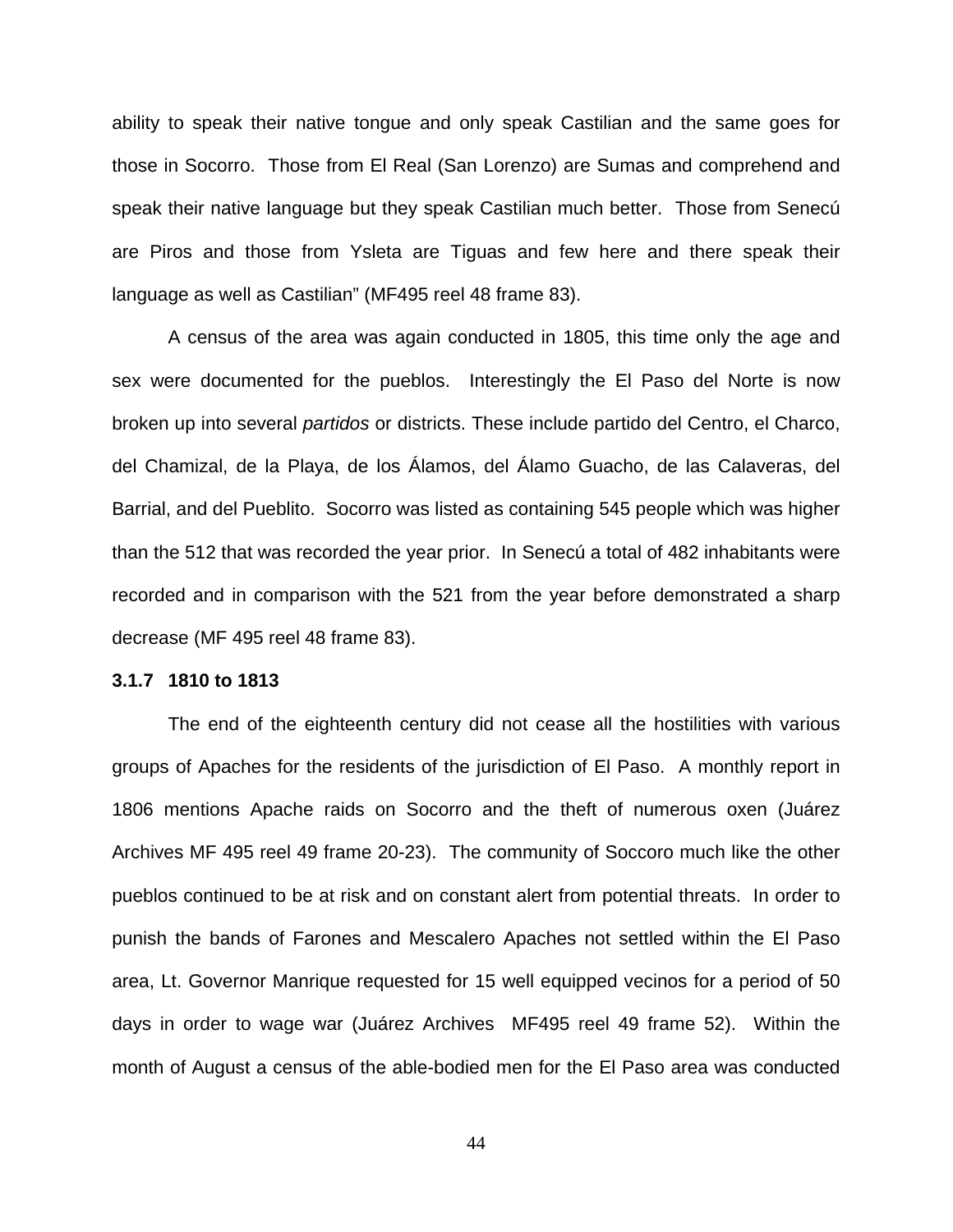ability to speak their native tongue and only speak Castilian and the same goes for those in Socorro. Those from El Real (San Lorenzo) are Sumas and comprehend and speak their native language but they speak Castilian much better. Those from Senecú are Piros and those from Ysleta are Tiguas and few here and there speak their language as well as Castilian" (MF495 reel 48 frame 83).

A census of the area was again conducted in 1805, this time only the age and sex were documented for the pueblos. Interestingly the El Paso del Norte is now broken up into several *partidos* or districts. These include partido del Centro, el Charco, del Chamizal, de la Playa, de los Álamos, del Álamo Guacho, de las Calaveras, del Barrial, and del Pueblito. Socorro was listed as containing 545 people which was higher than the 512 that was recorded the year prior. In Senecú a total of 482 inhabitants were recorded and in comparison with the 521 from the year before demonstrated a sharp decrease (MF 495 reel 48 frame 83).

### 3.1.7 1810 to 1813

The end of the eighteenth century did not cease all the hostilities with various groups of Apaches for the residents of the jurisdiction of El Paso. A monthly report in 1806 mentions Apache raids on Socorro and the theft of numerous oxen (Juárez Archives MF 495 reel 49 frame 20-23). The community of Soccoro much like the other pueblos continued to be at risk and on constant alert from potential threats. In order to punish the bands of Farones and Mescalero Apaches not settled within the El Paso area, Lt. Governor Manrique requested for 15 well equipped vecinos for a period of 50 days in order to wage war (Juárez Archives MF495 reel 49 frame 52). Within the month of August a census of the able-bodied men for the El Paso area was conducted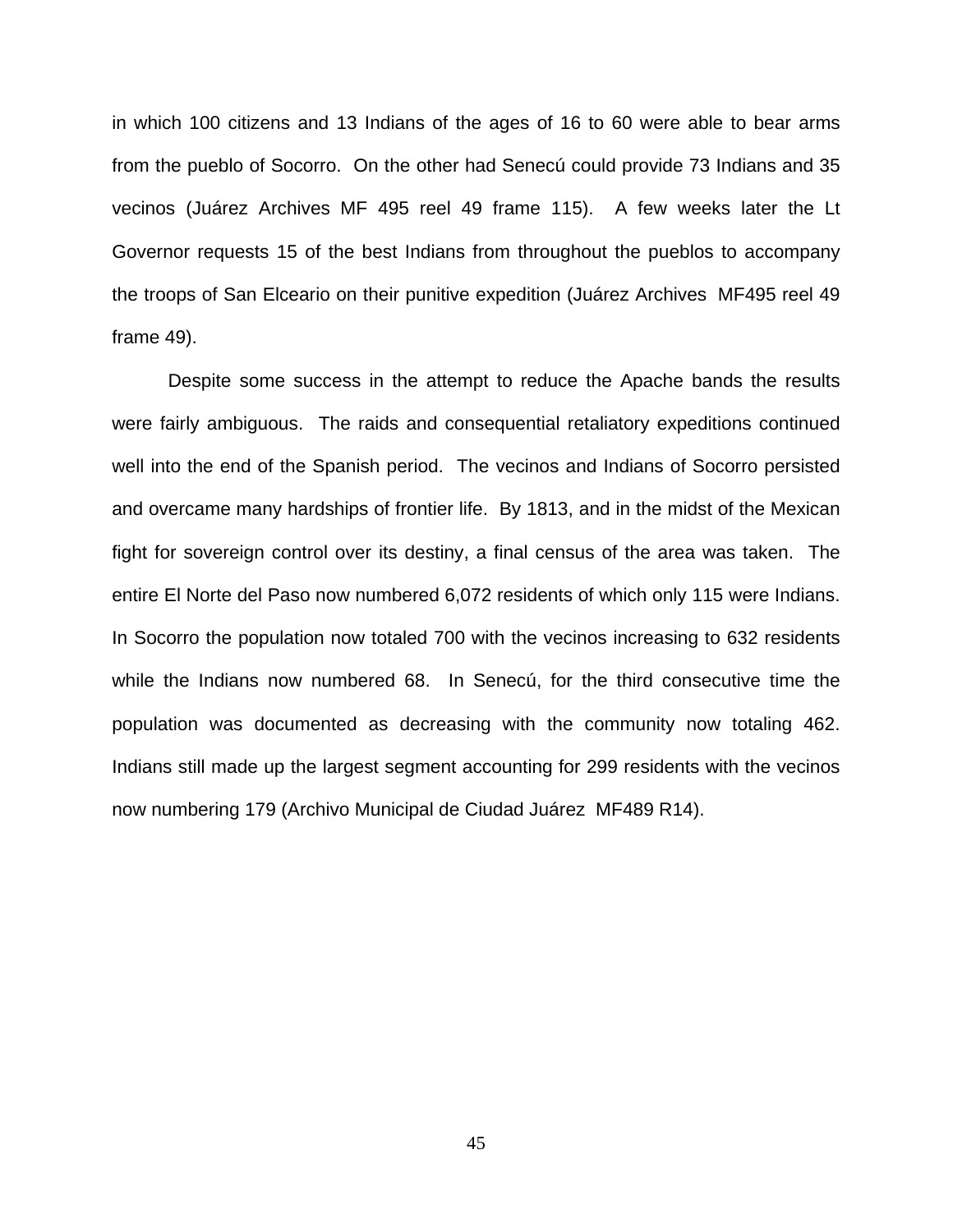in which 100 citizens and 13 Indians of the ages of 16 to 60 were able to bear arms from the pueblo of Socorro. On the other had Senecú could provide 73 Indians and 35 vecinos (Juárez Archives MF 495 reel 49 frame 115). A few weeks later the Lt Governor requests 15 of the best Indians from throughout the pueblos to accompany the troops of San Elceario on their punitive expedition (Juárez Archives MF495 reel 49 frame 49).

Despite some success in the attempt to reduce the Apache bands the results were fairly ambiguous. The raids and consequential retaliatory expeditions continued well into the end of the Spanish period. The vecinos and Indians of Socorro persisted and overcame many hardships of frontier life. By 1813, and in the midst of the Mexican fight for sovereign control over its destiny, a final census of the area was taken. The entire El Norte del Paso now numbered 6,072 residents of which only 115 were Indians. In Socorro the population now totaled 700 with the vecinos increasing to 632 residents while the Indians now numbered 68. In Senecú, for the third consecutive time the population was documented as decreasing with the community now totaling 462. Indians still made up the largest segment accounting for 299 residents with the vecinos now numbering 179 (Archivo Municipal de Ciudad Juárez MF489 R14).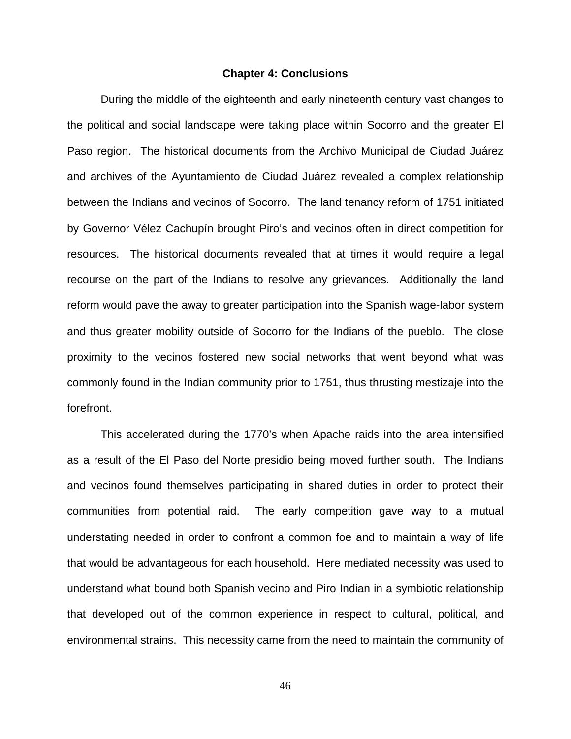# Chapter 4: Conclusions

During the middle of the eighteenth and early nineteenth century vast changes to the political and social landscape were taking place within Socorro and the greater El Paso region. The historical documents from the Archivo Municipal de Ciudad Juárez and archives of the Ayuntamiento de Ciudad Juárez revealed a complex relationship between the Indians and vecinos of Socorro. The land tenancy reform of 1751 initiated by Governor Vélez Cachupín brought Piro's and vecinos often in direct competition for resources. The historical documents revealed that at times it would require a legal recourse on the part of the Indians to resolve any grievances. Additionally the land reform would pave the away to greater participation into the Spanish wage-labor system and thus greater mobility outside of Socorro for the Indians of the pueblo. The close proximity to the vecinos fostered new social networks that went beyond what was commonly found in the Indian community prior to 1751, thus thrusting mestizaje into the forefront.

This accelerated during the 1770's when Apache raids into the area intensified as a result of the El Paso del Norte presidio being moved further south. The Indians and vecinos found themselves participating in shared duties in order to protect their communities from potential raid. The early competition gave way to a mutual understating needed in order to confront a common foe and to maintain a way of life that would be advantageous for each household. Here mediated necessity was used to understand what bound both Spanish vecino and Piro Indian in a symbiotic relationship that developed out of the common experience in respect to cultural, political, and environmental strains. This necessity came from the need to maintain the community of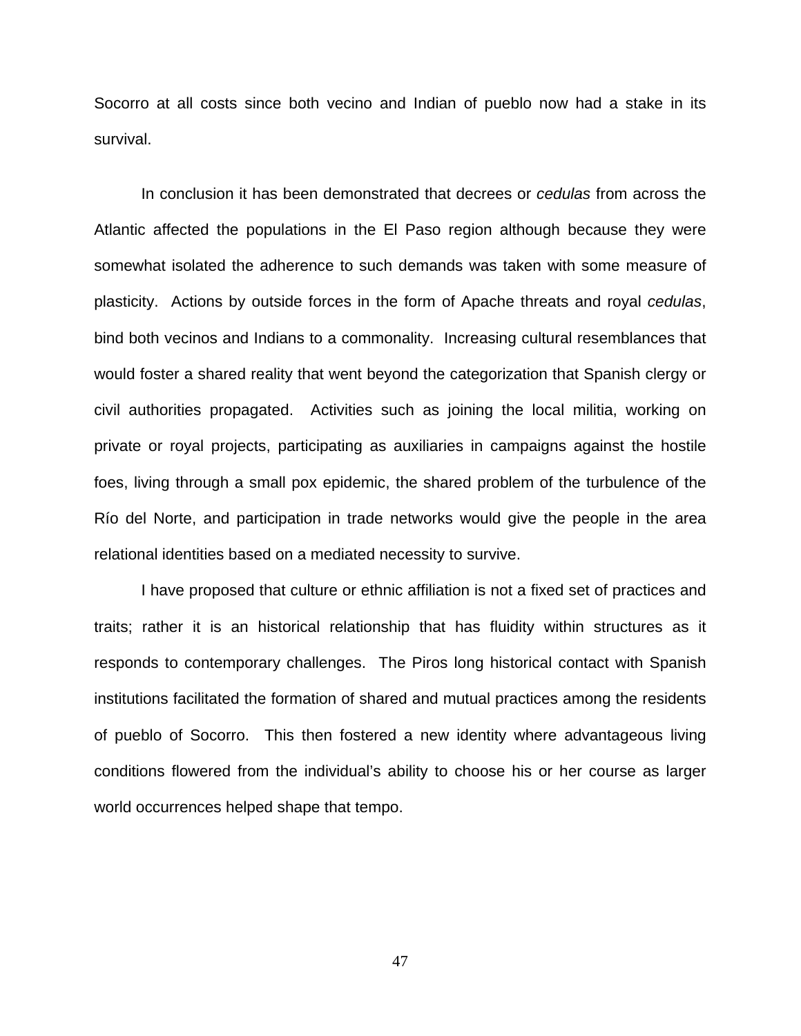Socorro at all costs since both vecino and Indian of pueblo now had a stake in its survival.

In conclusion it has been demonstrated that decrees or *cedulas* from across the Atlantic affected the populations in the El Paso region although because they were somewhat isolated the adherence to such demands was taken with some measure of plasticity. Actions by outside forces in the form of Apache threats and royal *cedulas*, bind both vecinos and Indians to a commonality. Increasing cultural resemblances that would foster a shared reality that went beyond the categorization that Spanish clergy or civil authorities propagated. Activities such as joining the local militia, working on private or royal projects, participating as auxiliaries in campaigns against the hostile foes, living through a small pox epidemic, the shared problem of the turbulence of the Río del Norte, and participation in trade networks would give the people in the area relational identities based on a mediated necessity to survive.

I have proposed that culture or ethnic affiliation is not a fixed set of practices and traits; rather it is an historical relationship that has fluidity within structures as it responds to contemporary challenges. The Piros long historical contact with Spanish institutions facilitated the formation of shared and mutual practices among the residents of pueblo of Socorro. This then fostered a new identity where advantageous living conditions flowered from the individual's ability to choose his or her course as larger world occurrences helped shape that tempo.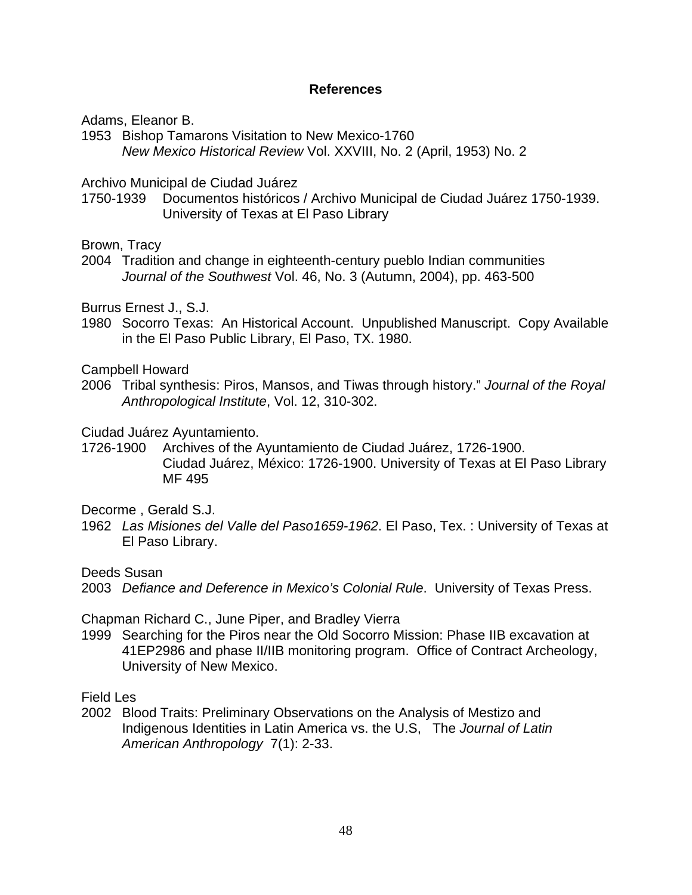## References

Adams, Eleanor B.

1953 Bishop Tamarons Visitation to New Mexico-1760
*New Mexico Historical Review* Vol. XXVIII, No. 2 (April, 1953) No. 2

Archivo Municipal de Ciudad Juárez

1750-1939 Documentos históricos / Archivo Municipal de Ciudad Juárez 1750-1939. University of Texas at El Paso Library

Brown, Tracy

2004 Tradition and change in eighteenth-century pueblo Indian communities
*Journal of the Southwest* Vol. 46, No. 3 (Autumn, 2004), pp. 463-500

Burrus Ernest J., S.J.

1980 Socorro Texas: An Historical Account. Unpublished Manuscript. Copy Available in the El Paso Public Library, El Paso, TX. 1980.

Campbell Howard

2006 Tribal synthesis: Piros, Mansos, and Tiwas through history." *Journal of the Royal Anthropological Institute*, Vol. 12, 310-302.

Ciudad Juárez Ayuntamiento.

1726-1900 Archives of the Ayuntamiento de Ciudad Juárez, 1726-1900. Ciudad Juárez, México: 1726-1900. University of Texas at El Paso Library MF 495

Decorme , Gerald S.J.

1962 *Las Misiones del Valle del Paso1659-1962*. El Paso, Tex. : University of Texas at El Paso Library.

Deeds Susan

2003 *Defiance and Deference in Mexico's Colonial Rule*. University of Texas Press.

Chapman Richard C., June Piper, and Bradley Vierra

1999 Searching for the Piros near the Old Socorro Mission: Phase IIB excavation at 41EP2986 and phase II/IIB monitoring program. Office of Contract Archeology, University of New Mexico.

Field Les

2002 Blood Traits: Preliminary Observations on the Analysis of Mestizo and Indigenous Identities in Latin America vs. the U.S, The *Journal of Latin American Anthropology* 7(1): 2-33.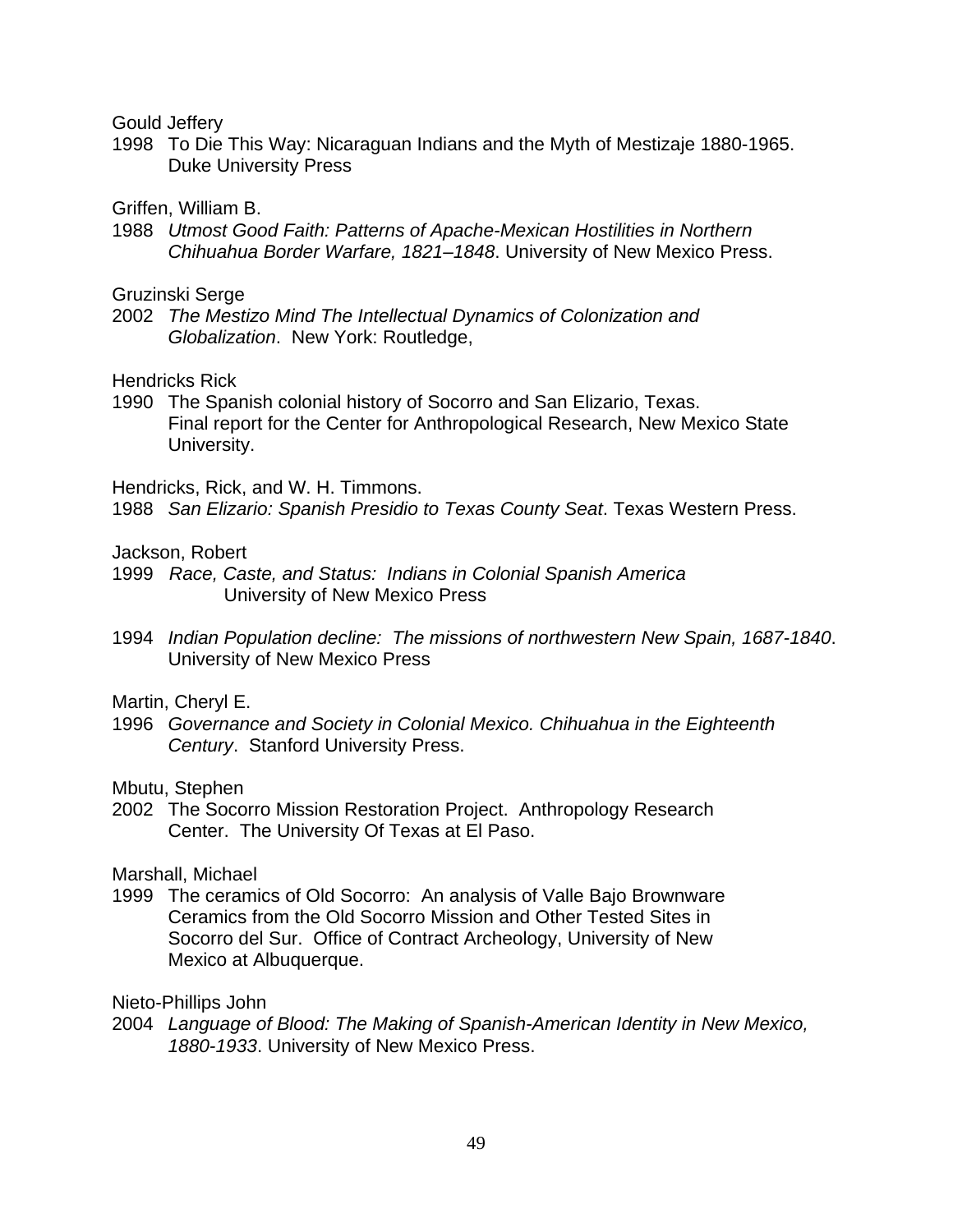Gould Jeffery

1998 To Die This Way: Nicaraguan Indians and the Myth of Mestizaje 1880-1965. Duke University Press

Griffen, William B.

1988 *Utmost Good Faith: Patterns of Apache-Mexican Hostilities in Northern Chihuahua Border Warfare, 1821–1848*. University of New Mexico Press.

Gruzinski Serge

2002 *The Mestizo Mind The Intellectual Dynamics of Colonization and Globalization*. New York: Routledge,

Hendricks Rick

1990 The Spanish colonial history of Socorro and San Elizario, Texas. Final report for the Center for Anthropological Research, New Mexico State University.

Hendricks, Rick, and W. H. Timmons.

1988 *San Elizario: Spanish Presidio to Texas County Seat*. Texas Western Press.

Jackson, Robert

1999 *Race, Caste, and Status: Indians in Colonial Spanish America* University of New Mexico Press

1994 *Indian Population decline: The missions of northwestern New Spain, 1687-1840*. University of New Mexico Press

Martin, Cheryl E.

1996 *Governance and Society in Colonial Mexico. Chihuahua in the Eighteenth Century*. Stanford University Press.

Mbutu, Stephen

2002 The Socorro Mission Restoration Project. Anthropology Research Center. The University Of Texas at El Paso.

Marshall, Michael

1999 The ceramics of Old Socorro: An analysis of Valle Bajo Brownware Ceramics from the Old Socorro Mission and Other Tested Sites in Socorro del Sur. Office of Contract Archeology, University of New Mexico at Albuquerque.

Nieto-Phillips John

2004 *Language of Blood: The Making of Spanish-American Identity in New Mexico, 1880-1933*. University of New Mexico Press.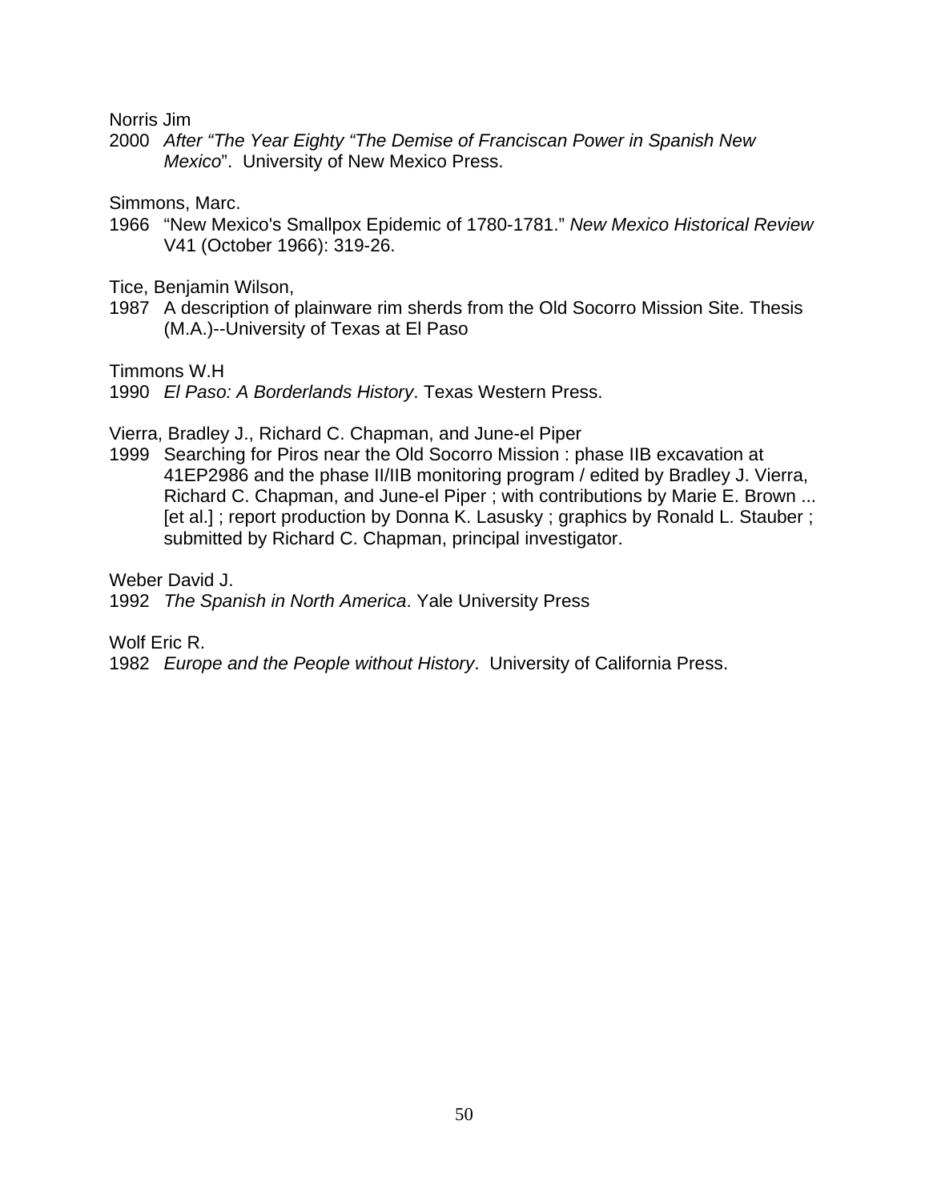Norris Jim

2000 *After "The Year Eighty "The Demise of Franciscan Power in Spanish New Mexico*". University of New Mexico Press.

Simmons, Marc.

1966 "New Mexico's Smallpox Epidemic of 1780-1781." *New Mexico Historical Review* V41 (October 1966): 319-26.

Tice, Benjamin Wilson,

1987 A description of plainware rim sherds from the Old Socorro Mission Site. Thesis (M.A.)--University of Texas at El Paso

Timmons W.H

1990 *El Paso: A Borderlands History*. Texas Western Press.

Vierra, Bradley J., Richard C. Chapman, and June-el Piper

1999 Searching for Piros near the Old Socorro Mission : phase IIB excavation at 41EP2986 and the phase II/IIB monitoring program / edited by Bradley J. Vierra, Richard C. Chapman, and June-el Piper ; with contributions by Marie E. Brown ... [et al.] ; report production by Donna K. Lasusky ; graphics by Ronald L. Stauber ; submitted by Richard C. Chapman, principal investigator.

Weber David J.

1992 *The Spanish in North America*. Yale University Press

Wolf Eric R.

1982 *Europe and the People without History*. University of California Press.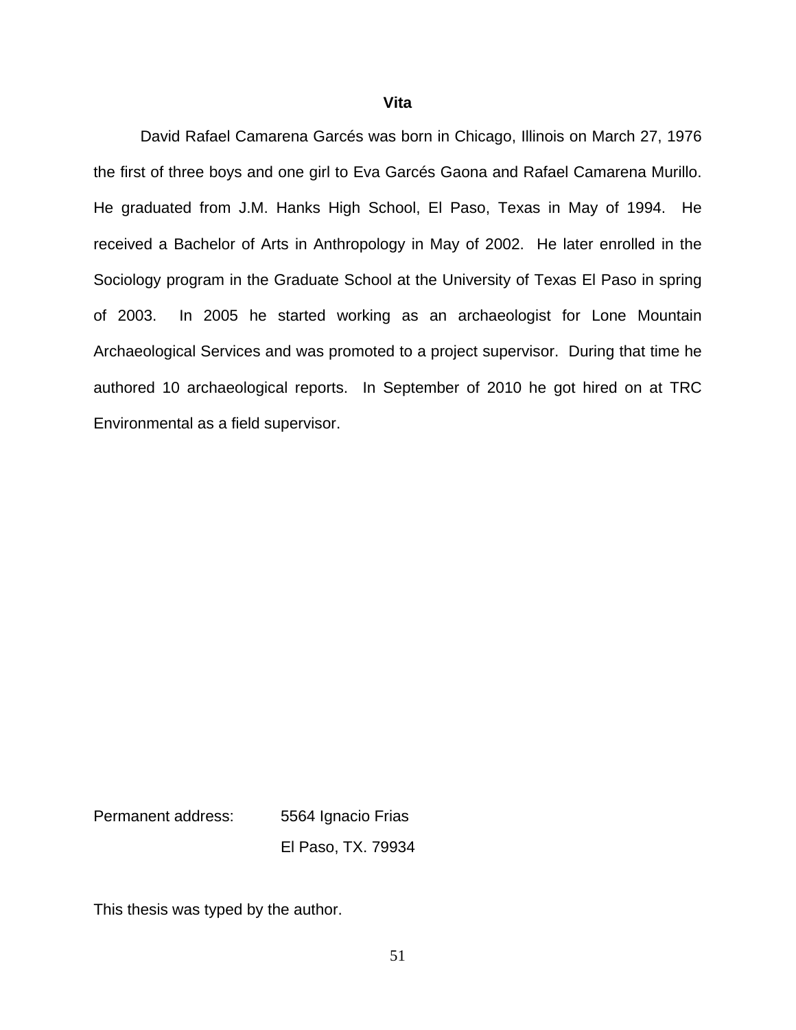## Vita

David Rafael Camarena Garcés was born in Chicago, Illinois on March 27, 1976 the first of three boys and one girl to Eva Garcés Gaona and Rafael Camarena Murillo. He graduated from J.M. Hanks High School, El Paso, Texas in May of 1994. He received a Bachelor of Arts in Anthropology in May of 2002. He later enrolled in the Sociology program in the Graduate School at the University of Texas El Paso in spring of 2003. In 2005 he started working as an archaeologist for Lone Mountain Archaeological Services and was promoted to a project supervisor. During that time he authored 10 archaeological reports. In September of 2010 he got hired on at TRC Environmental as a field supervisor.

Permanent address: 5564 Ignacio Frias
El Paso, TX. 79934

This thesis was typed by the author.